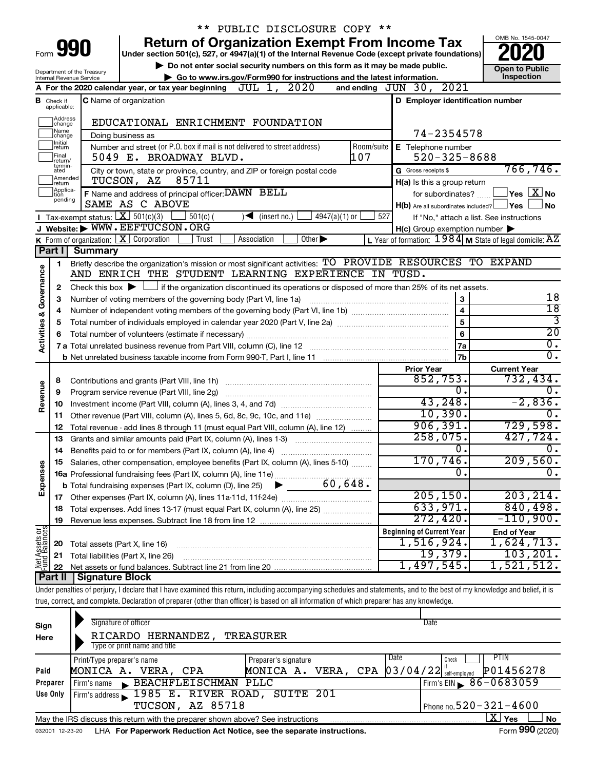\*\* PUBLIC DISCLOSURE COPY \*\*

# Form 990 — Return of Organization Exempt From Income Tax (2020)

Under section 501(c), 527, or 4947(a)(1) of the Internal Revenue Code (except private foundations)

▶ Do not enter social security numbers on this form as it may be made public.

▶ Go to www.irs.gov/Form990 for instructions and the latest information.

Department of the Treasury, Internal Revenue Service

OMB No. 1545-0047 — **Open to Public Inspection**

**A** For the 2020 calendar year, or tax year beginning JUL 1, 2020 and ending JUN 30, 2021

**B** Check if applicable: Address change, Name change, Initial return, Final return/terminated, Amended return, Application pending

**C** Name of organization: EDUCATIONAL ENRICHMENT FOUNDATION

Doing business as

Number and street (or P.O. box if mail is not delivered to street address): 5049 E. BROADWAY BLVD. Room/suite: 107

City or town, state or province, country, and ZIP or foreign postal code: TUCSON, AZ 85711

**D** Employer identification number: 74-2354578

**E** Telephone number: 520-325-8688

**G** Gross receipts $ 766,746.

**F** Name and address of principal officer: DAWN BELL, SAME AS C ABOVE

**H(a)** Is this a group return for subordinates? Yes [ ] No [X]

**H(b)** Are all subordinates included? Yes [ ] No [ ] If "No," attach a list. See instructions

**H(c)** Group exemption number ▶

**I** Tax-exempt status: [X] 501(c)(3) [ ] 501(c) ( ) ◀ (insert no.) [ ] 4947(a)(1) or [ ] 527

**J** Website: ▶ WWW.EEFTUCSON.ORG

**K** Form of organization: [X] Corporation [ ] Trust [ ] Association [ ] Other ▶

**L** Year of formation: 1984 **M** State of legal domicile: AZ

## Part I Summary

**Activities & Governance**

1 Briefly describe the organization's mission or most significant activities: TO PROVIDE RESOURCES TO EXPAND AND ENRICH THE STUDENT LEARNING EXPERIENCE IN TUSD.

2 Check this box ▶ [ ] if the organization discontinued its operations or disposed of more than 25% of its net assets.

| | | Line | |
|---|---|---|---|
| 3 | Number of voting members of the governing body (Part VI, line 1a) | 3 | 18 |
| 4 | Number of independent voting members of the governing body (Part VI, line 1b) | 4 | 18 |
| 5 | Total number of individuals employed in calendar year 2020 (Part V, line 2a) | 5 | 3 |
| 6 | Total number of volunteers (estimate if necessary) | 6 | 20 |
| 7a | Total unrelated business revenue from Part VIII, column (C), line 12 | 7a | 0. |
| b | Net unrelated business taxable income from Form 990-T, Part I, line 11 | 7b | 0. |

| | | | Prior Year | Current Year |
|---|---|---|---|---|
| **Revenue** | 8 | Contributions and grants (Part VIII, line 1h) | 852,753. | 732,434. |
| | 9 | Program service revenue (Part VIII, line 2g) | 0. | 0. |
| | 10 | Investment income (Part VIII, column (A), lines 3, 4, and 7d) | 43,248. | -2,836. |
| | 11 | Other revenue (Part VIII, column (A), lines 5, 6d, 8c, 9c, 10c, and 11e) | 10,390. | 0. |
| | 12 | Total revenue - add lines 8 through 11 (must equal Part VIII, column (A), line 12) | 906,391. | 729,598. |
| **Expenses** | 13 | Grants and similar amounts paid (Part IX, column (A), lines 1-3) | 258,075. | 427,724. |
| | 14 | Benefits paid to or for members (Part IX, column (A), line 4) | 0. | 0. |
| | 15 | Salaries, other compensation, employee benefits (Part IX, column (A), lines 5-10) | 170,746. | 209,560. |
| | 16a | Professional fundraising fees (Part IX, column (A), line 11e) | 0. | 0. |
| | b | Total fundraising expenses (Part IX, column (D), line 25) ▶ 60,648. | | |
| | 17 | Other expenses (Part IX, column (A), lines 11a-11d, 11f-24e) | 205,150. | 203,214. |
| | 18 | Total expenses. Add lines 13-17 (must equal Part IX, column (A), line 25) | 633,971. | 840,498. |
| | 19 | Revenue less expenses. Subtract line 18 from line 12 | 272,420. | -110,900. |

| | | | Beginning of Current Year | End of Year |
|---|---|---|---|---|
| **Net Assets or Fund Balances** | 20 | Total assets (Part X, line 16) | 1,516,924. | 1,624,713. |
| | 21 | Total liabilities (Part X, line 26) | 19,379. | 103,201. |
| | 22 | Net assets or fund balances. Subtract line 21 from line 20 | 1,497,545. | 1,521,512. |

## Part II Signature Block

Under penalties of perjury, I declare that I have examined this return, including accompanying schedules and statements, and to the best of my knowledge and belief, it is true, correct, and complete. Declaration of preparer (other than officer) is based on all information of which preparer has any knowledge.

**Sign Here**

Signature of officer — Date

RICARDO HERNANDEZ, TREASURER

Type or print name and title

**Paid Preparer Use Only**

| Print/Type preparer's name | Preparer's signature | Date | Check if self-employed | PTIN |
|---|---|---|---|---|
| MONICA A. VERA, CPA | MONICA A. VERA, CPA | 03/04/22 | [ ] | P01456278 |

Firm's name ▶ BEACHFLEISCHMAN PLLC — Firm's EIN ▶ 86-0683059

Firm's address ▶ 1985 E. RIVER ROAD, SUITE 201, TUCSON, AZ 85718 — Phone no. 520-321-4600

May the IRS discuss this return with the preparer shown above? See instructions [X] Yes [ ] No

032001 12-23-20 LHA For Paperwork Reduction Act Notice, see the separate instructions. Form **990** (2020)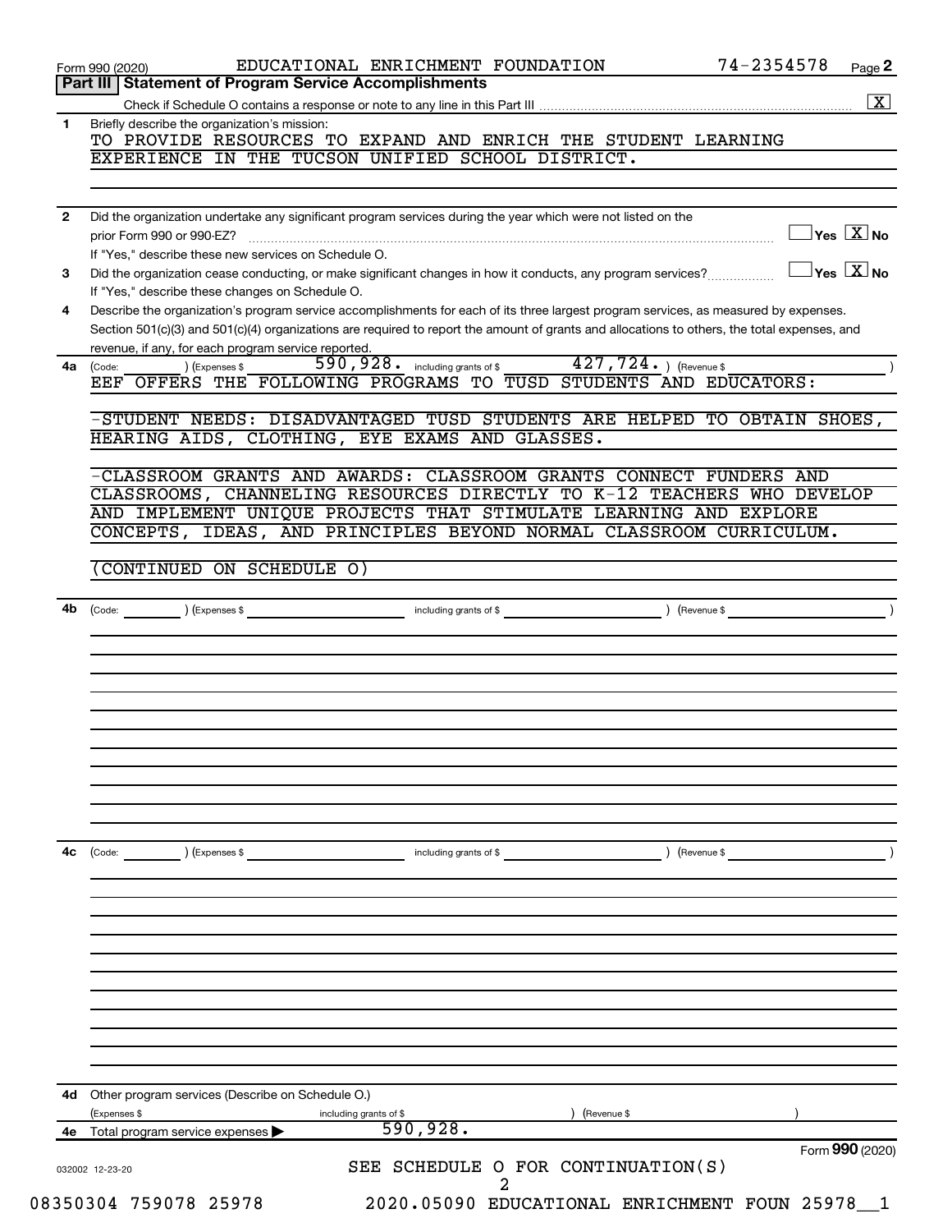Form 990 (2020) EDUCATIONAL ENRICHMENT FOUNDATION 74-2354578 Page **2**

## Part III | Statement of Program Service Accomplishments

Check if Schedule O contains a response or note to any line in this Part III ..... [X]

**1** Briefly describe the organization's mission:

TO PROVIDE RESOURCES TO EXPAND AND ENRICH THE STUDENT LEARNING EXPERIENCE IN THE TUCSON UNIFIED SCHOOL DISTRICT.

**2** Did the organization undertake any significant program services during the year which were not listed on the prior Form 990 or 990-EZ? ..... [ ] Yes [X] No

If "Yes," describe these new services on Schedule O.

**3** Did the organization cease conducting, or make significant changes in how it conducts, any program services? ..... [ ] Yes [X] No

If "Yes," describe these changes on Schedule O.

**4** Describe the organization's program service accomplishments for each of its three largest program services, as measured by expenses. Section 501(c)(3) and 501(c)(4) organizations are required to report the amount of grants and allocations to others, the total expenses, and revenue, if any, for each program service reported.

**4a** (Code: ) (Expenses $ 590,928. including grants of $ 427,724. ) (Revenue $ )

EEF OFFERS THE FOLLOWING PROGRAMS TO TUSD STUDENTS AND EDUCATORS:

-STUDENT NEEDS: DISADVANTAGED TUSD STUDENTS ARE HELPED TO OBTAIN SHOES, HEARING AIDS, CLOTHING, EYE EXAMS AND GLASSES.

-CLASSROOM GRANTS AND AWARDS: CLASSROOM GRANTS CONNECT FUNDERS AND CLASSROOMS, CHANNELING RESOURCES DIRECTLY TO K-12 TEACHERS WHO DEVELOP AND IMPLEMENT UNIQUE PROJECTS THAT STIMULATE LEARNING AND EXPLORE CONCEPTS, IDEAS, AND PRINCIPLES BEYOND NORMAL CLASSROOM CURRICULUM.

(CONTINUED ON SCHEDULE O)

**4b** (Code: ) (Expenses $ including grants of $ ) (Revenue $ )

**4c** (Code: ) (Expenses $ including grants of $ ) (Revenue $ )

**4d** Other program services (Describe on Schedule O.)

(Expenses $ including grants of $ ) (Revenue $ )

**4e** Total program service expenses ▶ 590,928.

Form **990** (2020)

032002 12-23-20

SEE SCHEDULE O FOR CONTINUATION(S)

08350304 759078 25978 2020.05090 EDUCATIONAL ENRICHMENT FOUN 25978__1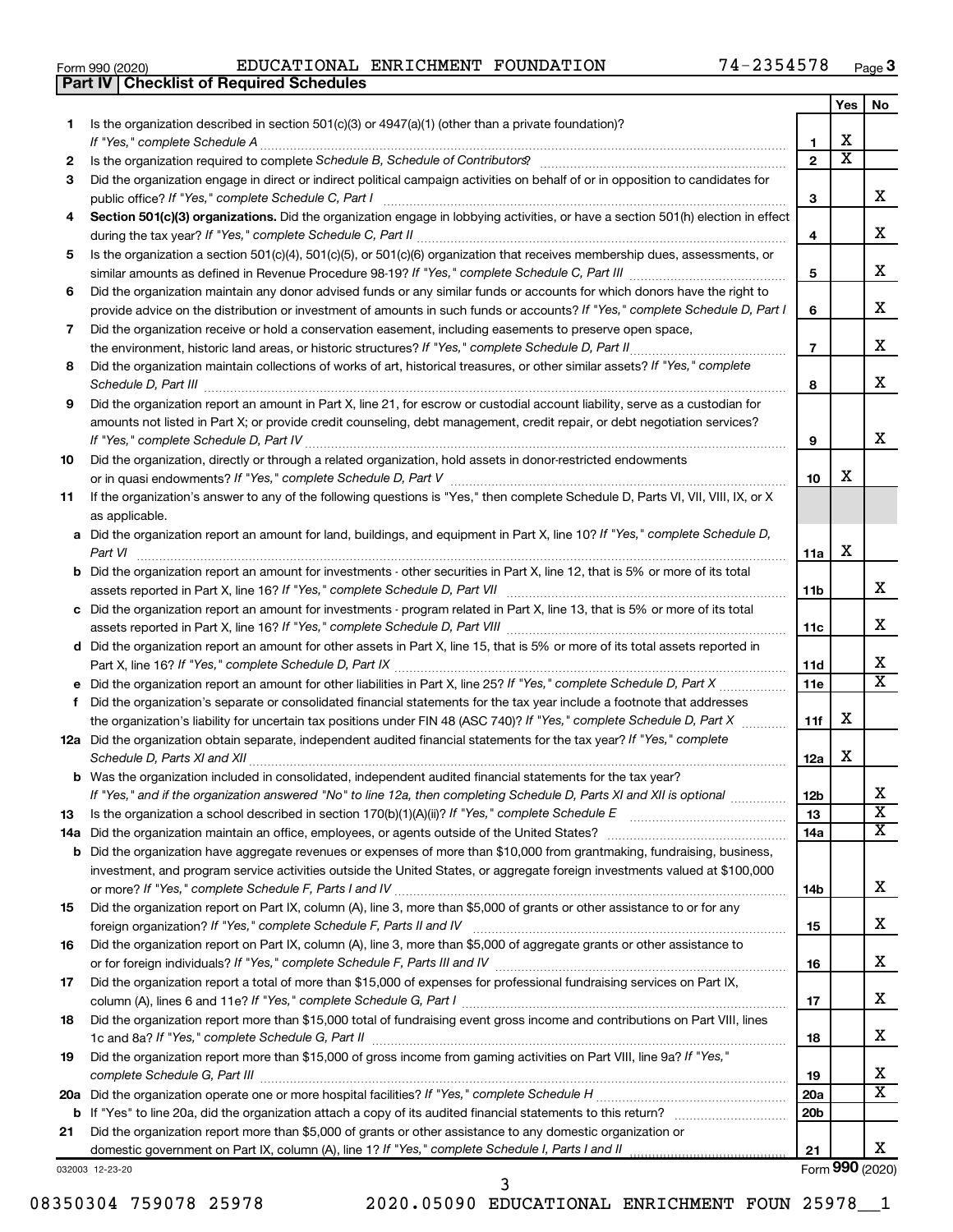Form 990 (2020) EDUCATIONAL ENRICHMENT FOUNDATION 74-2354578 Page **3**

**Part IV | Checklist of Required Schedules**

| | | | Yes | No |
|---|---|---|---|---|
| **1** | Is the organization described in section 501(c)(3) or 4947(a)(1) (other than a private foundation)? *If "Yes," complete Schedule A* | **1** | X | |
| **2** | Is the organization required to complete *Schedule B, Schedule of Contributors*? | **2** | X | |
| **3** | Did the organization engage in direct or indirect political campaign activities on behalf of or in opposition to candidates for public office? *If "Yes," complete Schedule C, Part I* | **3** | | X |
| **4** | **Section 501(c)(3) organizations.** Did the organization engage in lobbying activities, or have a section 501(h) election in effect during the tax year? *If "Yes," complete Schedule C, Part II* | **4** | | X |
| **5** | Is the organization a section 501(c)(4), 501(c)(5), or 501(c)(6) organization that receives membership dues, assessments, or similar amounts as defined in Revenue Procedure 98-19? *If "Yes," complete Schedule C, Part III* | **5** | | X |
| **6** | Did the organization maintain any donor advised funds or any similar funds or accounts for which donors have the right to provide advice on the distribution or investment of amounts in such funds or accounts? *If "Yes," complete Schedule D, Part I* | **6** | | X |
| **7** | Did the organization receive or hold a conservation easement, including easements to preserve open space, the environment, historic land areas, or historic structures? *If "Yes," complete Schedule D, Part II* | **7** | | X |
| **8** | Did the organization maintain collections of works of art, historical treasures, or other similar assets? *If "Yes," complete Schedule D, Part III* | **8** | | X |
| **9** | Did the organization report an amount in Part X, line 21, for escrow or custodial account liability, serve as a custodian for amounts not listed in Part X; or provide credit counseling, debt management, credit repair, or debt negotiation services? *If "Yes," complete Schedule D, Part IV* | **9** | | X |
| **10** | Did the organization, directly or through a related organization, hold assets in donor-restricted endowments or in quasi endowments? *If "Yes," complete Schedule D, Part V* | **10** | X | |
| **11** | If the organization's answer to any of the following questions is "Yes," then complete Schedule D, Parts VI, VII, VIII, IX, or X as applicable. | | | |
| **a** | Did the organization report an amount for land, buildings, and equipment in Part X, line 10? *If "Yes," complete Schedule D, Part VI* | **11a** | X | |
| **b** | Did the organization report an amount for investments - other securities in Part X, line 12, that is 5% or more of its total assets reported in Part X, line 16? *If "Yes," complete Schedule D, Part VII* | **11b** | | X |
| **c** | Did the organization report an amount for investments - program related in Part X, line 13, that is 5% or more of its total assets reported in Part X, line 16? *If "Yes," complete Schedule D, Part VIII* | **11c** | | X |
| **d** | Did the organization report an amount for other assets in Part X, line 15, that is 5% or more of its total assets reported in Part X, line 16? *If "Yes," complete Schedule D, Part IX* | **11d** | | X |
| **e** | Did the organization report an amount for other liabilities in Part X, line 25? *If "Yes," complete Schedule D, Part X* | **11e** | | X |
| **f** | Did the organization's separate or consolidated financial statements for the tax year include a footnote that addresses the organization's liability for uncertain tax positions under FIN 48 (ASC 740)? *If "Yes," complete Schedule D, Part X* | **11f** | X | |
| **12a** | Did the organization obtain separate, independent audited financial statements for the tax year? *If "Yes," complete Schedule D, Parts XI and XII* | **12a** | X | |
| **b** | Was the organization included in consolidated, independent audited financial statements for the tax year? *If "Yes," and if the organization answered "No" to line 12a, then completing Schedule D, Parts XI and XII is optional* | **12b** | | X |
| **13** | Is the organization a school described in section 170(b)(1)(A)(ii)? *If "Yes," complete Schedule E* | **13** | | X |
| **14a** | Did the organization maintain an office, employees, or agents outside of the United States? | **14a** | | X |
| **b** | Did the organization have aggregate revenues or expenses of more than $10,000 from grantmaking, fundraising, business, investment, and program service activities outside the United States, or aggregate foreign investments valued at $100,000 or more? *If "Yes," complete Schedule F, Parts I and IV* | **14b** | | X |
| **15** | Did the organization report on Part IX, column (A), line 3, more than $5,000 of grants or other assistance to or for any foreign organization? *If "Yes," complete Schedule F, Parts II and IV* | **15** | | X |
| **16** | Did the organization report on Part IX, column (A), line 3, more than $5,000 of aggregate grants or other assistance to or for foreign individuals? *If "Yes," complete Schedule F, Parts III and IV* | **16** | | X |
| **17** | Did the organization report a total of more than $15,000 of expenses for professional fundraising services on Part IX, column (A), lines 6 and 11e? *If "Yes," complete Schedule G, Part I* | **17** | | X |
| **18** | Did the organization report more than $15,000 total of fundraising event gross income and contributions on Part VIII, lines 1c and 8a? *If "Yes," complete Schedule G, Part II* | **18** | | X |
| **19** | Did the organization report more than $15,000 of gross income from gaming activities on Part VIII, line 9a? *If "Yes," complete Schedule G, Part III* | **19** | | X |
| **20a** | Did the organization operate one or more hospital facilities? *If "Yes," complete Schedule H* | **20a** | | X |
| **b** | If "Yes" to line 20a, did the organization attach a copy of its audited financial statements to this return? | **20b** | | |
| **21** | Did the organization report more than $5,000 of grants or other assistance to any domestic organization or domestic government on Part IX, column (A), line 1? *If "Yes," complete Schedule I, Parts I and II* | **21** | | X |

032003 12-23-20 Form **990** (2020)

08350304 759078 25978 2020.05090 EDUCATIONAL ENRICHMENT FOUN 25978__1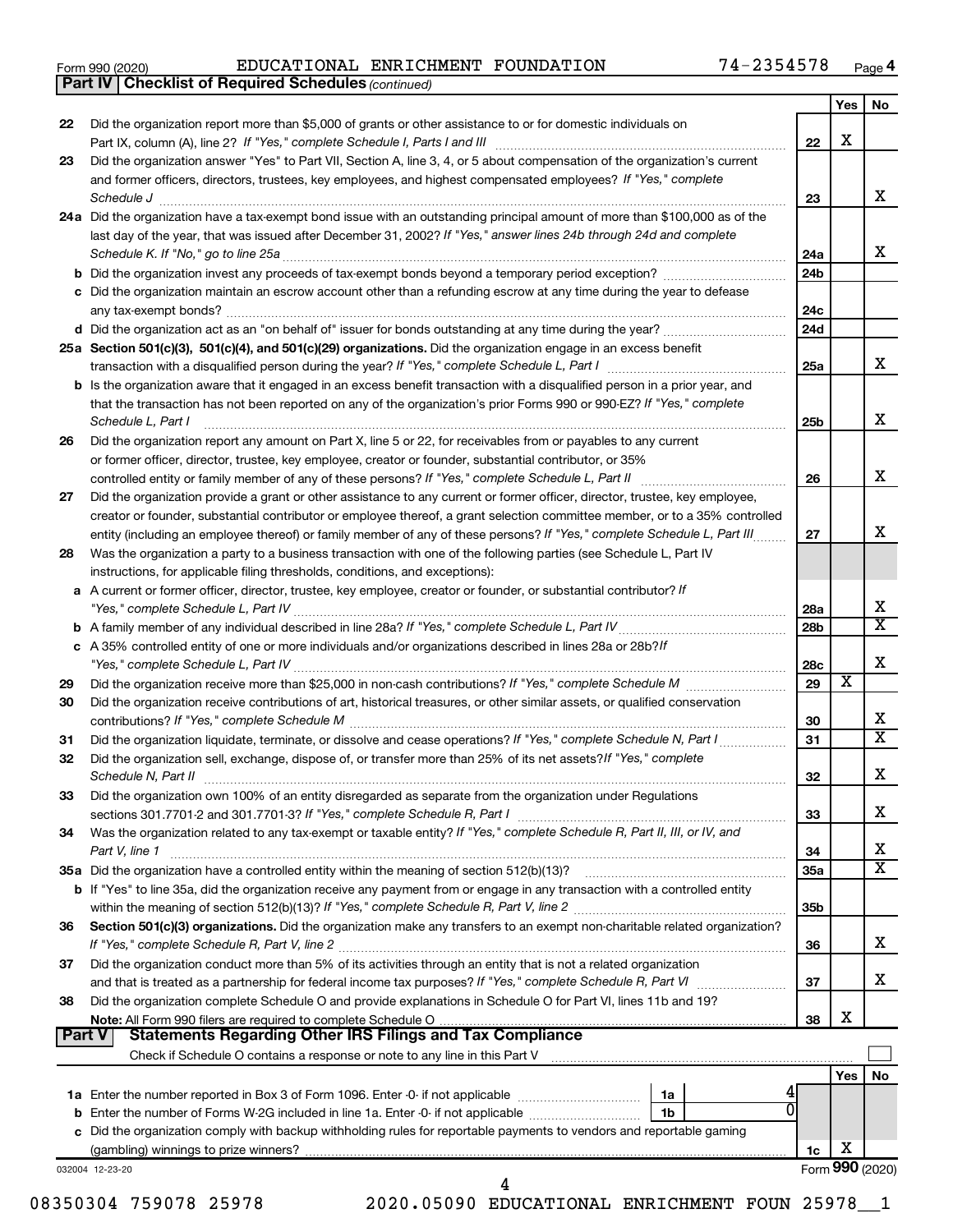Form 990 (2020) EDUCATIONAL ENRICHMENT FOUNDATION 74-2354578 Page 4

**Part IV Checklist of Required Schedules** *(continued)*

| | | | Yes | No |
|---|---|---|---|---|
| 22 | Did the organization report more than $5,000 of grants or other assistance to or for domestic individuals on Part IX, column (A), line 2? *If "Yes," complete Schedule I, Parts I and III* | 22 | X | |
| 23 | Did the organization answer "Yes" to Part VII, Section A, line 3, 4, or 5 about compensation of the organization's current and former officers, directors, trustees, key employees, and highest compensated employees? *If "Yes," complete Schedule J* | 23 | | X |
| 24a | Did the organization have a tax-exempt bond issue with an outstanding principal amount of more than $100,000 as of the last day of the year, that was issued after December 31, 2002? *If "Yes," answer lines 24b through 24d and complete Schedule K. If "No," go to line 25a* | 24a | | X |
| b | Did the organization invest any proceeds of tax-exempt bonds beyond a temporary period exception? | 24b | | |
| c | Did the organization maintain an escrow account other than a refunding escrow at any time during the year to defease any tax-exempt bonds? | 24c | | |
| d | Did the organization act as an "on behalf of" issuer for bonds outstanding at any time during the year? | 24d | | |
| 25a | **Section 501(c)(3), 501(c)(4), and 501(c)(29) organizations.** Did the organization engage in an excess benefit transaction with a disqualified person during the year? *If "Yes," complete Schedule L, Part I* | 25a | | X |
| b | Is the organization aware that it engaged in an excess benefit transaction with a disqualified person in a prior year, and that the transaction has not been reported on any of the organization's prior Forms 990 or 990-EZ? *If "Yes," complete Schedule L, Part I* | 25b | | X |
| 26 | Did the organization report any amount on Part X, line 5 or 22, for receivables from or payables to any current or former officer, director, trustee, key employee, creator or founder, substantial contributor, or 35% controlled entity or family member of any of these persons? *If "Yes," complete Schedule L, Part II* | 26 | | X |
| 27 | Did the organization provide a grant or other assistance to any current or former officer, director, trustee, key employee, creator or founder, substantial contributor or employee thereof, a grant selection committee member, or to a 35% controlled entity (including an employee thereof) or family member of any of these persons? *If "Yes," complete Schedule L, Part III* | 27 | | X |
| 28 | Was the organization a party to a business transaction with one of the following parties (see Schedule L, Part IV instructions, for applicable filing thresholds, conditions, and exceptions): | | | |
| a | A current or former officer, director, trustee, key employee, creator or founder, or substantial contributor? *If "Yes," complete Schedule L, Part IV* | 28a | | X |
| b | A family member of any individual described in line 28a? *If "Yes," complete Schedule L, Part IV* | 28b | | X |
| c | A 35% controlled entity of one or more individuals and/or organizations described in lines 28a or 28b? *If "Yes," complete Schedule L, Part IV* | 28c | | X |
| 29 | Did the organization receive more than $25,000 in non-cash contributions? *If "Yes," complete Schedule M* | 29 | X | |
| 30 | Did the organization receive contributions of art, historical treasures, or other similar assets, or qualified conservation contributions? *If "Yes," complete Schedule M* | 30 | | X |
| 31 | Did the organization liquidate, terminate, or dissolve and cease operations? *If "Yes," complete Schedule N, Part I* | 31 | | X |
| 32 | Did the organization sell, exchange, dispose of, or transfer more than 25% of its net assets? *If "Yes," complete Schedule N, Part II* | 32 | | X |
| 33 | Did the organization own 100% of an entity disregarded as separate from the organization under Regulations sections 301.7701-2 and 301.7701-3? *If "Yes," complete Schedule R, Part I* | 33 | | X |
| 34 | Was the organization related to any tax-exempt or taxable entity? *If "Yes," complete Schedule R, Part II, III, or IV, and Part V, line 1* | 34 | | X |
| 35a | Did the organization have a controlled entity within the meaning of section 512(b)(13)? | 35a | | X |
| b | If "Yes" to line 35a, did the organization receive any payment from or engage in any transaction with a controlled entity within the meaning of section 512(b)(13)? *If "Yes," complete Schedule R, Part V, line 2* | 35b | | |
| 36 | **Section 501(c)(3) organizations.** Did the organization make any transfers to an exempt non-charitable related organization? *If "Yes," complete Schedule R, Part V, line 2* | 36 | | X |
| 37 | Did the organization conduct more than 5% of its activities through an entity that is not a related organization and that is treated as a partnership for federal income tax purposes? *If "Yes," complete Schedule R, Part VI* | 37 | | X |
| 38 | Did the organization complete Schedule O and provide explanations in Schedule O for Part VI, lines 11b and 19? **Note:** All Form 990 filers are required to complete Schedule O | 38 | X | |

**Part V Statements Regarding Other IRS Filings and Tax Compliance**

Check if Schedule O contains a response or note to any line in this Part V ☐

| | | | | | Yes | No |
|---|---|---|---|---|---|---|
| 1a | Enter the number reported in Box 3 of Form 1096. Enter -0- if not applicable | 1a | 4 | | | |
| b | Enter the number of Forms W-2G included in line 1a. Enter -0- if not applicable | 1b | 0 | | | |
| c | Did the organization comply with backup withholding rules for reportable payments to vendors and reportable gaming (gambling) winnings to prize winners? | | | 1c | X | |

032004 12-23-20 Form 990 (2020)

08350304 759078 25978 2020.05090 EDUCATIONAL ENRICHMENT FOUN 25978__1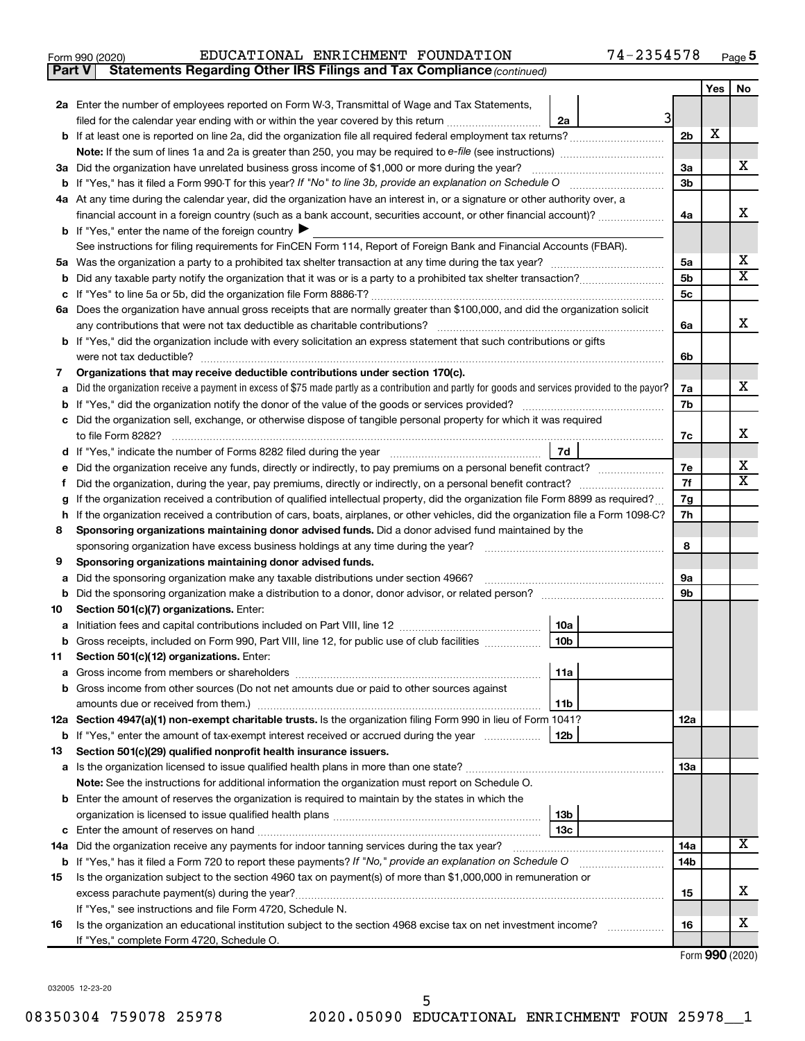Form 990 (2020) EDUCATIONAL ENRICHMENT FOUNDATION 74-2354578 Page 5

**Part V Statements Regarding Other IRS Filings and Tax Compliance** *(continued)*

| | | | | Yes | No |
|---|---|---|---|---|---|
| **2a** | Enter the number of employees reported on Form W-3, Transmittal of Wage and Tax Statements, filed for the calendar year ending with or within the year covered by this return | 2a | 3 | | |
| **b** | If at least one is reported on line 2a, did the organization file all required federal employment tax returns? | | 2b | X | |
| | **Note:** If the sum of lines 1a and 2a is greater than 250, you may be required to *e-file* (see instructions) | | | | |
| **3a** | Did the organization have unrelated business gross income of $1,000 or more during the year? | | 3a | | X |
| **b** | If "Yes," has it filed a Form 990-T for this year? *If "No" to line 3b, provide an explanation on Schedule O* | | 3b | | |
| **4a** | At any time during the calendar year, did the organization have an interest in, or a signature or other authority over, a financial account in a foreign country (such as a bank account, securities account, or other financial account)? | | 4a | | X |
| **b** | If "Yes," enter the name of the foreign country ▶ | | | | |
| | See instructions for filing requirements for FinCEN Form 114, Report of Foreign Bank and Financial Accounts (FBAR). | | | | |
| **5a** | Was the organization a party to a prohibited tax shelter transaction at any time during the tax year? | | 5a | | X |
| **b** | Did any taxable party notify the organization that it was or is a party to a prohibited tax shelter transaction? | | 5b | | X |
| **c** | If "Yes" to line 5a or 5b, did the organization file Form 8886-T? | | 5c | | |
| **6a** | Does the organization have annual gross receipts that are normally greater than $100,000, and did the organization solicit any contributions that were not tax deductible as charitable contributions? | | 6a | | X |
| **b** | If "Yes," did the organization include with every solicitation an express statement that such contributions or gifts were not tax deductible? | | 6b | | |
| **7** | **Organizations that may receive deductible contributions under section 170(c).** | | | | |
| **a** | Did the organization receive a payment in excess of $75 made partly as a contribution and partly for goods and services provided to the payor? | | 7a | | X |
| **b** | If "Yes," did the organization notify the donor of the value of the goods or services provided? | | 7b | | |
| **c** | Did the organization sell, exchange, or otherwise dispose of tangible personal property for which it was required to file Form 8282? | | 7c | | X |
| **d** | If "Yes," indicate the number of Forms 8282 filed during the year | 7d | | | |
| **e** | Did the organization receive any funds, directly or indirectly, to pay premiums on a personal benefit contract? | | 7e | | X |
| **f** | Did the organization, during the year, pay premiums, directly or indirectly, on a personal benefit contract? | | 7f | | X |
| **g** | If the organization received a contribution of qualified intellectual property, did the organization file Form 8899 as required? | | 7g | | |
| **h** | If the organization received a contribution of cars, boats, airplanes, or other vehicles, did the organization file a Form 1098-C? | | 7h | | |
| **8** | **Sponsoring organizations maintaining donor advised funds.** Did a donor advised fund maintained by the sponsoring organization have excess business holdings at any time during the year? | | 8 | | |
| **9** | **Sponsoring organizations maintaining donor advised funds.** | | | | |
| **a** | Did the sponsoring organization make any taxable distributions under section 4966? | | 9a | | |
| **b** | Did the sponsoring organization make a distribution to a donor, donor advisor, or related person? | | 9b | | |
| **10** | **Section 501(c)(7) organizations.** Enter: | | | | |
| **a** | Initiation fees and capital contributions included on Part VIII, line 12 | 10a | | | |
| **b** | Gross receipts, included on Form 990, Part VIII, line 12, for public use of club facilities | 10b | | | |
| **11** | **Section 501(c)(12) organizations.** Enter: | | | | |
| **a** | Gross income from members or shareholders | 11a | | | |
| **b** | Gross income from other sources (Do not net amounts due or paid to other sources against amounts due or received from them.) | 11b | | | |
| **12a** | **Section 4947(a)(1) non-exempt charitable trusts.** Is the organization filing Form 990 in lieu of Form 1041? | | 12a | | |
| **b** | If "Yes," enter the amount of tax-exempt interest received or accrued during the year | 12b | | | |
| **13** | **Section 501(c)(29) qualified nonprofit health insurance issuers.** | | | | |
| **a** | Is the organization licensed to issue qualified health plans in more than one state? | | 13a | | |
| | **Note:** See the instructions for additional information the organization must report on Schedule O. | | | | |
| **b** | Enter the amount of reserves the organization is required to maintain by the states in which the organization is licensed to issue qualified health plans | 13b | | | |
| **c** | Enter the amount of reserves on hand | 13c | | | |
| **14a** | Did the organization receive any payments for indoor tanning services during the tax year? | | 14a | | X |
| **b** | If "Yes," has it filed a Form 720 to report these payments? *If "No," provide an explanation on Schedule O* | | 14b | | |
| **15** | Is the organization subject to the section 4960 tax on payment(s) of more than $1,000,000 in remuneration or excess parachute payment(s) during the year? | | 15 | | X |
| | If "Yes," see instructions and file Form 4720, Schedule N. | | | | |
| **16** | Is the organization an educational institution subject to the section 4968 excise tax on net investment income? | | 16 | | X |
| | If "Yes," complete Form 4720, Schedule O. | | | | |

Form **990** (2020)

032005 12-23-20

08350304 759078 25978 2020.05090 EDUCATIONAL ENRICHMENT FOUN 25978__1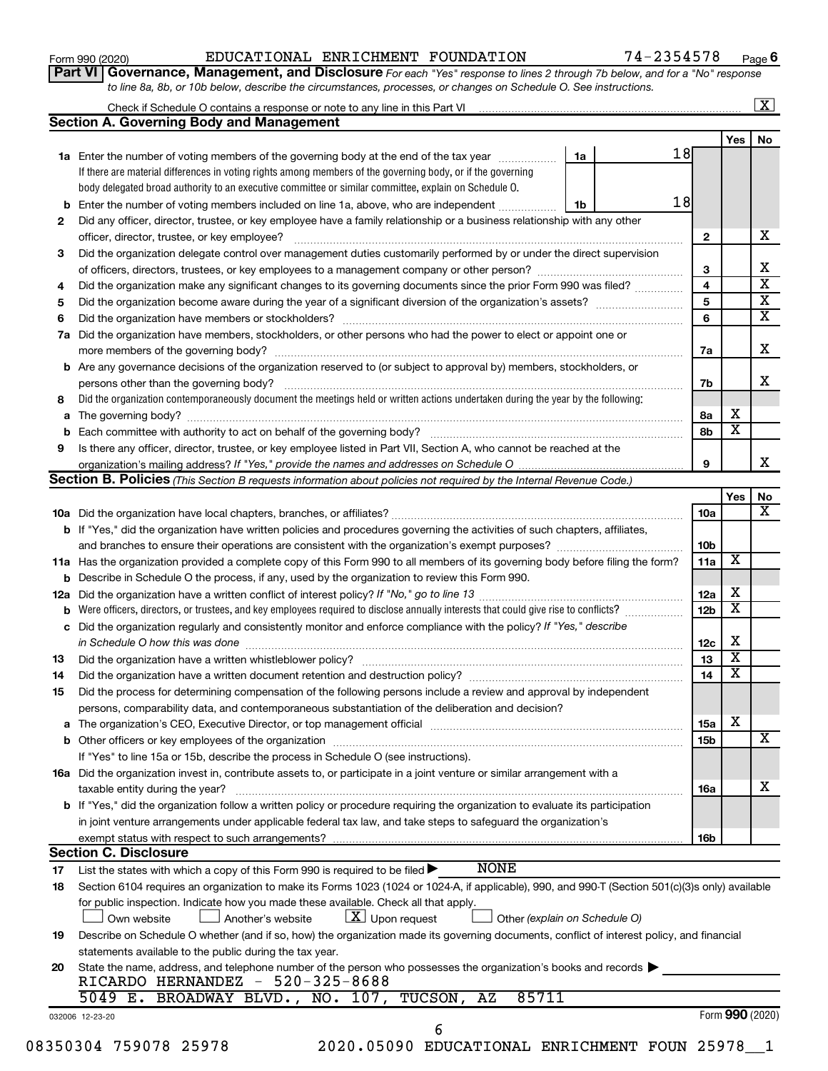Form 990 (2020) EDUCATIONAL ENRICHMENT FOUNDATION 74-2354578 Page 6

## Part VI Governance, Management, and Disclosure

*For each "Yes" response to lines 2 through 7b below, and for a "No" response to line 8a, 8b, or 10b below, describe the circumstances, processes, or changes on Schedule O. See instructions.*

Check if Schedule O contains a response or note to any line in this Part VI ..... [X]

### Section A. Governing Body and Management

| | | | | Yes | No |
|---|---|---|---|---|---|
| **1a** | Enter the number of voting members of the governing body at the end of the tax year ..... **1a** 18 | | | | |
| | If there are material differences in voting rights among members of the governing body, or if the governing body delegated broad authority to an executive committee or similar committee, explain on Schedule O. | | | | |
| **b** | Enter the number of voting members included on line 1a, above, who are independent ..... **1b** 18 | | | | |
| **2** | Did any officer, director, trustee, or key employee have a family relationship or a business relationship with any other officer, director, trustee, or key employee? | | **2** | | X |
| **3** | Did the organization delegate control over management duties customarily performed by or under the direct supervision of officers, directors, trustees, or key employees to a management company or other person? | | **3** | | X |
| **4** | Did the organization make any significant changes to its governing documents since the prior Form 990 was filed? | | **4** | | X |
| **5** | Did the organization become aware during the year of a significant diversion of the organization's assets? | | **5** | | X |
| **6** | Did the organization have members or stockholders? | | **6** | | X |
| **7a** | Did the organization have members, stockholders, or other persons who had the power to elect or appoint one or more members of the governing body? | | **7a** | | X |
| **b** | Are any governance decisions of the organization reserved to (or subject to approval by) members, stockholders, or persons other than the governing body? | | **7b** | | X |
| **8** | Did the organization contemporaneously document the meetings held or written actions undertaken during the year by the following: | | | | |
| **a** | The governing body? | | **8a** | X | |
| **b** | Each committee with authority to act on behalf of the governing body? | | **8b** | X | |
| **9** | Is there any officer, director, trustee, or key employee listed in Part VII, Section A, who cannot be reached at the organization's mailing address? *If "Yes," provide the names and addresses on Schedule O* | | **9** | | X |

### Section B. Policies *(This Section B requests information about policies not required by the Internal Revenue Code.)*

| | | | Yes | No |
|---|---|---|---|---|
| **10a** | Did the organization have local chapters, branches, or affiliates? | **10a** | | X |
| **b** | If "Yes," did the organization have written policies and procedures governing the activities of such chapters, affiliates, and branches to ensure their operations are consistent with the organization's exempt purposes? | **10b** | | |
| **11a** | Has the organization provided a complete copy of this Form 990 to all members of its governing body before filing the form? | **11a** | X | |
| **b** | Describe in Schedule O the process, if any, used by the organization to review this Form 990. | | | |
| **12a** | Did the organization have a written conflict of interest policy? *If "No," go to line 13* | **12a** | X | |
| **b** | Were officers, directors, or trustees, and key employees required to disclose annually interests that could give rise to conflicts? | **12b** | X | |
| **c** | Did the organization regularly and consistently monitor and enforce compliance with the policy? *If "Yes," describe in Schedule O how this was done* | **12c** | X | |
| **13** | Did the organization have a written whistleblower policy? | **13** | X | |
| **14** | Did the organization have a written document retention and destruction policy? | **14** | X | |
| **15** | Did the process for determining compensation of the following persons include a review and approval by independent persons, comparability data, and contemporaneous substantiation of the deliberation and decision? | | | |
| **a** | The organization's CEO, Executive Director, or top management official | **15a** | X | |
| **b** | Other officers or key employees of the organization | **15b** | | X |
| | If "Yes" to line 15a or 15b, describe the process in Schedule O (see instructions). | | | |
| **16a** | Did the organization invest in, contribute assets to, or participate in a joint venture or similar arrangement with a taxable entity during the year? | **16a** | | X |
| **b** | If "Yes," did the organization follow a written policy or procedure requiring the organization to evaluate its participation in joint venture arrangements under applicable federal tax law, and take steps to safeguard the organization's exempt status with respect to such arrangements? | **16b** | | |

### Section C. Disclosure

**17** List the states with which a copy of this Form 990 is required to be filed ▶ NONE

**18** Section 6104 requires an organization to make its Forms 1023 (1024 or 1024-A, if applicable), 990, and 990-T (Section 501(c)(3)s only) available for public inspection. Indicate how you made these available. Check all that apply.

[ ] Own website [ ] Another's website [X] Upon request [ ] Other *(explain on Schedule O)*

**19** Describe on Schedule O whether (and if so, how) the organization made its governing documents, conflict of interest policy, and financial statements available to the public during the tax year.

**20** State the name, address, and telephone number of the person who possesses the organization's books and records ▶

RICARDO HERNANDEZ - 520-325-8688
5049 E. BROADWAY BLVD., NO. 107, TUCSON, AZ 85711

032006 12-23-20 Form **990** (2020)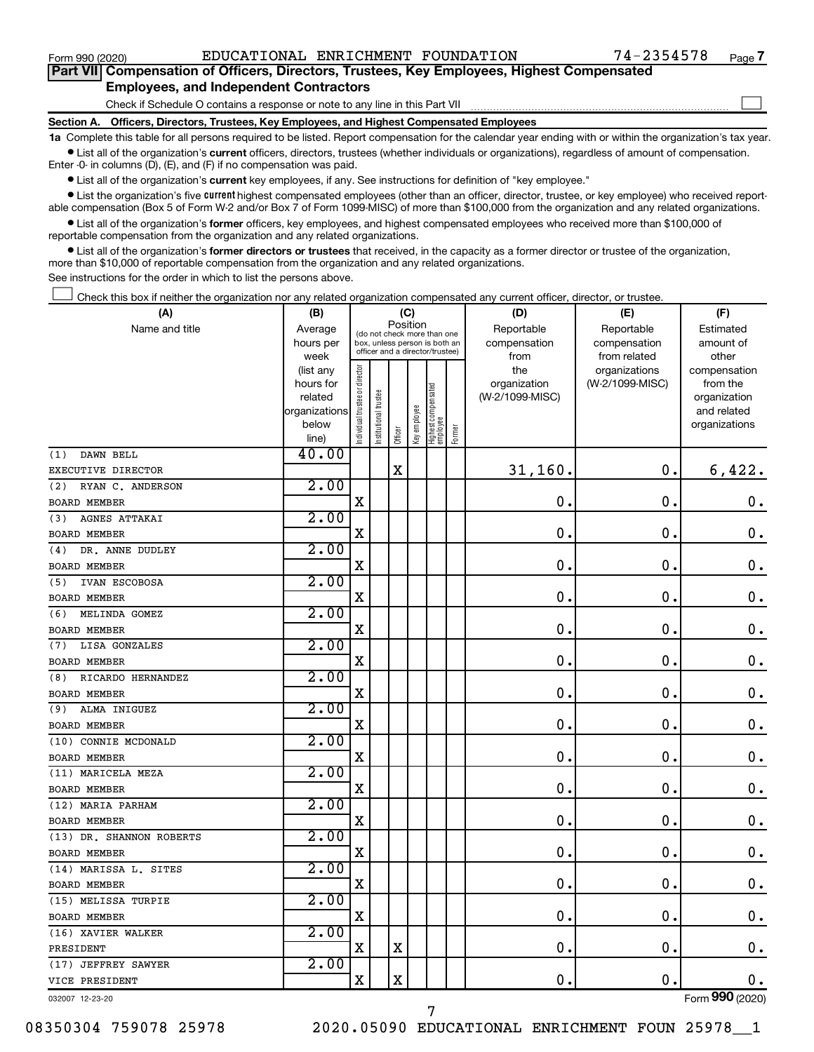Form 990 (2020) EDUCATIONAL ENRICHMENT FOUNDATION 74-2354578 Page 7

## Part VII Compensation of Officers, Directors, Trustees, Key Employees, Highest Compensated Employees, and Independent Contractors

Check if Schedule O contains a response or note to any line in this Part VII ☐

**Section A. Officers, Directors, Trustees, Key Employees, and Highest Compensated Employees**

**1a** Complete this table for all persons required to be listed. Report compensation for the calendar year ending with or within the organization's tax year.

- List all of the organization's **current** officers, directors, trustees (whether individuals or organizations), regardless of amount of compensation. Enter -0- in columns (D), (E), and (F) if no compensation was paid.
- List all of the organization's **current** key employees, if any. See instructions for definition of "key employee."
- List the organization's five **current** highest compensated employees (other than an officer, director, trustee, or key employee) who received reportable compensation (Box 5 of Form W-2 and/or Box 7 of Form 1099-MISC) of more than $100,000 from the organization and any related organizations.
- List all of the organization's **former** officers, key employees, and highest compensated employees who received more than $100,000 of reportable compensation from the organization and any related organizations.
- List all of the organization's **former directors or trustees** that received, in the capacity as a former director or trustee of the organization, more than $10,000 of reportable compensation from the organization and any related organizations.

See instructions for the order in which to list the persons above.

☐ Check this box if neither the organization nor any related organization compensated any current officer, director, or trustee.

| (A) Name and title | (B) Average hours per week (list any hours for related organizations below line) | (C) Position: Individual trustee or director | Institutional trustee | Officer | Key employee | Highest compensated employee | Former | (D) Reportable compensation from the organization (W-2/1099-MISC) | (E) Reportable compensation from related organizations (W-2/1099-MISC) | (F) Estimated amount of other compensation from the organization and related organizations |
|---|---|---|---|---|---|---|---|---|---|---|
| (1) DAWN BELL<br>EXECUTIVE DIRECTOR | 40.00 | | | X | | | | 31,160. | 0. | 6,422. |
| (2) RYAN C. ANDERSON<br>BOARD MEMBER | 2.00 | X | | | | | | 0. | 0. | 0. |
| (3) AGNES ATTAKAI<br>BOARD MEMBER | 2.00 | X | | | | | | 0. | 0. | 0. |
| (4) DR. ANNE DUDLEY<br>BOARD MEMBER | 2.00 | X | | | | | | 0. | 0. | 0. |
| (5) IVAN ESCOBOSA<br>BOARD MEMBER | 2.00 | X | | | | | | 0. | 0. | 0. |
| (6) MELINDA GOMEZ<br>BOARD MEMBER | 2.00 | X | | | | | | 0. | 0. | 0. |
| (7) LISA GONZALES<br>BOARD MEMBER | 2.00 | X | | | | | | 0. | 0. | 0. |
| (8) RICARDO HERNANDEZ<br>BOARD MEMBER | 2.00 | X | | | | | | 0. | 0. | 0. |
| (9) ALMA INIGUEZ<br>BOARD MEMBER | 2.00 | X | | | | | | 0. | 0. | 0. |
| (10) CONNIE MCDONALD<br>BOARD MEMBER | 2.00 | X | | | | | | 0. | 0. | 0. |
| (11) MARICELA MEZA<br>BOARD MEMBER | 2.00 | X | | | | | | 0. | 0. | 0. |
| (12) MARIA PARHAM<br>BOARD MEMBER | 2.00 | X | | | | | | 0. | 0. | 0. |
| (13) DR. SHANNON ROBERTS<br>BOARD MEMBER | 2.00 | X | | | | | | 0. | 0. | 0. |
| (14) MARISSA L. SITES<br>BOARD MEMBER | 2.00 | X | | | | | | 0. | 0. | 0. |
| (15) MELISSA TURPIE<br>BOARD MEMBER | 2.00 | X | | | | | | 0. | 0. | 0. |
| (16) XAVIER WALKER<br>PRESIDENT | 2.00 | X | | X | | | | 0. | 0. | 0. |
| (17) JEFFREY SAWYER<br>VICE PRESIDENT | 2.00 | X | | X | | | | 0. | 0. | 0. |

032007 12-23-20 Form 990 (2020)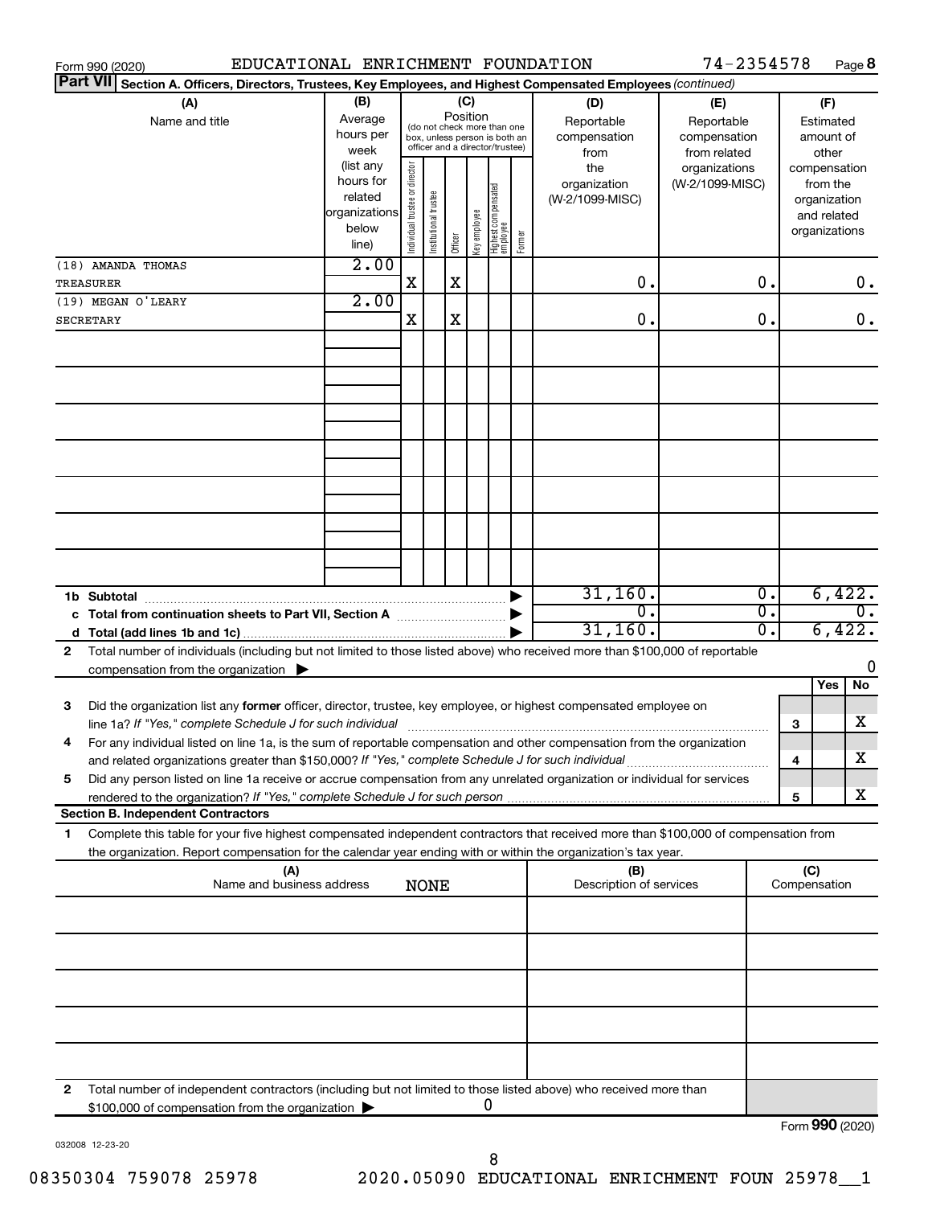Form 990 (2020) EDUCATIONAL ENRICHMENT FOUNDATION 74-2354578 Page **8**

**Part VII** **Section A. Officers, Directors, Trustees, Key Employees, and Highest Compensated Employees** *(continued)*

| (A) Name and title | (B) Average hours per week (list any hours for related organizations below line) | (C) Position: Individual trustee or director | Institutional trustee | Officer | Key employee | Highest compensated employee | Former | (D) Reportable compensation from the organization (W-2/1099-MISC) | (E) Reportable compensation from related organizations (W-2/1099-MISC) | (F) Estimated amount of other compensation from the organization and related organizations |
|---|---|---|---|---|---|---|---|---|---|---|
| (18) AMANDA THOMAS<br>TREASURER | 2.00 | X | | X | | | | 0. | 0. | 0. |
| (19) MEGAN O'LEARY<br>SECRETARY | 2.00 | X | | X | | | | 0. | 0. | 0. |
| | | | | | | | | | | |
| | | | | | | | | | | |
| | | | | | | | | | | |
| | | | | | | | | | | |
| | | | | | | | | | | |
| | | | | | | | | | | |
| | | | | | | | | | | |
| **1b Subtotal** | | | | | | | | 31,160. | 0. | 6,422. |
| **c Total from continuation sheets to Part VII, Section A** | | | | | | | | 0. | 0. | 0. |
| **d Total (add lines 1b and 1c)** | | | | | | | | 31,160. | 0. | 6,422. |

**2** Total number of individuals (including but not limited to those listed above) who received more than $100,000 of reportable compensation from the organization ▶ 0

| | | Yes | No |
|---|---|---|---|
| **3** Did the organization list any **former** officer, director, trustee, key employee, or highest compensated employee on line 1a? *If "Yes," complete Schedule J for such individual* | **3** | | X |
| **4** For any individual listed on line 1a, is the sum of reportable compensation and other compensation from the organization and related organizations greater than $150,000? *If "Yes," complete Schedule J for such individual* | **4** | | X |
| **5** Did any person listed on line 1a receive or accrue compensation from any unrelated organization or individual for services rendered to the organization? *If "Yes," complete Schedule J for such person* | **5** | | X |

**Section B. Independent Contractors**

**1** Complete this table for your five highest compensated independent contractors that received more than $100,000 of compensation from the organization. Report compensation for the calendar year ending with or within the organization's tax year.

| (A) Name and business address | (B) Description of services | (C) Compensation |
|---|---|---|
| NONE | | |
| | | |
| | | |
| | | |
| | | |

**2** Total number of independent contractors (including but not limited to those listed above) who received more than $100,000 of compensation from the organization ▶ 0

Form **990** (2020)

032008 12-23-20

08350304 759078 25978 2020.05090 EDUCATIONAL ENRICHMENT FOUN 25978__1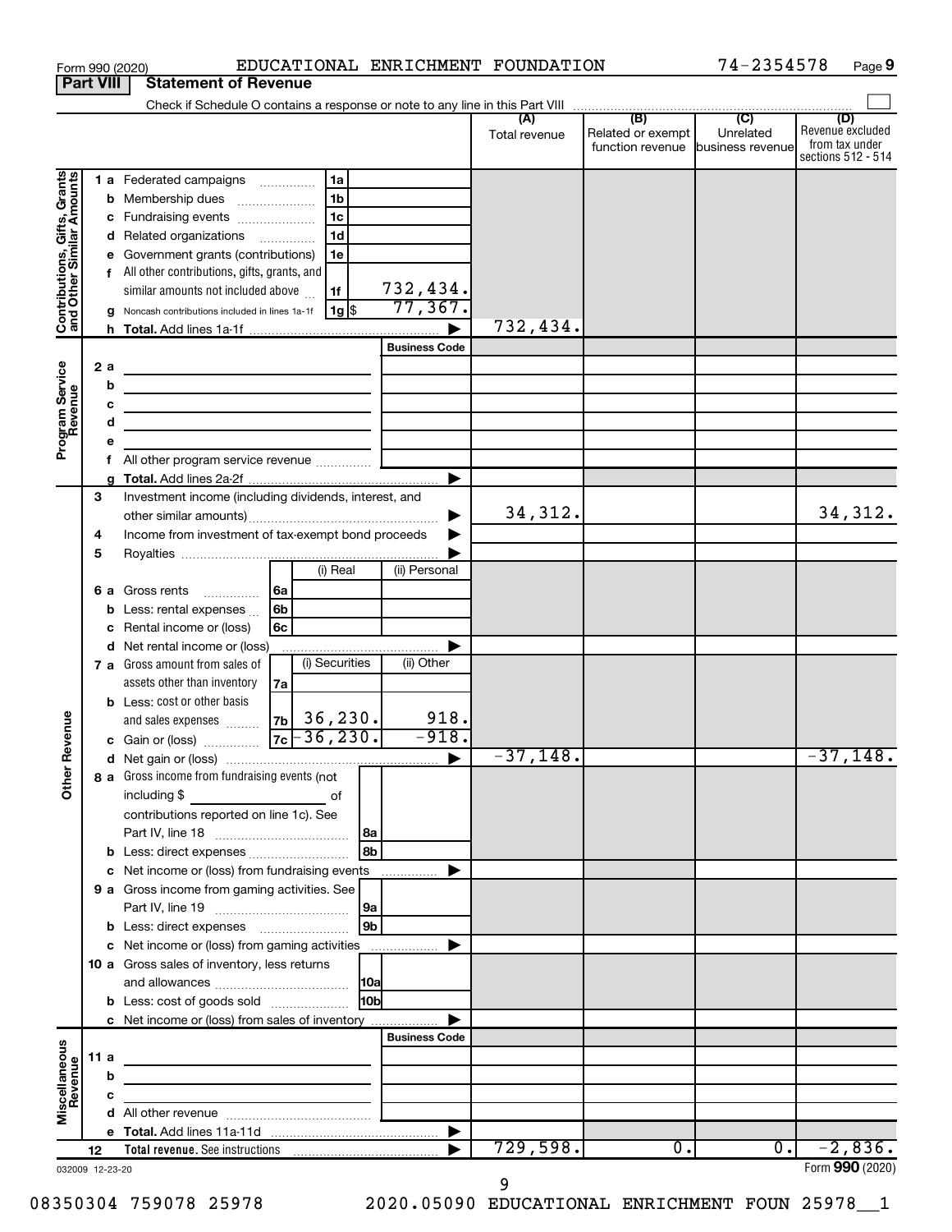Form 990 (2020) EDUCATIONAL ENRICHMENT FOUNDATION 74-2354578 Page **9**

**Part VIII Statement of Revenue**

Check if Schedule O contains a response or note to any line in this Part VIII

| | | | | (A) Total revenue | (B) Related or exempt function revenue | (C) Unrelated business revenue | (D) Revenue excluded from tax under sections 512 - 514 |
|---|---|---|---|---|---|---|---|
| **Contributions, Gifts, Grants and Other Similar Amounts** | 1 a Federated campaigns | 1a | | | | | |
| | b Membership dues | 1b | | | | | |
| | c Fundraising events | 1c | | | | | |
| | d Related organizations | 1d | | | | | |
| | e Government grants (contributions) | 1e | | | | | |
| | f All other contributions, gifts, grants, and similar amounts not included above | 1f | 732,434. | | | | |
| | g Noncash contributions included in lines 1a-1f | 1g $ | 77,367. | | | | |
| | h **Total.** Add lines 1a-1f | | | 732,434. | | | |
| **Program Service Revenue** | | | Business Code | | | | |
| | 2 a | | | | | | |
| | b | | | | | | |
| | c | | | | | | |
| | d | | | | | | |
| | e | | | | | | |
| | f All other program service revenue | | | | | | |
| | g **Total.** Add lines 2a-2f | | | | | | |
| **Other Revenue** | 3 Investment income (including dividends, interest, and other similar amounts) | | | 34,312. | | | 34,312. |
| | 4 Income from investment of tax-exempt bond proceeds | | | | | | |
| | 5 Royalties | | | | | | |
| | | (i) Real | (ii) Personal | | | | |
| | 6 a Gross rents 6a | | | | | | |
| | b Less: rental expenses 6b | | | | | | |
| | c Rental income or (loss) 6c | | | | | | |
| | d Net rental income or (loss) | | | | | | |
| | | (i) Securities | (ii) Other | | | | |
| | 7 a Gross amount from sales of assets other than inventory 7a | | | | | | |
| | b Less: cost or other basis and sales expenses 7b | 36,230. | 918. | | | | |
| | c Gain or (loss) 7c | -36,230. | -918. | | | | |
| | d Net gain or (loss) | | | -37,148. | | | -37,148. |
| | 8 a Gross income from fundraising events (not including $ ________ of contributions reported on line 1c). See Part IV, line 18 | 8a | | | | | |
| | b Less: direct expenses | 8b | | | | | |
| | c Net income or (loss) from fundraising events | | | | | | |
| | 9 a Gross income from gaming activities. See Part IV, line 19 | 9a | | | | | |
| | b Less: direct expenses | 9b | | | | | |
| | c Net income or (loss) from gaming activities | | | | | | |
| | 10 a Gross sales of inventory, less returns and allowances | 10a | | | | | |
| | b Less: cost of goods sold | 10b | | | | | |
| | c Net income or (loss) from sales of inventory | | | | | | |
| **Miscellaneous Revenue** | | | Business Code | | | | |
| | 11 a | | | | | | |
| | b | | | | | | |
| | c | | | | | | |
| | d All other revenue | | | | | | |
| | e **Total.** Add lines 11a-11d | | | | | | |
| | 12 **Total revenue.** See instructions | | | 729,598. | 0. | 0. | -2,836. |

032009 12-23-20 Form **990** (2020)

08350304 759078 25978 2020.05090 EDUCATIONAL ENRICHMENT FOUN 25978__1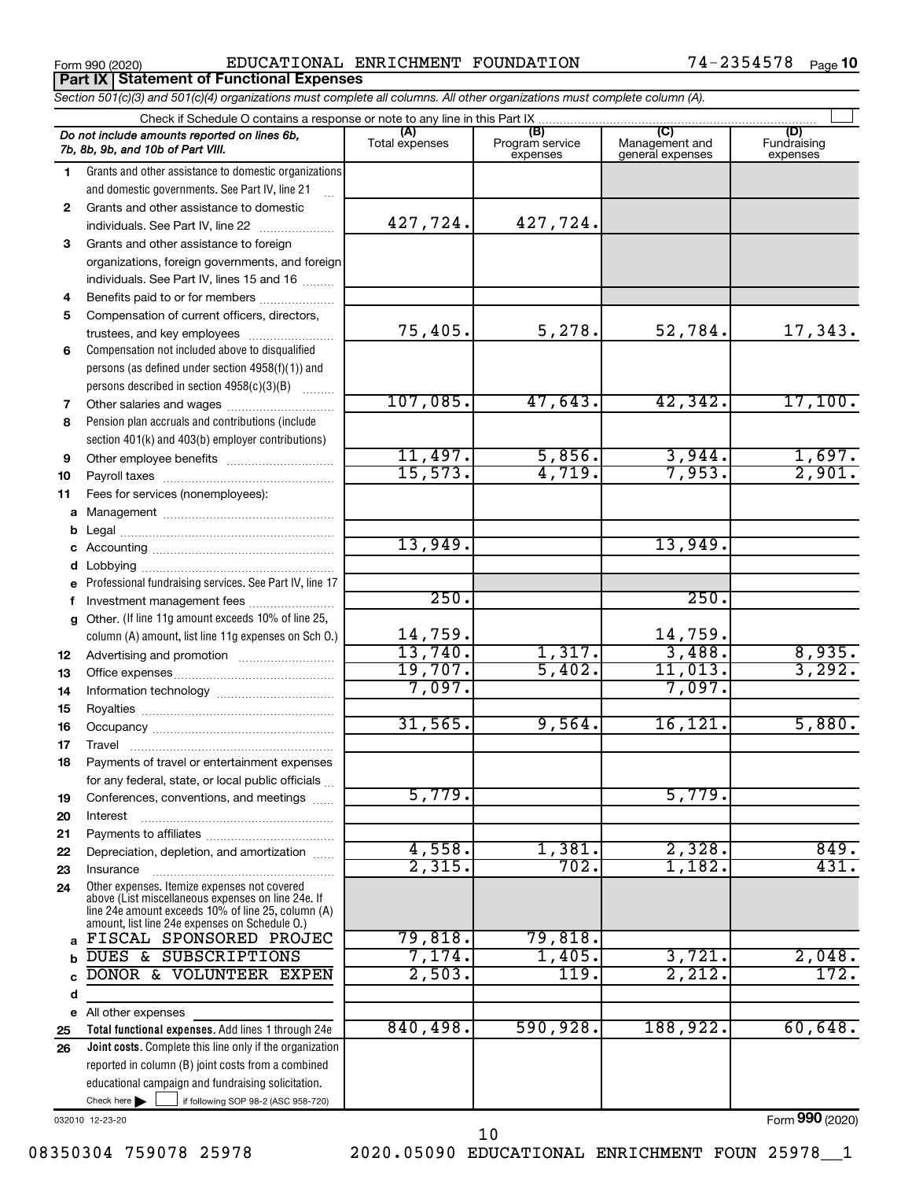Form 990 (2020) EDUCATIONAL ENRICHMENT FOUNDATION 74-2354578 Page 10

## Part IX Statement of Functional Expenses

*Section 501(c)(3) and 501(c)(4) organizations must complete all columns. All other organizations must complete column (A).*

Check if Schedule O contains a response or note to any line in this Part IX

| | *Do not include amounts reported on lines 6b, 7b, 8b, 9b, and 10b of Part VIII.* | (A) Total expenses | (B) Program service expenses | (C) Management and general expenses | (D) Fundraising expenses |
|---|---|---|---|---|---|
| 1 | Grants and other assistance to domestic organizations and domestic governments. See Part IV, line 21 | | | | |
| 2 | Grants and other assistance to domestic individuals. See Part IV, line 22 | 427,724. | 427,724. | | |
| 3 | Grants and other assistance to foreign organizations, foreign governments, and foreign individuals. See Part IV, lines 15 and 16 | | | | |
| 4 | Benefits paid to or for members | | | | |
| 5 | Compensation of current officers, directors, trustees, and key employees | 75,405. | 5,278. | 52,784. | 17,343. |
| 6 | Compensation not included above to disqualified persons (as defined under section 4958(f)(1)) and persons described in section 4958(c)(3)(B) | | | | |
| 7 | Other salaries and wages | 107,085. | 47,643. | 42,342. | 17,100. |
| 8 | Pension plan accruals and contributions (include section 401(k) and 403(b) employer contributions) | | | | |
| 9 | Other employee benefits | 11,497. | 5,856. | 3,944. | 1,697. |
| 10 | Payroll taxes | 15,573. | 4,719. | 7,953. | 2,901. |
| 11 | Fees for services (nonemployees): | | | | |
| a | Management | | | | |
| b | Legal | | | | |
| c | Accounting | 13,949. | | 13,949. | |
| d | Lobbying | | | | |
| e | Professional fundraising services. See Part IV, line 17 | | | | |
| f | Investment management fees | 250. | | 250. | |
| g | Other. (If line 11g amount exceeds 10% of line 25, column (A) amount, list line 11g expenses on Sch O.) | 14,759. | | 14,759. | |
| 12 | Advertising and promotion | 13,740. | 1,317. | 3,488. | 8,935. |
| 13 | Office expenses | 19,707. | 5,402. | 11,013. | 3,292. |
| 14 | Information technology | 7,097. | | 7,097. | |
| 15 | Royalties | | | | |
| 16 | Occupancy | 31,565. | 9,564. | 16,121. | 5,880. |
| 17 | Travel | | | | |
| 18 | Payments of travel or entertainment expenses for any federal, state, or local public officials | | | | |
| 19 | Conferences, conventions, and meetings | 5,779. | | 5,779. | |
| 20 | Interest | | | | |
| 21 | Payments to affiliates | | | | |
| 22 | Depreciation, depletion, and amortization | 4,558. | 1,381. | 2,328. | 849. |
| 23 | Insurance | 2,315. | 702. | 1,182. | 431. |
| 24 | Other expenses. Itemize expenses not covered above (List miscellaneous expenses on line 24e. If line 24e amount exceeds 10% of line 25, column (A) amount, list line 24e expenses on Schedule O.) | | | | |
| a | FISCAL SPONSORED PROJEC | 79,818. | 79,818. | | |
| b | DUES & SUBSCRIPTIONS | 7,174. | 1,405. | 3,721. | 2,048. |
| c | DONOR & VOLUNTEER EXPEN | 2,503. | 119. | 2,212. | 172. |
| d | | | | | |
| e | All other expenses | | | | |
| 25 | **Total functional expenses.** Add lines 1 through 24e | 840,498. | 590,928. | 188,922. | 60,648. |
| 26 | **Joint costs.** Complete this line only if the organization reported in column (B) joint costs from a combined educational campaign and fundraising solicitation. Check here ☐ if following SOP 98-2 (ASC 958-720) | | | | |

032010 12-23-20

Form **990** (2020)

08350304 759078 25978 2020.05090 EDUCATIONAL ENRICHMENT FOUN 25978__1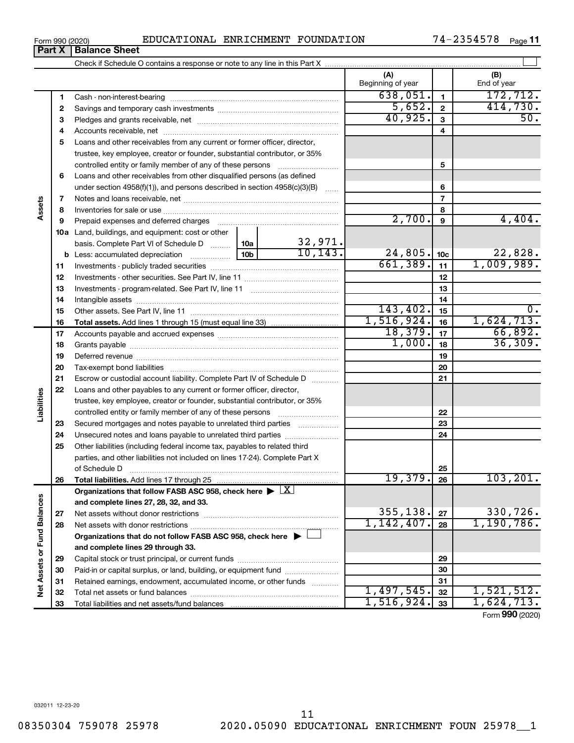Form 990 (2020) EDUCATIONAL ENRICHMENT FOUNDATION 74-2354578 Page 11

## Part X | Balance Sheet

Check if Schedule O contains a response or note to any line in this Part X ☐

| | | | (A) Beginning of year | | (B) End of year |
|---|---|---|---|---|---|
| Assets | 1 | Cash - non-interest-bearing | 638,051. | 1 | 172,712. |
| | 2 | Savings and temporary cash investments | 5,652. | 2 | 414,730. |
| | 3 | Pledges and grants receivable, net | 40,925. | 3 | 50. |
| | 4 | Accounts receivable, net | | 4 | |
| | 5 | Loans and other receivables from any current or former officer, director, trustee, key employee, creator or founder, substantial contributor, or 35% controlled entity or family member of any of these persons | | 5 | |
| | 6 | Loans and other receivables from other disqualified persons (as defined under section 4958(f)(1)), and persons described in section 4958(c)(3)(B) | | 6 | |
| | 7 | Notes and loans receivable, net | | 7 | |
| | 8 | Inventories for sale or use | | 8 | |
| | 9 | Prepaid expenses and deferred charges | 2,700. | 9 | 4,404. |
| | 10a | Land, buildings, and equipment: cost or other basis. Complete Part VI of Schedule D — 10a: 32,971. | | | |
| | b | Less: accumulated depreciation — 10b: 10,143. | 24,805. | 10c | 22,828. |
| | 11 | Investments - publicly traded securities | 661,389. | 11 | 1,009,989. |
| | 12 | Investments - other securities. See Part IV, line 11 | | 12 | |
| | 13 | Investments - program-related. See Part IV, line 11 | | 13 | |
| | 14 | Intangible assets | | 14 | |
| | 15 | Other assets. See Part IV, line 11 | 143,402. | 15 | 0. |
| | 16 | **Total assets.** Add lines 1 through 15 (must equal line 33) | 1,516,924. | 16 | 1,624,713. |
| Liabilities | 17 | Accounts payable and accrued expenses | 18,379. | 17 | 66,892. |
| | 18 | Grants payable | 1,000. | 18 | 36,309. |
| | 19 | Deferred revenue | | 19 | |
| | 20 | Tax-exempt bond liabilities | | 20 | |
| | 21 | Escrow or custodial account liability. Complete Part IV of Schedule D | | 21 | |
| | 22 | Loans and other payables to any current or former officer, director, trustee, key employee, creator or founder, substantial contributor, or 35% controlled entity or family member of any of these persons | | 22 | |
| | 23 | Secured mortgages and notes payable to unrelated third parties | | 23 | |
| | 24 | Unsecured notes and loans payable to unrelated third parties | | 24 | |
| | 25 | Other liabilities (including federal income tax, payables to related third parties, and other liabilities not included on lines 17-24). Complete Part X of Schedule D | | 25 | |
| | 26 | **Total liabilities.** Add lines 17 through 25 | 19,379. | 26 | 103,201. |
| Net Assets or Fund Balances | | **Organizations that follow FASB ASC 958, check here** ▶ ☒ **and complete lines 27, 28, 32, and 33.** | | | |
| | 27 | Net assets without donor restrictions | 355,138. | 27 | 330,726. |
| | 28 | Net assets with donor restrictions | 1,142,407. | 28 | 1,190,786. |
| | | **Organizations that do not follow FASB ASC 958, check here** ▶ ☐ **and complete lines 29 through 33.** | | | |
| | 29 | Capital stock or trust principal, or current funds | | 29 | |
| | 30 | Paid-in or capital surplus, or land, building, or equipment fund | | 30 | |
| | 31 | Retained earnings, endowment, accumulated income, or other funds | | 31 | |
| | 32 | Total net assets or fund balances | 1,497,545. | 32 | 1,521,512. |
| | 33 | Total liabilities and net assets/fund balances | 1,516,924. | 33 | 1,624,713. |

Form **990** (2020)

032011 12-23-20

08350304 759078 25978 2020.05090 EDUCATIONAL ENRICHMENT FOUN 25978__1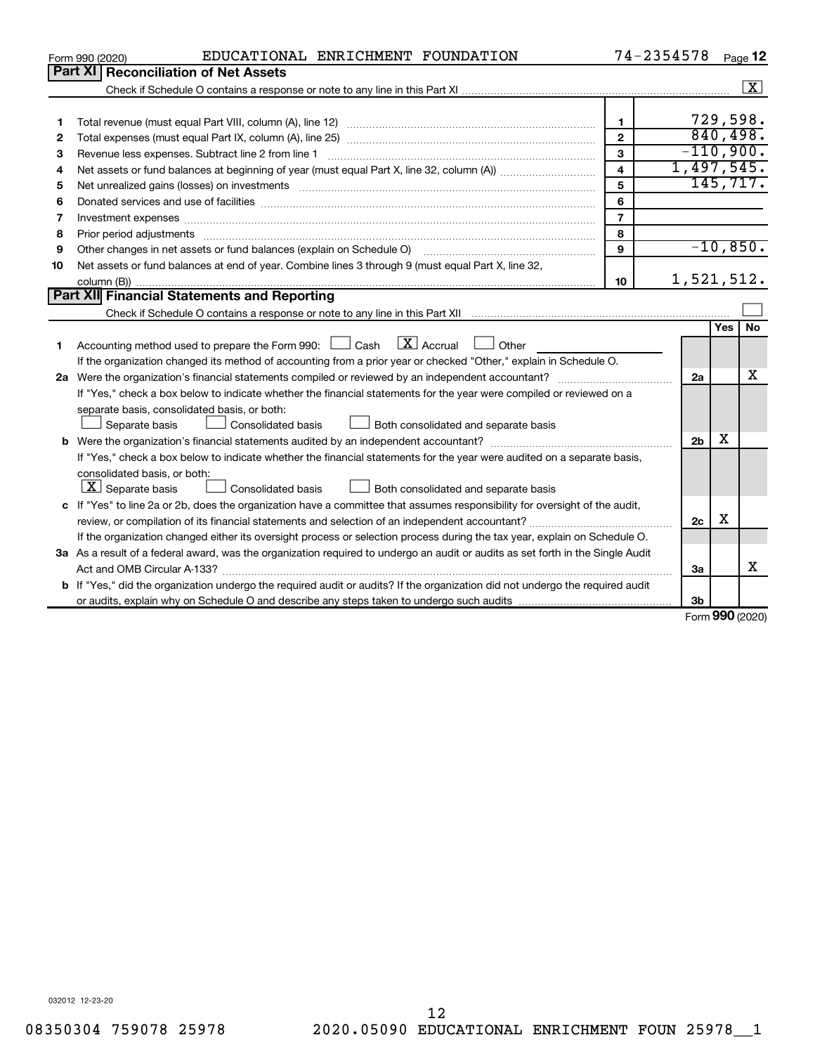Form 990 (2020) EDUCATIONAL ENRICHMENT FOUNDATION 74-2354578 Page **12**

## Part XI Reconciliation of Net Assets

Check if Schedule O contains a response or note to any line in this Part XI ☒

| | | | |
|---|---|---|---|
| 1 | Total revenue (must equal Part VIII, column (A), line 12) | 1 | 729,598. |
| 2 | Total expenses (must equal Part IX, column (A), line 25) | 2 | 840,498. |
| 3 | Revenue less expenses. Subtract line 2 from line 1 | 3 | -110,900. |
| 4 | Net assets or fund balances at beginning of year (must equal Part X, line 32, column (A)) | 4 | 1,497,545. |
| 5 | Net unrealized gains (losses) on investments | 5 | 145,717. |
| 6 | Donated services and use of facilities | 6 | |
| 7 | Investment expenses | 7 | |
| 8 | Prior period adjustments | 8 | |
| 9 | Other changes in net assets or fund balances (explain on Schedule O) | 9 | -10,850. |
| 10 | Net assets or fund balances at end of year. Combine lines 3 through 9 (must equal Part X, line 32, column (B)) | 10 | 1,521,512. |

## Part XII Financial Statements and Reporting

Check if Schedule O contains a response or note to any line in this Part XII ☐

| | | | Yes | No |
|---|---|---|---|---|
| 1 | Accounting method used to prepare the Form 990: ☐ Cash ☒ Accrual ☐ Other<br>If the organization changed its method of accounting from a prior year or checked "Other," explain in Schedule O. | | | |
| 2a | Were the organization's financial statements compiled or reviewed by an independent accountant? | 2a | | X |
| | If "Yes," check a box below to indicate whether the financial statements for the year were compiled or reviewed on a separate basis, consolidated basis, or both:<br>☐ Separate basis ☐ Consolidated basis ☐ Both consolidated and separate basis | | | |
| b | Were the organization's financial statements audited by an independent accountant? | 2b | X | |
| | If "Yes," check a box below to indicate whether the financial statements for the year were audited on a separate basis, consolidated basis, or both:<br>☒ Separate basis ☐ Consolidated basis ☐ Both consolidated and separate basis | | | |
| c | If "Yes" to line 2a or 2b, does the organization have a committee that assumes responsibility for oversight of the audit, review, or compilation of its financial statements and selection of an independent accountant? | 2c | X | |
| | If the organization changed either its oversight process or selection process during the tax year, explain on Schedule O. | | | |
| 3a | As a result of a federal award, was the organization required to undergo an audit or audits as set forth in the Single Audit Act and OMB Circular A-133? | 3a | | X |
| b | If "Yes," did the organization undergo the required audit or audits? If the organization did not undergo the required audit or audits, explain why on Schedule O and describe any steps taken to undergo such audits | 3b | | |

Form **990** (2020)

032012 12-23-20

08350304 759078 25978 2020.05090 EDUCATIONAL ENRICHMENT FOUN 25978__1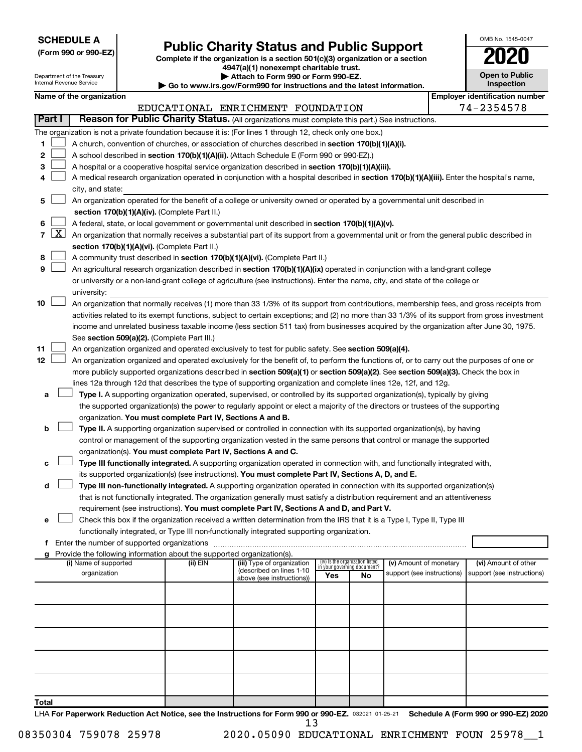**SCHEDULE A**
**(Form 990 or 990-EZ)**

Department of the Treasury
Internal Revenue Service

# Public Charity Status and Public Support

**Complete if the organization is a section 501(c)(3) organization or a section 4947(a)(1) nonexempt charitable trust.**
**▶ Attach to Form 990 or Form 990-EZ.**
**▶ Go to www.irs.gov/Form990 for instructions and the latest information.**

OMB No. 1545-0047
**2020**
**Open to Public Inspection**

**Name of the organization:** EDUCATIONAL ENRICHMENT FOUNDATION
**Employer identification number:** 74-2354578

**Part I — Reason for Public Charity Status.** (All organizations must complete this part.) See instructions.

The organization is not a private foundation because it is: (For lines 1 through 12, check only one box.)

1. ☐ A church, convention of churches, or association of churches described in **section 170(b)(1)(A)(i).**
2. ☐ A school described in **section 170(b)(1)(A)(ii).** (Attach Schedule E (Form 990 or 990-EZ).)
3. ☐ A hospital or a cooperative hospital service organization described in **section 170(b)(1)(A)(iii).**
4. ☐ A medical research organization operated in conjunction with a hospital described in **section 170(b)(1)(A)(iii).** Enter the hospital's name, city, and state: ______
5. ☐ An organization operated for the benefit of a college or university owned or operated by a governmental unit described in **section 170(b)(1)(A)(iv).** (Complete Part II.)
6. ☐ A federal, state, or local government or governmental unit described in **section 170(b)(1)(A)(v).**
7. ☒ An organization that normally receives a substantial part of its support from a governmental unit or from the general public described in **section 170(b)(1)(A)(vi).** (Complete Part II.)
8. ☐ A community trust described in **section 170(b)(1)(A)(vi).** (Complete Part II.)
9. ☐ An agricultural research organization described in **section 170(b)(1)(A)(ix)** operated in conjunction with a land-grant college or university or a non-land-grant college of agriculture (see instructions). Enter the name, city, and state of the college or university: ______
10. ☐ An organization that normally receives (1) more than 33 1/3% of its support from contributions, membership fees, and gross receipts from activities related to its exempt functions, subject to certain exceptions; and (2) no more than 33 1/3% of its support from gross investment income and unrelated business taxable income (less section 511 tax) from businesses acquired by the organization after June 30, 1975. See **section 509(a)(2).** (Complete Part III.)
11. ☐ An organization organized and operated exclusively to test for public safety. See **section 509(a)(4).**
12. ☐ An organization organized and operated exclusively for the benefit of, to perform the functions of, or to carry out the purposes of one or more publicly supported organizations described in **section 509(a)(1)** or **section 509(a)(2).** See **section 509(a)(3).** Check the box in lines 12a through 12d that describes the type of supporting organization and complete lines 12e, 12f, and 12g.
   - **a** ☐ **Type I.** A supporting organization operated, supervised, or controlled by its supported organization(s), typically by giving the supported organization(s) the power to regularly appoint or elect a majority of the directors or trustees of the supporting organization. **You must complete Part IV, Sections A and B.**
   - **b** ☐ **Type II.** A supporting organization supervised or controlled in connection with its supported organization(s), by having control or management of the supporting organization vested in the same persons that control or manage the supported organization(s). **You must complete Part IV, Sections A and C.**
   - **c** ☐ **Type III functionally integrated.** A supporting organization operated in connection with, and functionally integrated with, its supported organization(s) (see instructions). **You must complete Part IV, Sections A, D, and E.**
   - **d** ☐ **Type III non-functionally integrated.** A supporting organization operated in connection with its supported organization(s) that is not functionally integrated. The organization generally must satisfy a distribution requirement and an attentiveness requirement (see instructions). **You must complete Part IV, Sections A and D, and Part V.**
   - **e** ☐ Check this box if the organization received a written determination from the IRS that it is a Type I, Type II, Type III functionally integrated, or Type III non-functionally integrated supporting organization.
   - **f** Enter the number of supported organizations ______
   - **g** Provide the following information about the supported organization(s).

| (i) Name of supported organization | (ii) EIN | (iii) Type of organization (described on lines 1-10 above (see instructions)) | (iv) Is the organization listed in your governing document? Yes | No | (v) Amount of monetary support (see instructions) | (vi) Amount of other support (see instructions) |
|---|---|---|---|---|---|---|
| | | | | | | |
| | | | | | | |
| | | | | | | |
| | | | | | | |
| | | | | | | |
| **Total** | | | | | | |

LHA **For Paperwork Reduction Act Notice, see the Instructions for Form 990 or 990-EZ.** 032021 01-25-21 **Schedule A (Form 990 or 990-EZ) 2020**

08350304 759078 25978 2020.05090 EDUCATIONAL ENRICHMENT FOUN 25978__1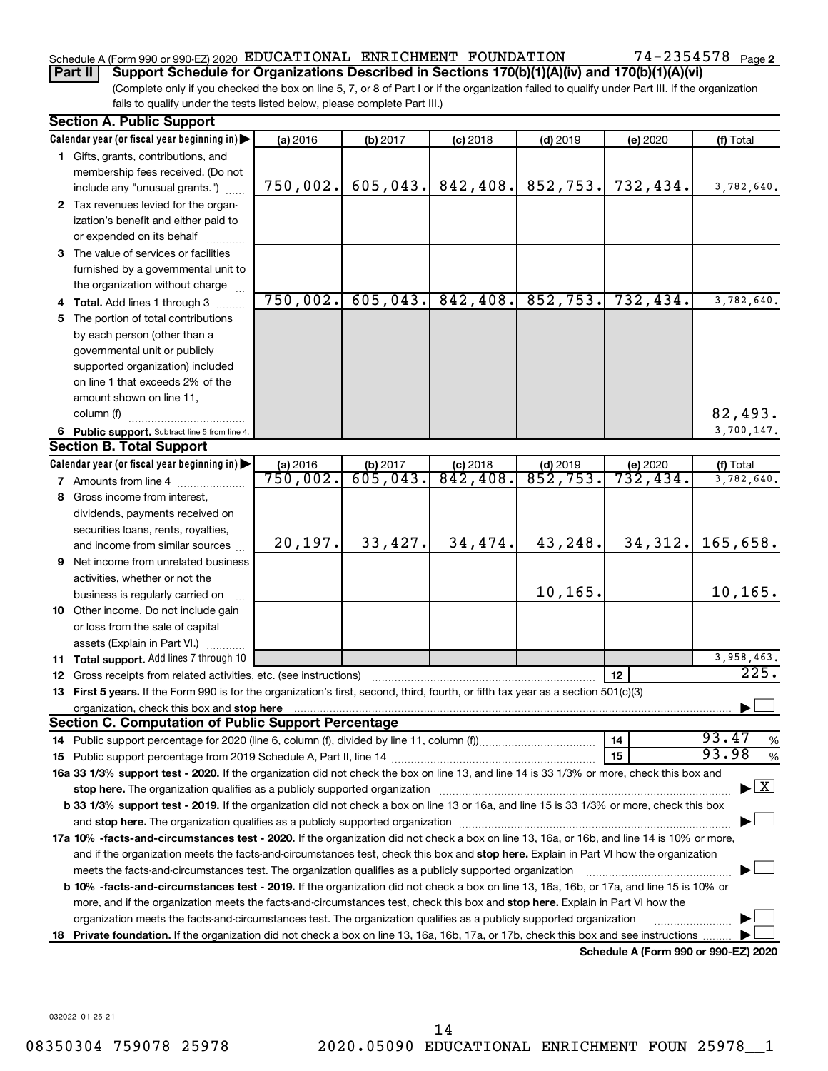Schedule A (Form 990 or 990-EZ) 2020 EDUCATIONAL ENRICHMENT FOUNDATION 74-2354578 Page 2

**Part II** **Support Schedule for Organizations Described in Sections 170(b)(1)(A)(iv) and 170(b)(1)(A)(vi)**

(Complete only if you checked the box on line 5, 7, or 8 of Part I or if the organization failed to qualify under Part III. If the organization fails to qualify under the tests listed below, please complete Part III.)

## Section A. Public Support

| Calendar year (or fiscal year beginning in) ▶ | (a) 2016 | (b) 2017 | (c) 2018 | (d) 2019 | (e) 2020 | (f) Total |
|---|---|---|---|---|---|---|
| **1** Gifts, grants, contributions, and membership fees received. (Do not include any "unusual grants.") | 750,002. | 605,043. | 842,408. | 852,753. | 732,434. | 3,782,640. |
| **2** Tax revenues levied for the organization's benefit and either paid to or expended on its behalf | | | | | | |
| **3** The value of services or facilities furnished by a governmental unit to the organization without charge | | | | | | |
| **4 Total.** Add lines 1 through 3 | 750,002. | 605,043. | 842,408. | 852,753. | 732,434. | 3,782,640. |
| **5** The portion of total contributions by each person (other than a governmental unit or publicly supported organization) included on line 1 that exceeds 2% of the amount shown on line 11, column (f) | | | | | | 82,493. |
| **6 Public support.** Subtract line 5 from line 4. | | | | | | 3,700,147. |

## Section B. Total Support

| Calendar year (or fiscal year beginning in) ▶ | (a) 2016 | (b) 2017 | (c) 2018 | (d) 2019 | (e) 2020 | (f) Total |
|---|---|---|---|---|---|---|
| **7** Amounts from line 4 | 750,002. | 605,043. | 842,408. | 852,753. | 732,434. | 3,782,640. |
| **8** Gross income from interest, dividends, payments received on securities loans, rents, royalties, and income from similar sources | 20,197. | 33,427. | 34,474. | 43,248. | 34,312. | 165,658. |
| **9** Net income from unrelated business activities, whether or not the business is regularly carried on | | | | 10,165. | | 10,165. |
| **10** Other income. Do not include gain or loss from the sale of capital assets (Explain in Part VI.) | | | | | | |
| **11 Total support.** Add lines 7 through 10 | | | | | | 3,958,463. |

**12** Gross receipts from related activities, etc. (see instructions) — **12** — 225.

**13 First 5 years.** If the Form 990 is for the organization's first, second, third, fourth, or fifth tax year as a section 501(c)(3) organization, check this box and **stop here** ☐

## Section C. Computation of Public Support Percentage

**14** Public support percentage for 2020 (line 6, column (f), divided by line 11, column (f)) — **14** — 93.47 %

**15** Public support percentage from 2019 Schedule A, Part II, line 14 — **15** — 93.98 %

**16a 33 1/3% support test - 2020.** If the organization did not check the box on line 13, and line 14 is 33 1/3% or more, check this box and **stop here.** The organization qualifies as a publicly supported organization ☒

**b 33 1/3% support test - 2019.** If the organization did not check a box on line 13 or 16a, and line 15 is 33 1/3% or more, check this box and **stop here.** The organization qualifies as a publicly supported organization ☐

**17a 10% -facts-and-circumstances test - 2020.** If the organization did not check a box on line 13, 16a, or 16b, and line 14 is 10% or more, and if the organization meets the facts-and-circumstances test, check this box and **stop here.** Explain in Part VI how the organization meets the facts-and-circumstances test. The organization qualifies as a publicly supported organization ☐

**b 10% -facts-and-circumstances test - 2019.** If the organization did not check a box on line 13, 16a, 16b, or 17a, and line 15 is 10% or more, and if the organization meets the facts-and-circumstances test, check this box and **stop here.** Explain in Part VI how the organization meets the facts-and-circumstances test. The organization qualifies as a publicly supported organization ☐

**18 Private foundation.** If the organization did not check a box on line 13, 16a, 16b, 17a, or 17b, check this box and see instructions ☐

**Schedule A (Form 990 or 990-EZ) 2020**

032022 01-25-21

08350304 759078 25978 2020.05090 EDUCATIONAL ENRICHMENT FOUN 25978__1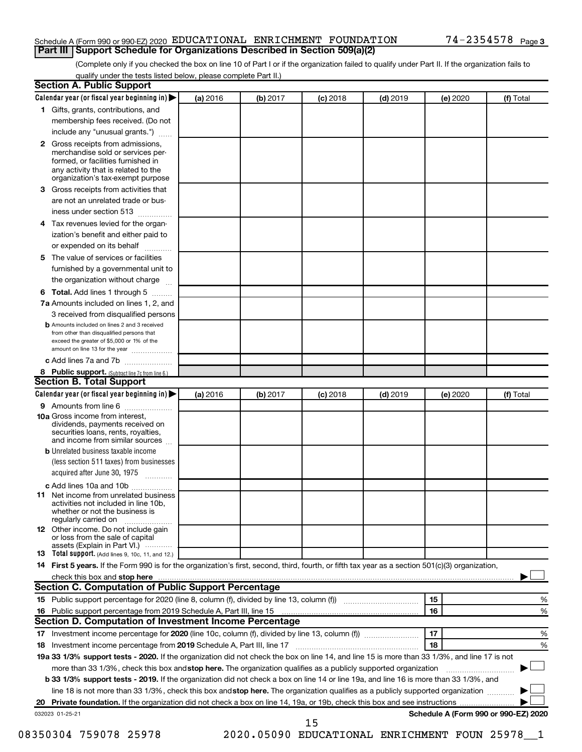Schedule A (Form 990 or 990-EZ) 2020 EDUCATIONAL ENRICHMENT FOUNDATION 74-2354578 Page 3

## Part III Support Schedule for Organizations Described in Section 509(a)(2)

(Complete only if you checked the box on line 10 of Part I or if the organization failed to qualify under Part II. If the organization fails to qualify under the tests listed below, please complete Part II.)

### Section A. Public Support

| Calendar year (or fiscal year beginning in) ▶ | (a) 2016 | (b) 2017 | (c) 2018 | (d) 2019 | (e) 2020 | (f) Total |
|---|---|---|---|---|---|---|
| **1** Gifts, grants, contributions, and membership fees received. (Do not include any "unusual grants.") | | | | | | |
| **2** Gross receipts from admissions, merchandise sold or services performed, or facilities furnished in any activity that is related to the organization's tax-exempt purpose | | | | | | |
| **3** Gross receipts from activities that are not an unrelated trade or business under section 513 | | | | | | |
| **4** Tax revenues levied for the organization's benefit and either paid to or expended on its behalf | | | | | | |
| **5** The value of services or facilities furnished by a governmental unit to the organization without charge | | | | | | |
| **6 Total.** Add lines 1 through 5 | | | | | | |
| **7a** Amounts included on lines 1, 2, and 3 received from disqualified persons | | | | | | |
| **b** Amounts included on lines 2 and 3 received from other than disqualified persons that exceed the greater of $5,000 or 1% of the amount on line 13 for the year | | | | | | |
| **c** Add lines 7a and 7b | | | | | | |
| **8 Public support.** (Subtract line 7c from line 6.) | | | | | | |

### Section B. Total Support

| Calendar year (or fiscal year beginning in) ▶ | (a) 2016 | (b) 2017 | (c) 2018 | (d) 2019 | (e) 2020 | (f) Total |
|---|---|---|---|---|---|---|
| **9** Amounts from line 6 | | | | | | |
| **10a** Gross income from interest, dividends, payments received on securities loans, rents, royalties, and income from similar sources | | | | | | |
| **b** Unrelated business taxable income (less section 511 taxes) from businesses acquired after June 30, 1975 | | | | | | |
| **c** Add lines 10a and 10b | | | | | | |
| **11** Net income from unrelated business activities not included in line 10b, whether or not the business is regularly carried on | | | | | | |
| **12** Other income. Do not include gain or loss from the sale of capital assets (Explain in Part VI.) | | | | | | |
| **13 Total support.** (Add lines 9, 10c, 11, and 12.) | | | | | | |

**14 First 5 years.** If the Form 990 is for the organization's first, second, third, fourth, or fifth tax year as a section 501(c)(3) organization, check this box and **stop here** ▶ ☐

### Section C. Computation of Public Support Percentage

| | | | |
|---|---|---|---|
| **15** | Public support percentage for 2020 (line 8, column (f), divided by line 13, column (f)) | 15 | % |
| **16** | Public support percentage from 2019 Schedule A, Part III, line 15 | 16 | % |

### Section D. Computation of Investment Income Percentage

| | | | |
|---|---|---|---|
| **17** | Investment income percentage for **2020** (line 10c, column (f), divided by line 13, column (f)) | 17 | % |
| **18** | Investment income percentage from **2019** Schedule A, Part III, line 17 | 18 | % |

**19a 33 1/3% support tests - 2020.** If the organization did not check the box on line 14, and line 15 is more than 33 1/3%, and line 17 is not more than 33 1/3%, check this box and **stop here.** The organization qualifies as a publicly supported organization ▶ ☐

**b 33 1/3% support tests - 2019.** If the organization did not check a box on line 14 or line 19a, and line 16 is more than 33 1/3%, and line 18 is not more than 33 1/3%, check this box and **stop here.** The organization qualifies as a publicly supported organization ▶ ☐

**20 Private foundation.** If the organization did not check a box on line 14, 19a, or 19b, check this box and see instructions ▶ ☐

032023 01-25-21

**Schedule A (Form 990 or 990-EZ) 2020**

08350304 759078 25978 2020.05090 EDUCATIONAL ENRICHMENT FOUN 25978__1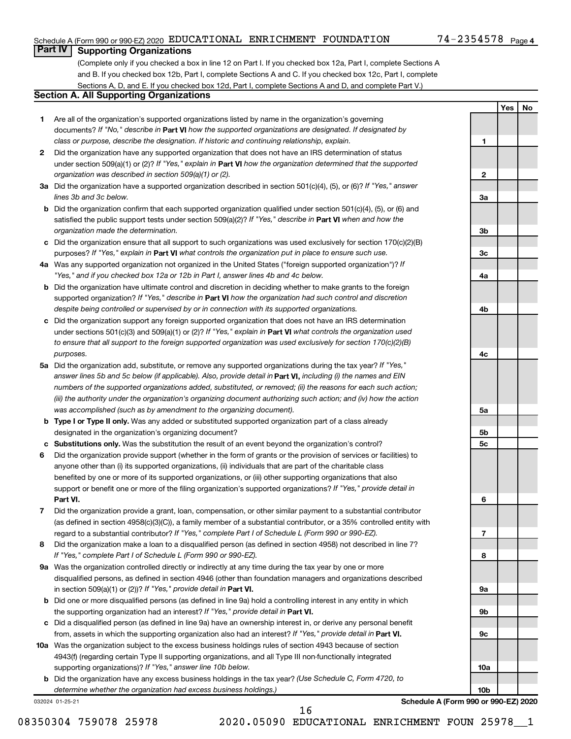Schedule A (Form 990 or 990-EZ) 2020 EDUCATIONAL ENRICHMENT FOUNDATION 74-2354578 Page 4

## Part IV Supporting Organizations

(Complete only if you checked a box in line 12 on Part I. If you checked box 12a, Part I, complete Sections A and B. If you checked box 12b, Part I, complete Sections A and C. If you checked box 12c, Part I, complete Sections A, D, and E. If you checked box 12d, Part I, complete Sections A and D, and complete Part V.)

### Section A. All Supporting Organizations

| | | Line | Yes | No |
|---|---|---|---|---|
| **1** | Are all of the organization's supported organizations listed by name in the organization's governing documents? *If "No," describe in* **Part VI** *how the supported organizations are designated. If designated by class or purpose, describe the designation. If historic and continuing relationship, explain.* | 1 | | |
| **2** | Did the organization have any supported organization that does not have an IRS determination of status under section 509(a)(1) or (2)? *If "Yes," explain in* **Part VI** *how the organization determined that the supported organization was described in section 509(a)(1) or (2).* | 2 | | |
| **3a** | Did the organization have a supported organization described in section 501(c)(4), (5), or (6)? *If "Yes," answer lines 3b and 3c below.* | 3a | | |
| **b** | Did the organization confirm that each supported organization qualified under section 501(c)(4), (5), or (6) and satisfied the public support tests under section 509(a)(2)? *If "Yes," describe in* **Part VI** *when and how the organization made the determination.* | 3b | | |
| **c** | Did the organization ensure that all support to such organizations was used exclusively for section 170(c)(2)(B) purposes? *If "Yes," explain in* **Part VI** *what controls the organization put in place to ensure such use.* | 3c | | |
| **4a** | Was any supported organization not organized in the United States ("foreign supported organization")? *If "Yes," and if you checked box 12a or 12b in Part I, answer lines 4b and 4c below.* | 4a | | |
| **b** | Did the organization have ultimate control and discretion in deciding whether to make grants to the foreign supported organization? *If "Yes," describe in* **Part VI** *how the organization had such control and discretion despite being controlled or supervised by or in connection with its supported organizations.* | 4b | | |
| **c** | Did the organization support any foreign supported organization that does not have an IRS determination under sections 501(c)(3) and 509(a)(1) or (2)? *If "Yes," explain in* **Part VI** *what controls the organization used to ensure that all support to the foreign supported organization was used exclusively for section 170(c)(2)(B) purposes.* | 4c | | |
| **5a** | Did the organization add, substitute, or remove any supported organizations during the tax year? *If "Yes," answer lines 5b and 5c below (if applicable). Also, provide detail in* **Part VI,** *including (i) the names and EIN numbers of the supported organizations added, substituted, or removed; (ii) the reasons for each such action; (iii) the authority under the organization's organizing document authorizing such action; and (iv) how the action was accomplished (such as by amendment to the organizing document).* | 5a | | |
| **b** | **Type I or Type II only.** Was any added or substituted supported organization part of a class already designated in the organization's organizing document? | 5b | | |
| **c** | **Substitutions only.** Was the substitution the result of an event beyond the organization's control? | 5c | | |
| **6** | Did the organization provide support (whether in the form of grants or the provision of services or facilities) to anyone other than (i) its supported organizations, (ii) individuals that are part of the charitable class benefited by one or more of its supported organizations, or (iii) other supporting organizations that also support or benefit one or more of the filing organization's supported organizations? *If "Yes," provide detail in* **Part VI.** | 6 | | |
| **7** | Did the organization provide a grant, loan, compensation, or other similar payment to a substantial contributor (as defined in section 4958(c)(3)(C)), a family member of a substantial contributor, or a 35% controlled entity with regard to a substantial contributor? *If "Yes," complete Part I of Schedule L (Form 990 or 990-EZ).* | 7 | | |
| **8** | Did the organization make a loan to a disqualified person (as defined in section 4958) not described in line 7? *If "Yes," complete Part I of Schedule L (Form 990 or 990-EZ).* | 8 | | |
| **9a** | Was the organization controlled directly or indirectly at any time during the tax year by one or more disqualified persons, as defined in section 4946 (other than foundation managers and organizations described in section 509(a)(1) or (2))? *If "Yes," provide detail in* **Part VI.** | 9a | | |
| **b** | Did one or more disqualified persons (as defined in line 9a) hold a controlling interest in any entity in which the supporting organization had an interest? *If "Yes," provide detail in* **Part VI.** | 9b | | |
| **c** | Did a disqualified person (as defined in line 9a) have an ownership interest in, or derive any personal benefit from, assets in which the supporting organization also had an interest? *If "Yes," provide detail in* **Part VI.** | 9c | | |
| **10a** | Was the organization subject to the excess business holdings rules of section 4943 because of section 4943(f) (regarding certain Type II supporting organizations, and all Type III non-functionally integrated supporting organizations)? *If "Yes," answer line 10b below.* | 10a | | |
| **b** | Did the organization have any excess business holdings in the tax year? *(Use Schedule C, Form 4720, to determine whether the organization had excess business holdings.)* | 10b | | |

032024 01-25-21 **Schedule A (Form 990 or 990-EZ) 2020**

08350304 759078 25978 2020.05090 EDUCATIONAL ENRICHMENT FOUN 25978__1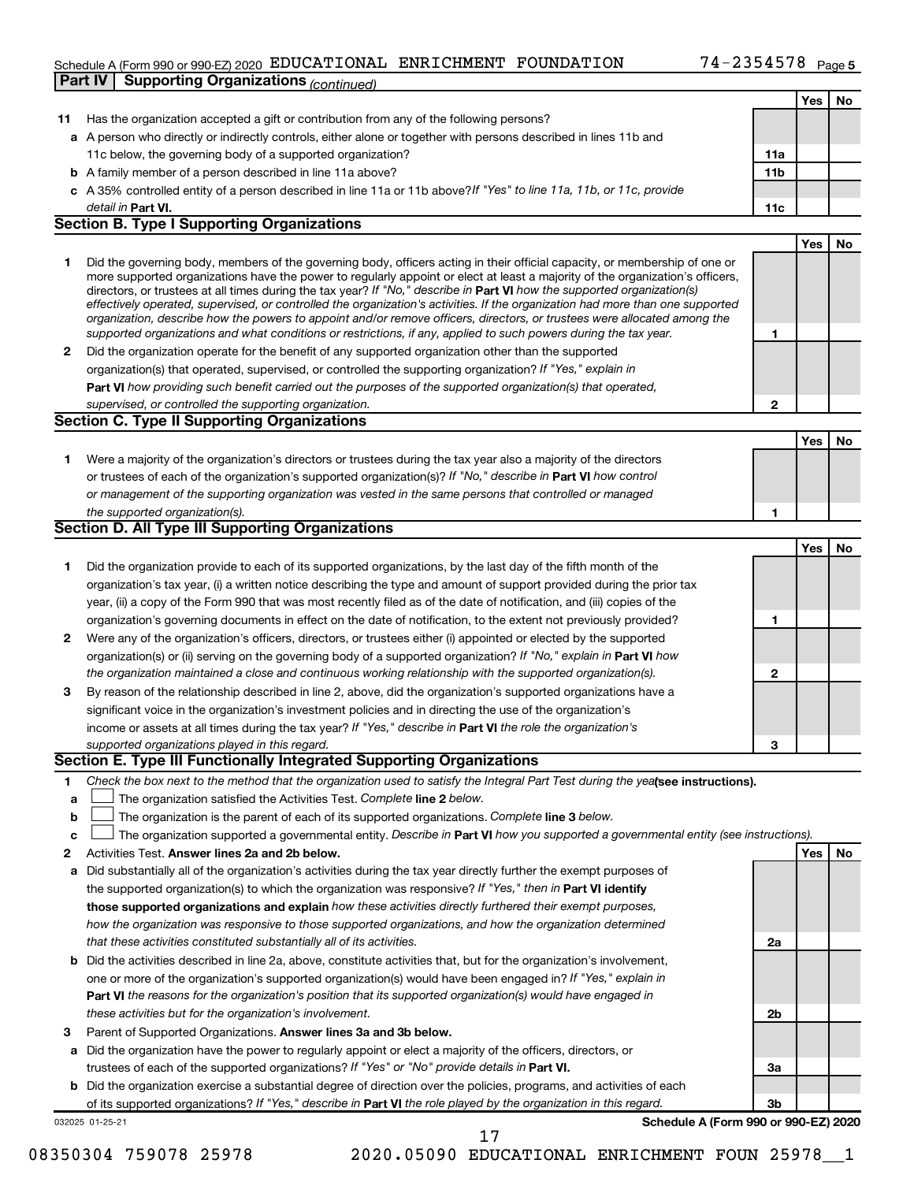Schedule A (Form 990 or 990-EZ) 2020 EDUCATIONAL ENRICHMENT FOUNDATION 74-2354578 Page 5

**Part IV Supporting Organizations** *(continued)*

| | | | Yes | No |
|---|---|---|---|---|
| **11** | Has the organization accepted a gift or contribution from any of the following persons? | | | |
| **a** | A person who directly or indirectly controls, either alone or together with persons described in lines 11b and 11c below, the governing body of a supported organization? | **11a** | | |
| **b** | A family member of a person described in line 11a above? | **11b** | | |
| **c** | A 35% controlled entity of a person described in line 11a or 11b above? *If "Yes" to line 11a, 11b, or 11c, provide detail in* **Part VI.** | **11c** | | |

**Section B. Type I Supporting Organizations**

| | | | Yes | No |
|---|---|---|---|---|
| **1** | Did the governing body, members of the governing body, officers acting in their official capacity, or membership of one or more supported organizations have the power to regularly appoint or elect at least a majority of the organization's officers, directors, or trustees at all times during the tax year? *If "No," describe in* **Part VI** *how the supported organization(s) effectively operated, supervised, or controlled the organization's activities. If the organization had more than one supported organization, describe how the powers to appoint and/or remove officers, directors, or trustees were allocated among the supported organizations and what conditions or restrictions, if any, applied to such powers during the tax year.* | **1** | | |
| **2** | Did the organization operate for the benefit of any supported organization other than the supported organization(s) that operated, supervised, or controlled the supporting organization? *If "Yes," explain in* **Part VI** *how providing such benefit carried out the purposes of the supported organization(s) that operated, supervised, or controlled the supporting organization.* | **2** | | |

**Section C. Type II Supporting Organizations**

| | | | Yes | No |
|---|---|---|---|---|
| **1** | Were a majority of the organization's directors or trustees during the tax year also a majority of the directors or trustees of each of the organization's supported organization(s)? *If "No," describe in* **Part VI** *how control or management of the supporting organization was vested in the same persons that controlled or managed the supported organization(s).* | **1** | | |

**Section D. All Type III Supporting Organizations**

| | | | Yes | No |
|---|---|---|---|---|
| **1** | Did the organization provide to each of its supported organizations, by the last day of the fifth month of the organization's tax year, (i) a written notice describing the type and amount of support provided during the prior tax year, (ii) a copy of the Form 990 that was most recently filed as of the date of notification, and (iii) copies of the organization's governing documents in effect on the date of notification, to the extent not previously provided? | **1** | | |
| **2** | Were any of the organization's officers, directors, or trustees either (i) appointed or elected by the supported organization(s) or (ii) serving on the governing body of a supported organization? *If "No," explain in* **Part VI** *how the organization maintained a close and continuous working relationship with the supported organization(s).* | **2** | | |
| **3** | By reason of the relationship described in line 2, above, did the organization's supported organizations have a significant voice in the organization's investment policies and in directing the use of the organization's income or assets at all times during the tax year? *If "Yes," describe in* **Part VI** *the role the organization's supported organizations played in this regard.* | **3** | | |

**Section E. Type III Functionally Integrated Supporting Organizations**

**1** *Check the box next to the method that the organization used to satisfy the Integral Part Test during the year* **(see instructions).**

**a** ☐ The organization satisfied the Activities Test. *Complete* **line 2** *below.*

**b** ☐ The organization is the parent of each of its supported organizations. *Complete* **line 3** *below.*

**c** ☐ The organization supported a governmental entity. *Describe in* **Part VI** *how you supported a governmental entity (see instructions).*

| | | | Yes | No |
|---|---|---|---|---|
| **2** | Activities Test. **Answer lines 2a and 2b below.** | | | |
| **a** | Did substantially all of the organization's activities during the tax year directly further the exempt purposes of the supported organization(s) to which the organization was responsive? *If "Yes," then in* **Part VI identify those supported organizations and explain** *how these activities directly furthered their exempt purposes, how the organization was responsive to those supported organizations, and how the organization determined that these activities constituted substantially all of its activities.* | **2a** | | |
| **b** | Did the activities described in line 2a, above, constitute activities that, but for the organization's involvement, one or more of the organization's supported organization(s) would have been engaged in? *If "Yes," explain in* **Part VI** *the reasons for the organization's position that its supported organization(s) would have engaged in these activities but for the organization's involvement.* | **2b** | | |
| **3** | Parent of Supported Organizations. **Answer lines 3a and 3b below.** | | | |
| **a** | Did the organization have the power to regularly appoint or elect a majority of the officers, directors, or trustees of each of the supported organizations? *If "Yes" or "No" provide details in* **Part VI.** | **3a** | | |
| **b** | Did the organization exercise a substantial degree of direction over the policies, programs, and activities of each of its supported organizations? *If "Yes," describe in* **Part VI** *the role played by the organization in this regard.* | **3b** | | |

032025 01-25-21 **Schedule A (Form 990 or 990-EZ) 2020**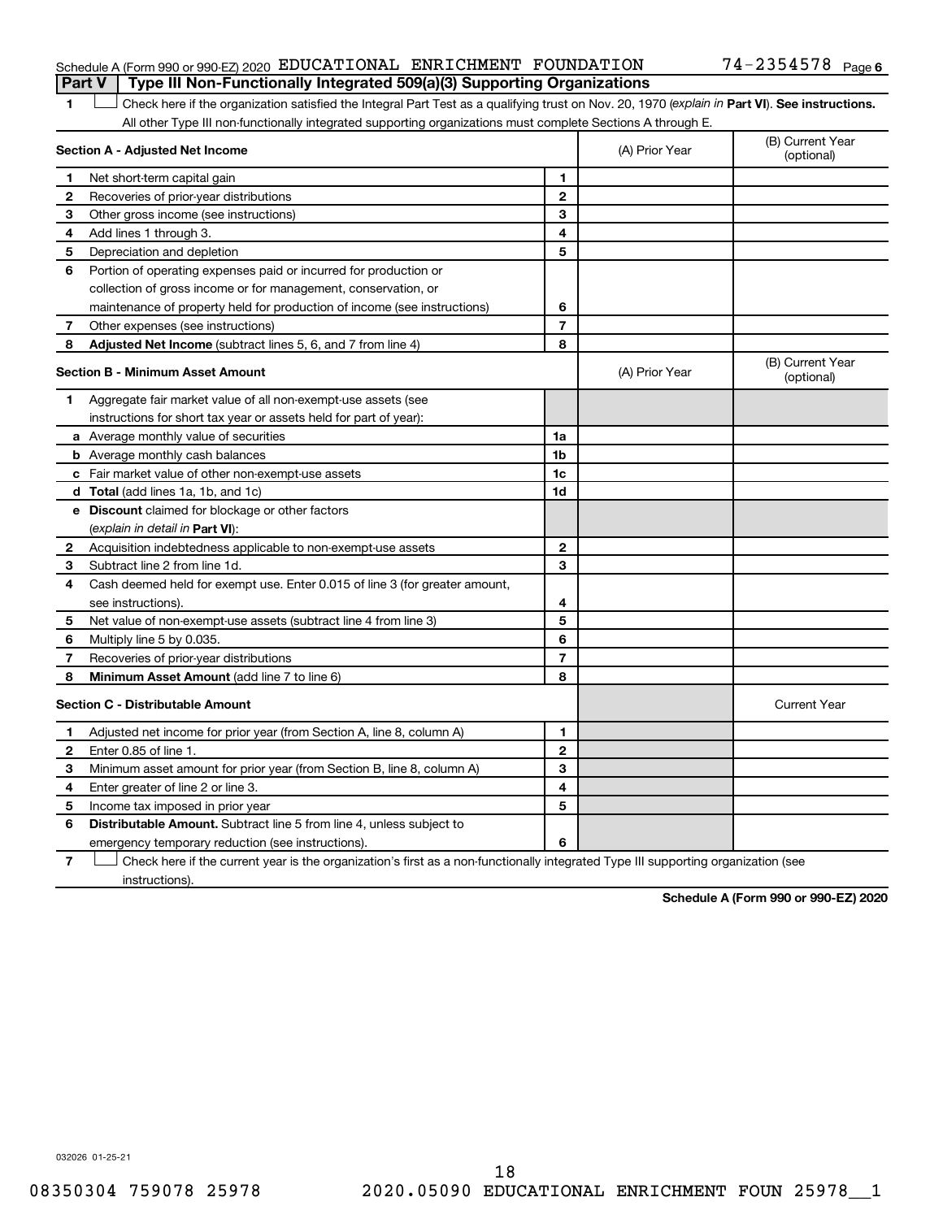Schedule A (Form 990 or 990-EZ) 2020 EDUCATIONAL ENRICHMENT FOUNDATION 74-2354578 Page 6

**Part V | Type III Non-Functionally Integrated 509(a)(3) Supporting Organizations**

1 ☐ Check here if the organization satisfied the Integral Part Test as a qualifying trust on Nov. 20, 1970 (*explain in* **Part VI**). **See instructions.** All other Type III non-functionally integrated supporting organizations must complete Sections A through E.

| **Section A - Adjusted Net Income** | | | (A) Prior Year | (B) Current Year (optional) |
|---|---|---|---|---|
| 1 | Net short-term capital gain | 1 | | |
| 2 | Recoveries of prior-year distributions | 2 | | |
| 3 | Other gross income (see instructions) | 3 | | |
| 4 | Add lines 1 through 3. | 4 | | |
| 5 | Depreciation and depletion | 5 | | |
| 6 | Portion of operating expenses paid or incurred for production or collection of gross income or for management, conservation, or maintenance of property held for production of income (see instructions) | 6 | | |
| 7 | Other expenses (see instructions) | 7 | | |
| 8 | **Adjusted Net Income** (subtract lines 5, 6, and 7 from line 4) | 8 | | |

| **Section B - Minimum Asset Amount** | | | (A) Prior Year | (B) Current Year (optional) |
|---|---|---|---|---|
| 1 | Aggregate fair market value of all non-exempt-use assets (see instructions for short tax year or assets held for part of year): | | | |
| a | Average monthly value of securities | 1a | | |
| b | Average monthly cash balances | 1b | | |
| c | Fair market value of other non-exempt-use assets | 1c | | |
| d | **Total** (add lines 1a, 1b, and 1c) | 1d | | |
| e | **Discount** claimed for blockage or other factors (*explain in detail in* **Part VI**): | | | |
| 2 | Acquisition indebtedness applicable to non-exempt-use assets | 2 | | |
| 3 | Subtract line 2 from line 1d. | 3 | | |
| 4 | Cash deemed held for exempt use. Enter 0.015 of line 3 (for greater amount, see instructions). | 4 | | |
| 5 | Net value of non-exempt-use assets (subtract line 4 from line 3) | 5 | | |
| 6 | Multiply line 5 by 0.035. | 6 | | |
| 7 | Recoveries of prior-year distributions | 7 | | |
| 8 | **Minimum Asset Amount** (add line 7 to line 6) | 8 | | |

| **Section C - Distributable Amount** | | | | Current Year |
|---|---|---|---|---|
| 1 | Adjusted net income for prior year (from Section A, line 8, column A) | 1 | | |
| 2 | Enter 0.85 of line 1. | 2 | | |
| 3 | Minimum asset amount for prior year (from Section B, line 8, column A) | 3 | | |
| 4 | Enter greater of line 2 or line 3. | 4 | | |
| 5 | Income tax imposed in prior year | 5 | | |
| 6 | **Distributable Amount.** Subtract line 5 from line 4, unless subject to emergency temporary reduction (see instructions). | 6 | | |

7 ☐ Check here if the current year is the organization's first as a non-functionally integrated Type III supporting organization (see instructions).

**Schedule A (Form 990 or 990-EZ) 2020**

032026 01-25-21

08350304 759078 25978 2020.05090 EDUCATIONAL ENRICHMENT FOUN 25978__1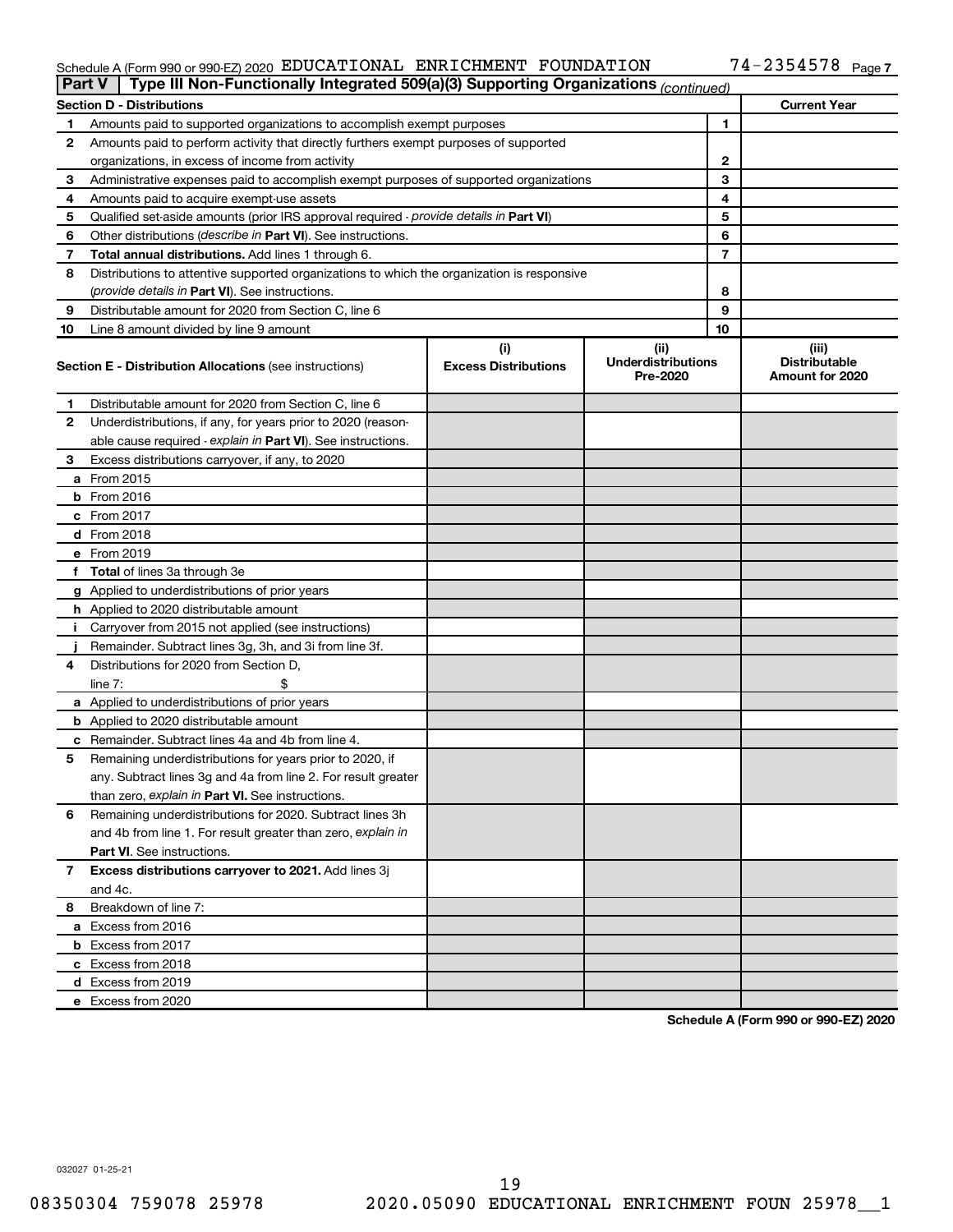Schedule A (Form 990 or 990-EZ) 2020 EDUCATIONAL ENRICHMENT FOUNDATION 74-2354578 Page 7

## Part V Type III Non-Functionally Integrated 509(a)(3) Supporting Organizations *(continued)*

| Section D - Distributions | | | Current Year |
|---|---|---|---|
| 1 | Amounts paid to supported organizations to accomplish exempt purposes | 1 | |
| 2 | Amounts paid to perform activity that directly furthers exempt purposes of supported organizations, in excess of income from activity | 2 | |
| 3 | Administrative expenses paid to accomplish exempt purposes of supported organizations | 3 | |
| 4 | Amounts paid to acquire exempt-use assets | 4 | |
| 5 | Qualified set-aside amounts (prior IRS approval required - *provide details in* **Part VI**) | 5 | |
| 6 | Other distributions (*describe in* **Part VI**). See instructions. | 6 | |
| 7 | **Total annual distributions.** Add lines 1 through 6. | 7 | |
| 8 | Distributions to attentive supported organizations to which the organization is responsive (*provide details in* **Part VI**). See instructions. | 8 | |
| 9 | Distributable amount for 2020 from Section C, line 6 | 9 | |
| 10 | Line 8 amount divided by line 9 amount | 10 | |

| | Section E - Distribution Allocations (see instructions) | (i) Excess Distributions | (ii) Underdistributions Pre-2020 | (iii) Distributable Amount for 2020 |
|---|---|---|---|---|
| 1 | Distributable amount for 2020 from Section C, line 6 | | | |
| 2 | Underdistributions, if any, for years prior to 2020 (reasonable cause required - *explain in* **Part VI**). See instructions. | | | |
| 3 | Excess distributions carryover, if any, to 2020 | | | |
| a | From 2015 | | | |
| b | From 2016 | | | |
| c | From 2017 | | | |
| d | From 2018 | | | |
| e | From 2019 | | | |
| f | **Total** of lines 3a through 3e | | | |
| g | Applied to underdistributions of prior years | | | |
| h | Applied to 2020 distributable amount | | | |
| i | Carryover from 2015 not applied (see instructions) | | | |
| j | Remainder. Subtract lines 3g, 3h, and 3i from line 3f. | | | |
| 4 | Distributions for 2020 from Section D, line 7: $ | | | |
| a | Applied to underdistributions of prior years | | | |
| b | Applied to 2020 distributable amount | | | |
| c | Remainder. Subtract lines 4a and 4b from line 4. | | | |
| 5 | Remaining underdistributions for years prior to 2020, if any. Subtract lines 3g and 4a from line 2. For result greater than zero, *explain in* **Part VI.** See instructions. | | | |
| 6 | Remaining underdistributions for 2020. Subtract lines 3h and 4b from line 1. For result greater than zero, *explain in* **Part VI**. See instructions. | | | |
| 7 | **Excess distributions carryover to 2021.** Add lines 3j and 4c. | | | |
| 8 | Breakdown of line 7: | | | |
| a | Excess from 2016 | | | |
| b | Excess from 2017 | | | |
| c | Excess from 2018 | | | |
| d | Excess from 2019 | | | |
| e | Excess from 2020 | | | |

**Schedule A (Form 990 or 990-EZ) 2020**

032027 01-25-21

08350304 759078 25978 2020.05090 EDUCATIONAL ENRICHMENT FOUN 25978__1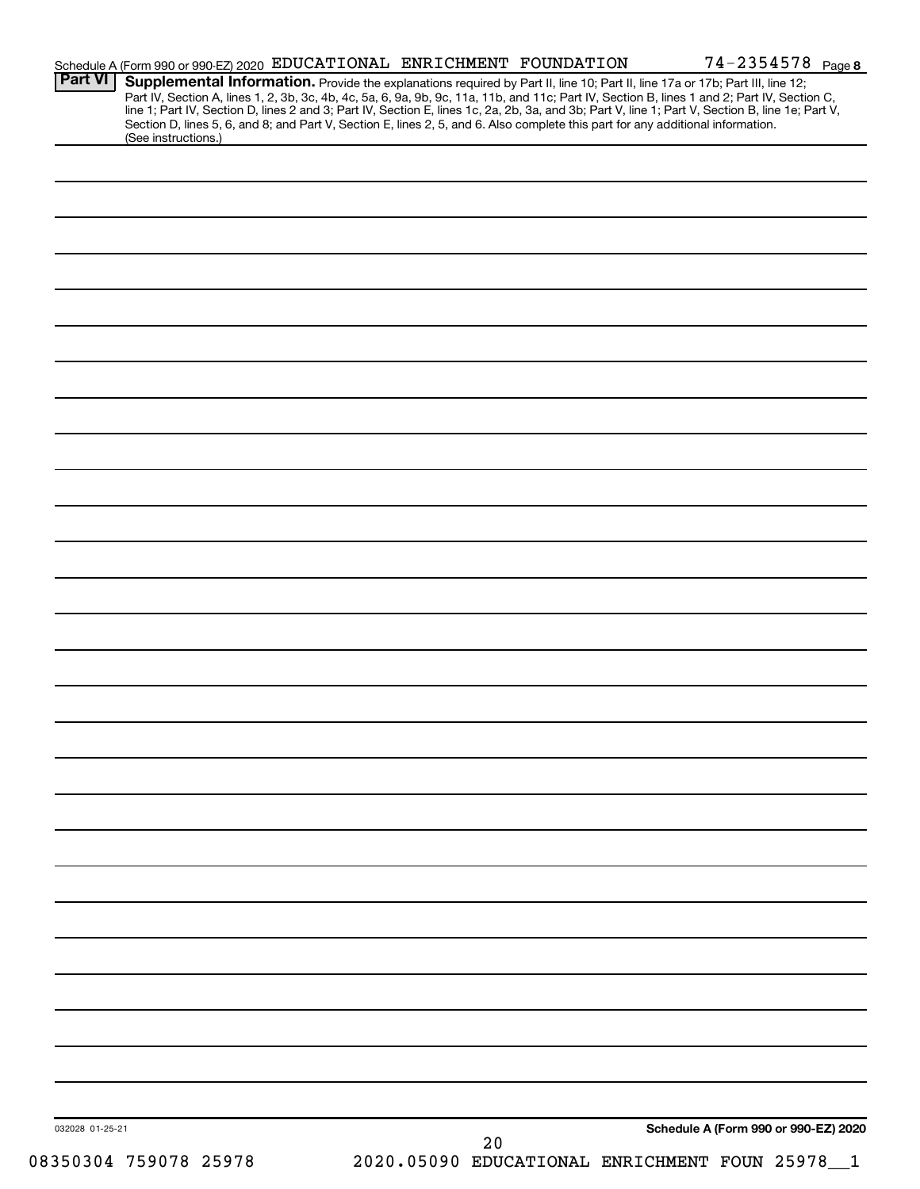Schedule A (Form 990 or 990-EZ) 2020 EDUCATIONAL ENRICHMENT FOUNDATION 74-2354578

## Part VI Supplemental Information.

Provide the explanations required by Part II, line 10; Part II, line 17a or 17b; Part III, line 12; Part IV, Section A, lines 1, 2, 3b, 3c, 4b, 4c, 5a, 6, 9a, 9b, 9c, 11a, 11b, and 11c; Part IV, Section B, lines 1 and 2; Part IV, Section C, line 1; Part IV, Section D, lines 2 and 3; Part IV, Section E, lines 1c, 2a, 2b, 3a, and 3b; Part V, line 1; Part V, Section B, line 1e; Part V, Section D, lines 5, 6, and 8; and Part V, Section E, lines 2, 5, and 6. Also complete this part for any additional information. (See instructions.)

Schedule A (Form 990 or 990-EZ) 2020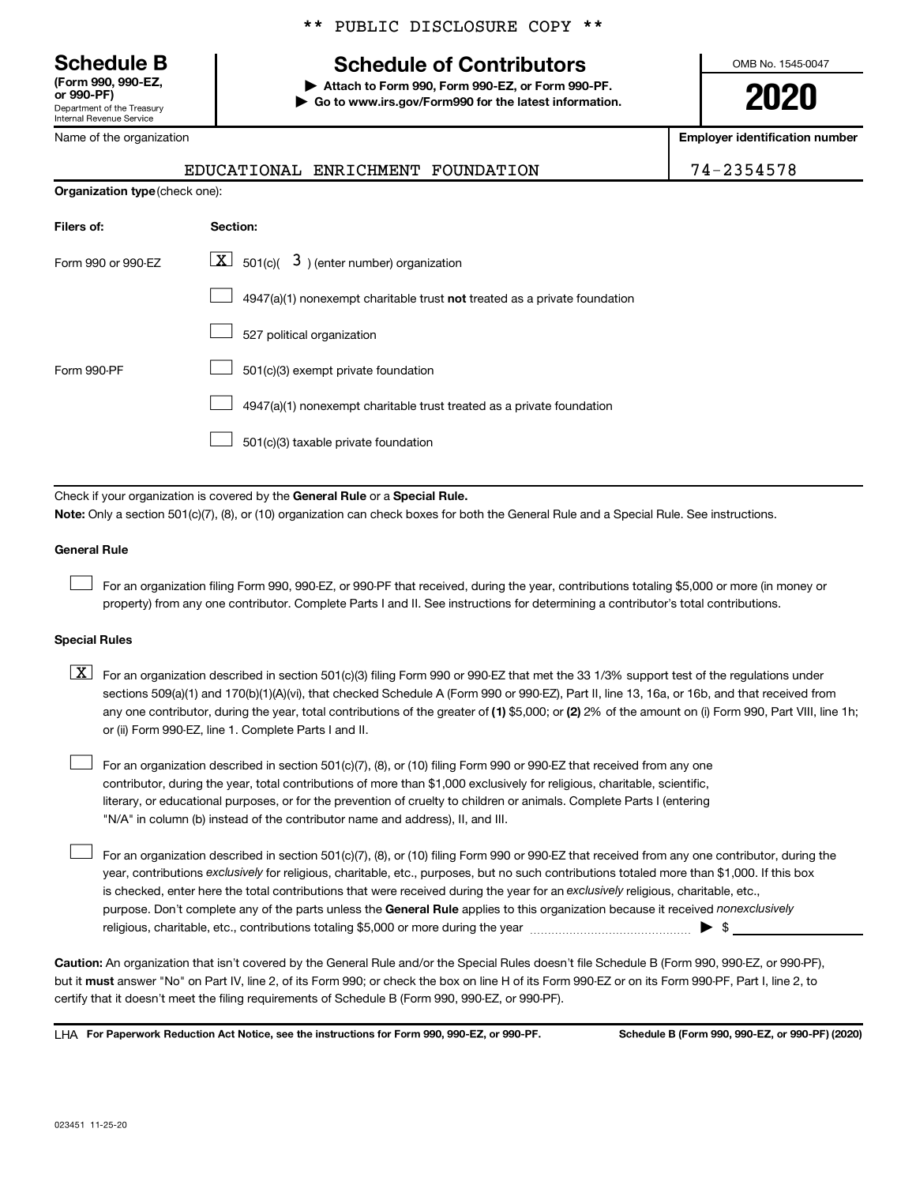** PUBLIC DISCLOSURE COPY **

**Schedule B**
**(Form 990, 990-EZ, or 990-PF)**
Department of the Treasury
Internal Revenue Service

# Schedule of Contributors

▶ **Attach to Form 990, Form 990-EZ, or Form 990-PF.**
▶ **Go to www.irs.gov/Form990 for the latest information.**

OMB No. 1545-0047

**2020**

Name of the organization: EDUCATIONAL ENRICHMENT FOUNDATION

**Employer identification number**: 74-2354578

**Organization type** (check one):

| Filers of: | Section: |
|---|---|
| Form 990 or 990-EZ | [X] 501(c)( 3 ) (enter number) organization |
| | [ ] 4947(a)(1) nonexempt charitable trust **not** treated as a private foundation |
| | [ ] 527 political organization |
| Form 990-PF | [ ] 501(c)(3) exempt private foundation |
| | [ ] 4947(a)(1) nonexempt charitable trust treated as a private foundation |
| | [ ] 501(c)(3) taxable private foundation |

Check if your organization is covered by the **General Rule** or a **Special Rule.**

**Note:** Only a section 501(c)(7), (8), or (10) organization can check boxes for both the General Rule and a Special Rule. See instructions.

**General Rule**

[ ] For an organization filing Form 990, 990-EZ, or 990-PF that received, during the year, contributions totaling $5,000 or more (in money or property) from any one contributor. Complete Parts I and II. See instructions for determining a contributor's total contributions.

**Special Rules**

[X] For an organization described in section 501(c)(3) filing Form 990 or 990-EZ that met the 33 1/3% support test of the regulations under sections 509(a)(1) and 170(b)(1)(A)(vi), that checked Schedule A (Form 990 or 990-EZ), Part II, line 13, 16a, or 16b, and that received from any one contributor, during the year, total contributions of the greater of **(1)** $5,000; or **(2)** 2% of the amount on (i) Form 990, Part VIII, line 1h; or (ii) Form 990-EZ, line 1. Complete Parts I and II.

[ ] For an organization described in section 501(c)(7), (8), or (10) filing Form 990 or 990-EZ that received from any one contributor, during the year, total contributions of more than $1,000 exclusively for religious, charitable, scientific, literary, or educational purposes, or for the prevention of cruelty to children or animals. Complete Parts I (entering "N/A" in column (b) instead of the contributor name and address), II, and III.

[ ] For an organization described in section 501(c)(7), (8), or (10) filing Form 990 or 990-EZ that received from any one contributor, during the year, contributions *exclusively* for religious, charitable, etc., purposes, but no such contributions totaled more than $1,000. If this box is checked, enter here the total contributions that were received during the year for an *exclusively* religious, charitable, etc., purpose. Don't complete any of the parts unless the **General Rule** applies to this organization because it received *nonexclusively* religious, charitable, etc., contributions totaling $5,000 or more during the year ▶ $ ______

**Caution:** An organization that isn't covered by the General Rule and/or the Special Rules doesn't file Schedule B (Form 990, 990-EZ, or 990-PF), but it **must** answer "No" on Part IV, line 2, of its Form 990; or check the box on line H of its Form 990-EZ or on its Form 990-PF, Part I, line 2, to certify that it doesn't meet the filing requirements of Schedule B (Form 990, 990-EZ, or 990-PF).

LHA **For Paperwork Reduction Act Notice, see the instructions for Form 990, 990-EZ, or 990-PF.** **Schedule B (Form 990, 990-EZ, or 990-PF) (2020)**

023451 11-25-20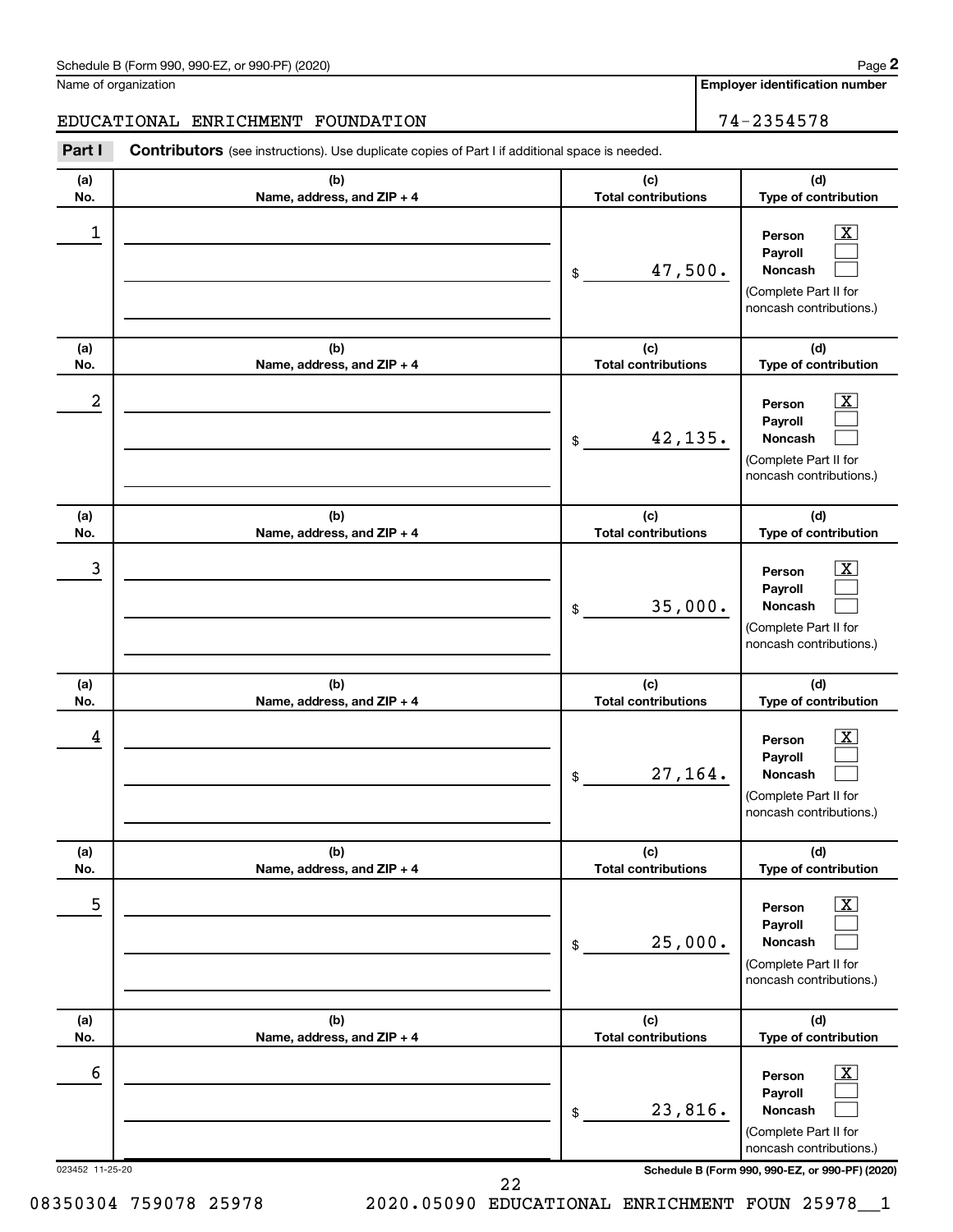Schedule B (Form 990, 990-EZ, or 990-PF) (2020)

Name of organization: EDUCATIONAL ENRICHMENT FOUNDATION

Employer identification number: 74-2354578

## Part I Contributors (see instructions). Use duplicate copies of Part I if additional space is needed.

| (a) No. | (b) Name, address, and ZIP + 4 | (c) Total contributions | (d) Type of contribution |
|---|---|---|---|
| 1 | | $ 47,500. | Person [X] Payroll [ ] Noncash [ ] (Complete Part II for noncash contributions.) |
| 2 | | $ 42,135. | Person [X] Payroll [ ] Noncash [ ] (Complete Part II for noncash contributions.) |
| 3 | | $ 35,000. | Person [X] Payroll [ ] Noncash [ ] (Complete Part II for noncash contributions.) |
| 4 | | $ 27,164. | Person [X] Payroll [ ] Noncash [ ] (Complete Part II for noncash contributions.) |
| 5 | | $ 25,000. | Person [X] Payroll [ ] Noncash [ ] (Complete Part II for noncash contributions.) |
| 6 | | $ 23,816. | Person [X] Payroll [ ] Noncash [ ] (Complete Part II for noncash contributions.) |

023452 11-25-20

Schedule B (Form 990, 990-EZ, or 990-PF) (2020)

08350304 759078 25978 2020.05090 EDUCATIONAL ENRICHMENT FOUN 25978__1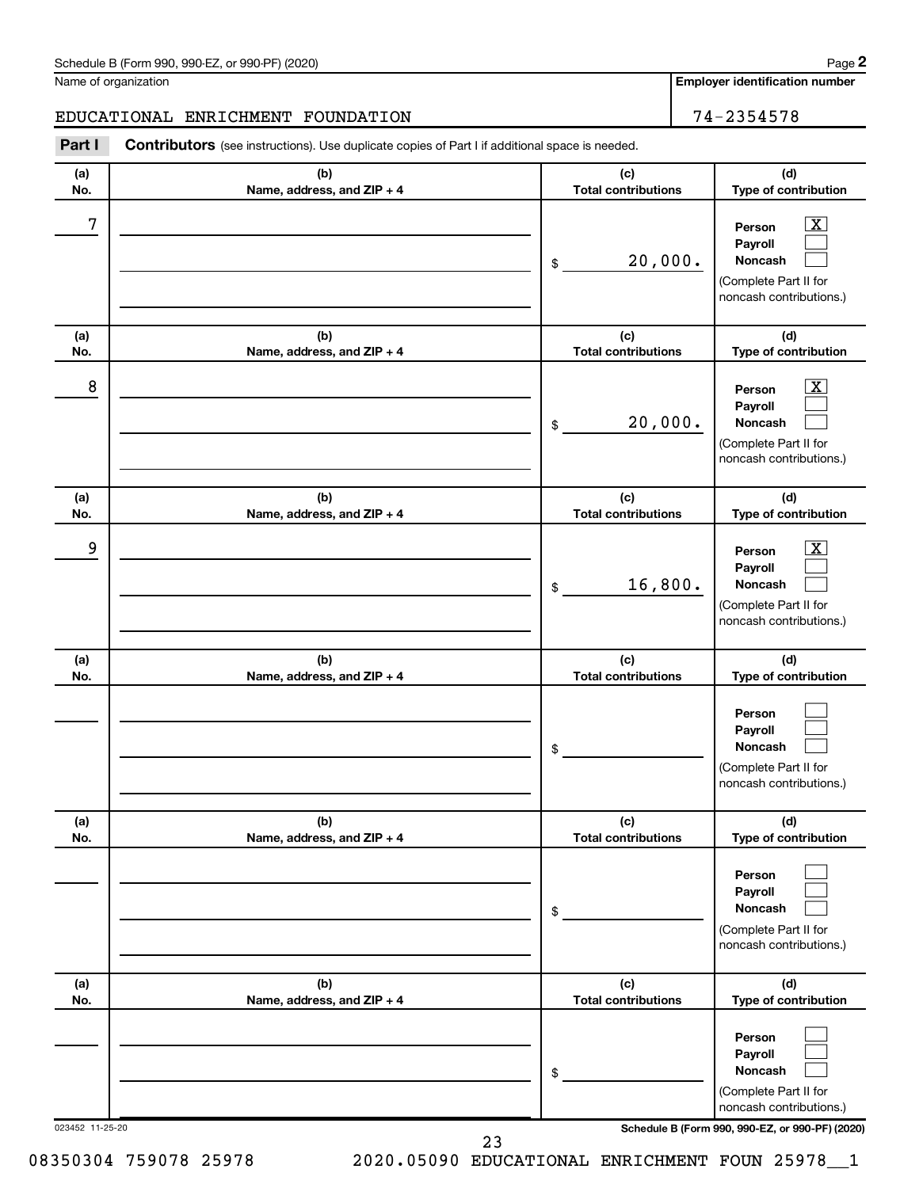Schedule B (Form 990, 990-EZ, or 990-PF) (2020)

Name of organization: EDUCATIONAL ENRICHMENT FOUNDATION

Employer identification number: 74-2354578

## Part I — Contributors (see instructions). Use duplicate copies of Part I if additional space is needed.

| (a) No. | (b) Name, address, and ZIP + 4 | (c) Total contributions | (d) Type of contribution |
|---|---|---|---|
| 7 | | $ 20,000. | Person [X] Payroll [ ] Noncash [ ] (Complete Part II for noncash contributions.) |
| 8 | | $ 20,000. | Person [X] Payroll [ ] Noncash [ ] (Complete Part II for noncash contributions.) |
| 9 | | $ 16,800. | Person [X] Payroll [ ] Noncash [ ] (Complete Part II for noncash contributions.) |
| | | $ | Person [ ] Payroll [ ] Noncash [ ] (Complete Part II for noncash contributions.) |
| | | $ | Person [ ] Payroll [ ] Noncash [ ] (Complete Part II for noncash contributions.) |
| | | $ | Person [ ] Payroll [ ] Noncash [ ] (Complete Part II for noncash contributions.) |

023452 11-25-20

Schedule B (Form 990, 990-EZ, or 990-PF) (2020)

08350304 759078 25978 2020.05090 EDUCATIONAL ENRICHMENT FOUN 25978__1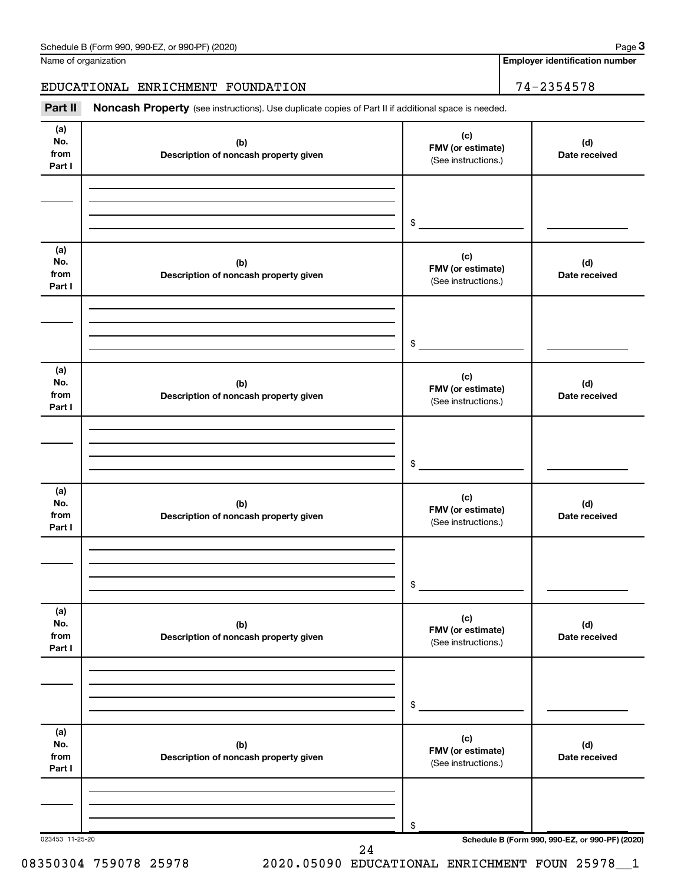Name of organization

**Employer identification number**

EDUCATIONAL ENRICHMENT FOUNDATION 74-2354578

**Part II** **Noncash Property** (see instructions). Use duplicate copies of Part II if additional space is needed.

| (a) No. from Part I | (b) Description of noncash property given | (c) FMV (or estimate) (See instructions.) | (d) Date received |
|---|---|---|---|
| | | $ | |

| (a) No. from Part I | (b) Description of noncash property given | (c) FMV (or estimate) (See instructions.) | (d) Date received |
|---|---|---|---|
| | | $ | |

| (a) No. from Part I | (b) Description of noncash property given | (c) FMV (or estimate) (See instructions.) | (d) Date received |
|---|---|---|---|
| | | $ | |

| (a) No. from Part I | (b) Description of noncash property given | (c) FMV (or estimate) (See instructions.) | (d) Date received |
|---|---|---|---|
| | | $ | |

| (a) No. from Part I | (b) Description of noncash property given | (c) FMV (or estimate) (See instructions.) | (d) Date received |
|---|---|---|---|
| | | $ | |

| (a) No. from Part I | (b) Description of noncash property given | (c) FMV (or estimate) (See instructions.) | (d) Date received |
|---|---|---|---|
| | | $ | |

023453 11-25-20

**Schedule B (Form 990, 990-EZ, or 990-PF) (2020)**

08350304 759078 25978 2020.05090 EDUCATIONAL ENRICHMENT FOUN 25978__1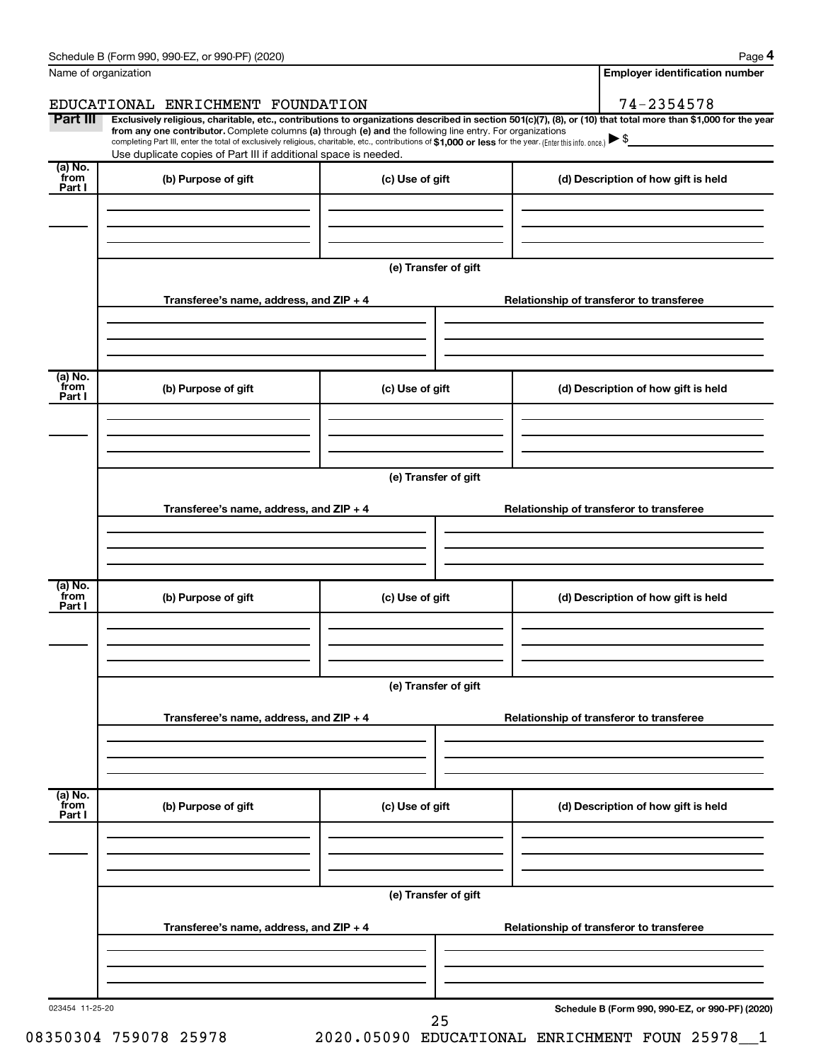Schedule B (Form 990, 990-EZ, or 990-PF) (2020) Page **4**

Name of organization: EDUCATIONAL ENRICHMENT FOUNDATION

**Employer identification number:** 74-2354578

**Part III** **Exclusively religious, charitable, etc., contributions to organizations described in section 501(c)(7), (8), or (10) that total more than $1,000 for the year from any one contributor.** Complete columns **(a)** through **(e)** and the following line entry. For organizations completing Part III, enter the total of exclusively religious, charitable, etc., contributions of **$1,000 or less** for the year. (Enter this info. once.) ▶ $

Use duplicate copies of Part III if additional space is needed.

| (a) No. from Part I | (b) Purpose of gift | (c) Use of gift | (d) Description of how gift is held |
|---|---|---|---|
| | | | |

**(e) Transfer of gift**

| Transferee's name, address, and ZIP + 4 | Relationship of transferor to transferee |
|---|---|
| | |

| (a) No. from Part I | (b) Purpose of gift | (c) Use of gift | (d) Description of how gift is held |
|---|---|---|---|
| | | | |

**(e) Transfer of gift**

| Transferee's name, address, and ZIP + 4 | Relationship of transferor to transferee |
|---|---|
| | |

| (a) No. from Part I | (b) Purpose of gift | (c) Use of gift | (d) Description of how gift is held |
|---|---|---|---|
| | | | |

**(e) Transfer of gift**

| Transferee's name, address, and ZIP + 4 | Relationship of transferor to transferee |
|---|---|
| | |

| (a) No. from Part I | (b) Purpose of gift | (c) Use of gift | (d) Description of how gift is held |
|---|---|---|---|
| | | | |

**(e) Transfer of gift**

| Transferee's name, address, and ZIP + 4 | Relationship of transferor to transferee |
|---|---|
| | |

023454 11-25-20

**Schedule B (Form 990, 990-EZ, or 990-PF) (2020)**

08350304 759078 25978 2020.05090 EDUCATIONAL ENRICHMENT FOUN 25978__1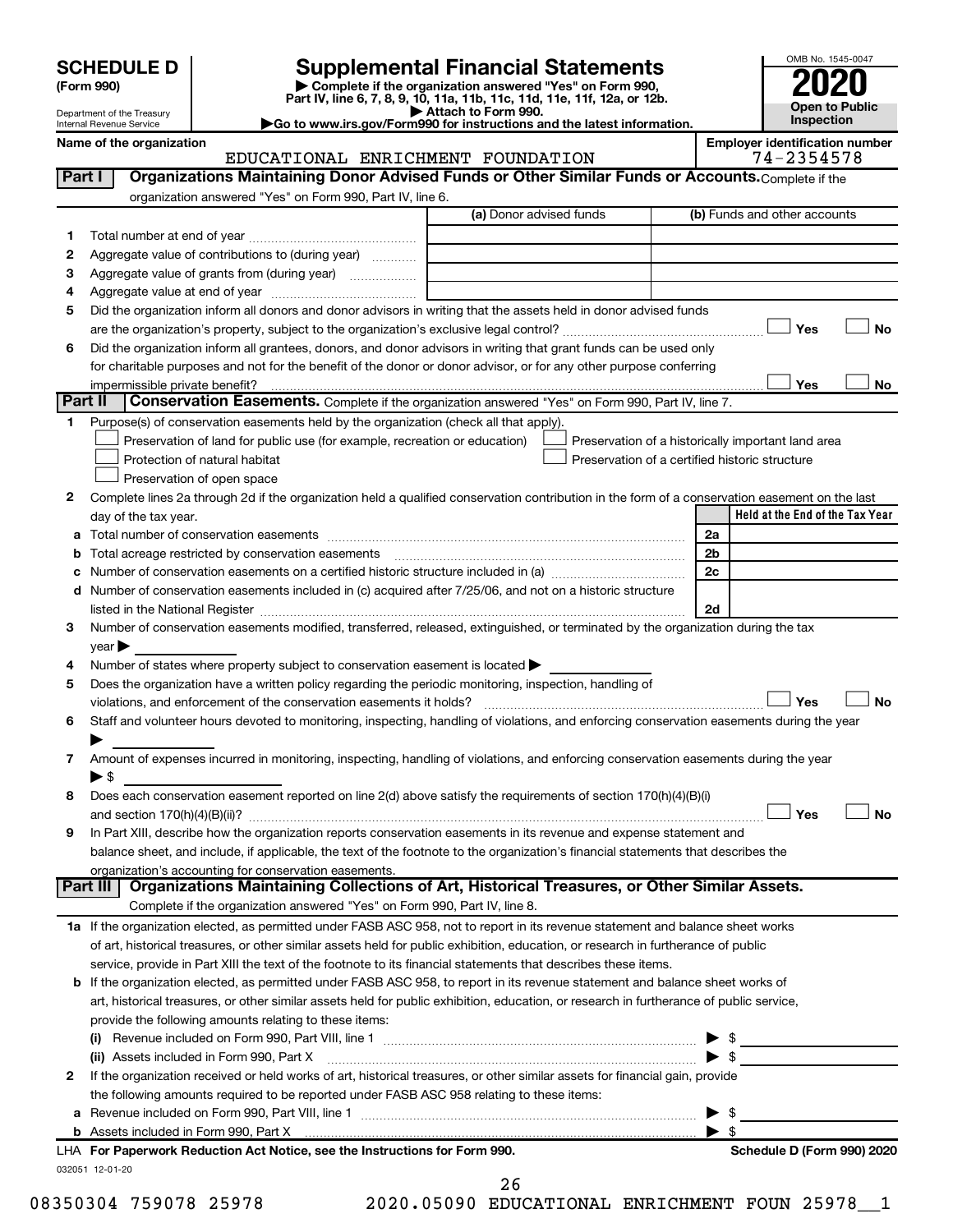# SCHEDULE D (Form 990)

Department of the Treasury
Internal Revenue Service

## Supplemental Financial Statements

▶ Complete if the organization answered "Yes" on Form 990, Part IV, line 6, 7, 8, 9, 10, 11a, 11b, 11c, 11d, 11e, 11f, 12a, or 12b.
▶ Attach to Form 990.
▶Go to www.irs.gov/Form990 for instructions and the latest information.

OMB No. 1545-0047

**2020**

**Open to Public Inspection**

**Name of the organization:** EDUCATIONAL ENRICHMENT FOUNDATION

**Employer identification number:** 74-2354578

### Part I — Organizations Maintaining Donor Advised Funds or Other Similar Funds or Accounts. Complete if the organization answered "Yes" on Form 990, Part IV, line 6.

| | | (a) Donor advised funds | (b) Funds and other accounts |
|---|---|---|---|
| 1 | Total number at end of year | | |
| 2 | Aggregate value of contributions to (during year) | | |
| 3 | Aggregate value of grants from (during year) | | |
| 4 | Aggregate value at end of year | | |

5 Did the organization inform all donors and donor advisors in writing that the assets held in donor advised funds are the organization's property, subject to the organization's exclusive legal control? ☐ Yes ☐ No

6 Did the organization inform all grantees, donors, and donor advisors in writing that grant funds can be used only for charitable purposes and not for the benefit of the donor or donor advisor, or for any other purpose conferring impermissible private benefit? ☐ Yes ☐ No

### Part II — Conservation Easements. Complete if the organization answered "Yes" on Form 990, Part IV, line 7.

1 Purpose(s) of conservation easements held by the organization (check all that apply).
- ☐ Preservation of land for public use (for example, recreation or education)
- ☐ Protection of natural habitat
- ☐ Preservation of open space
- ☐ Preservation of a historically important land area
- ☐ Preservation of a certified historic structure

2 Complete lines 2a through 2d if the organization held a qualified conservation contribution in the form of a conservation easement on the last day of the tax year.

| | | | Held at the End of the Tax Year |
|---|---|---|---|
| a | Total number of conservation easements | 2a | |
| b | Total acreage restricted by conservation easements | 2b | |
| c | Number of conservation easements on a certified historic structure included in (a) | 2c | |
| d | Number of conservation easements included in (c) acquired after 7/25/06, and not on a historic structure listed in the National Register | 2d | |

3 Number of conservation easements modified, transferred, released, extinguished, or terminated by the organization during the tax year ▶

4 Number of states where property subject to conservation easement is located ▶

5 Does the organization have a written policy regarding the periodic monitoring, inspection, handling of violations, and enforcement of the conservation easements it holds? ☐ Yes ☐ No

6 Staff and volunteer hours devoted to monitoring, inspecting, handling of violations, and enforcing conservation easements during the year ▶

7 Amount of expenses incurred in monitoring, inspecting, handling of violations, and enforcing conservation easements during the year ▶ $

8 Does each conservation easement reported on line 2(d) above satisfy the requirements of section 170(h)(4)(B)(i) and section 170(h)(4)(B)(ii)? ☐ Yes ☐ No

9 In Part XIII, describe how the organization reports conservation easements in its revenue and expense statement and balance sheet, and include, if applicable, the text of the footnote to the organization's financial statements that describes the organization's accounting for conservation easements.

### Part III — Organizations Maintaining Collections of Art, Historical Treasures, or Other Similar Assets. Complete if the organization answered "Yes" on Form 990, Part IV, line 8.

1a If the organization elected, as permitted under FASB ASC 958, not to report in its revenue statement and balance sheet works of art, historical treasures, or other similar assets held for public exhibition, education, or research in furtherance of public service, provide in Part XIII the text of the footnote to its financial statements that describes these items.

b If the organization elected, as permitted under FASB ASC 958, to report in its revenue statement and balance sheet works of art, historical treasures, or other similar assets held for public exhibition, education, or research in furtherance of public service, provide the following amounts relating to these items:

(i) Revenue included on Form 990, Part VIII, line 1 ▶ $

(ii) Assets included in Form 990, Part X ▶ $

2 If the organization received or held works of art, historical treasures, or other similar assets for financial gain, provide the following amounts required to be reported under FASB ASC 958 relating to these items:

a Revenue included on Form 990, Part VIII, line 1 ▶ $

b Assets included in Form 990, Part X ▶ $

LHA For Paperwork Reduction Act Notice, see the Instructions for Form 990. Schedule D (Form 990) 2020

032051 12-01-20

08350304 759078 25978 2020.05090 EDUCATIONAL ENRICHMENT FOUN 25978__1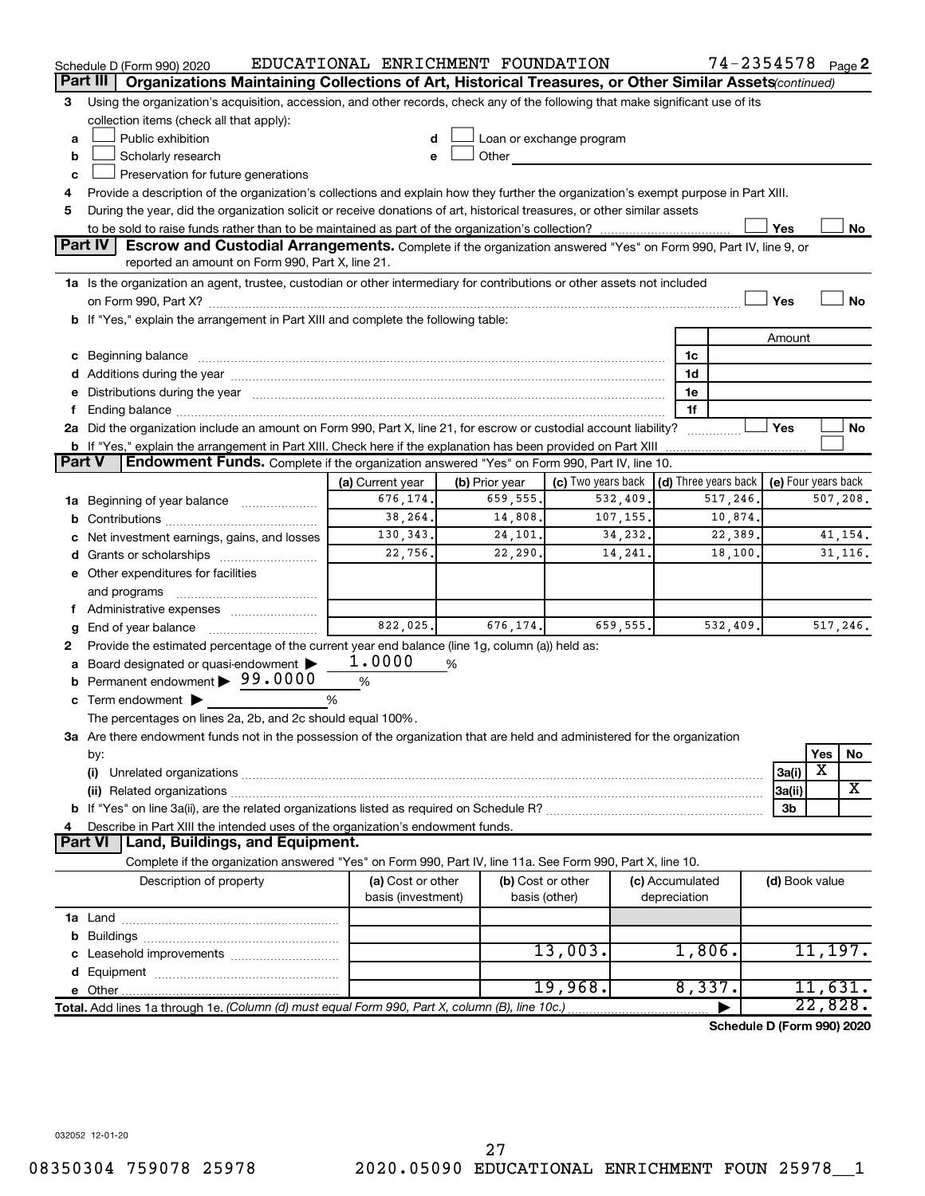Schedule D (Form 990) 2020 EDUCATIONAL ENRICHMENT FOUNDATION 74-2354578 Page 2

## Part III Organizations Maintaining Collections of Art, Historical Treasures, or Other Similar Assets *(continued)*

3 Using the organization's acquisition, accession, and other records, check any of the following that make significant use of its collection items (check all that apply):

a ☐ Public exhibition
b ☐ Scholarly research
c ☐ Preservation for future generations
d ☐ Loan or exchange program
e ☐ Other

4 Provide a description of the organization's collections and explain how they further the organization's exempt purpose in Part XIII.

5 During the year, did the organization solicit or receive donations of art, historical treasures, or other similar assets to be sold to raise funds rather than to be maintained as part of the organization's collection? ☐ Yes ☐ No

## Part IV Escrow and Custodial Arrangements. 

Complete if the organization answered "Yes" on Form 990, Part IV, line 9, or reported an amount on Form 990, Part X, line 21.

1a Is the organization an agent, trustee, custodian or other intermediary for contributions or other assets not included on Form 990, Part X? ☐ Yes ☐ No

b If "Yes," explain the arrangement in Part XIII and complete the following table:

| | | Amount |
|---|---|---|
| c Beginning balance | 1c | |
| d Additions during the year | 1d | |
| e Distributions during the year | 1e | |
| f Ending balance | 1f | |

2a Did the organization include an amount on Form 990, Part X, line 21, for escrow or custodial account liability? ☐ Yes ☐ No

b If "Yes," explain the arrangement in Part XIII. Check here if the explanation has been provided on Part XIII ☐

## Part V Endowment Funds. 

Complete if the organization answered "Yes" on Form 990, Part IV, line 10.

| | (a) Current year | (b) Prior year | (c) Two years back | (d) Three years back | (e) Four years back |
|---|---|---|---|---|---|
| 1a Beginning of year balance | 676,174. | 659,555. | 532,409. | 517,246. | 507,208. |
| b Contributions | 38,264. | 14,808. | 107,155. | 10,874. | |
| c Net investment earnings, gains, and losses | 130,343. | 24,101. | 34,232. | 22,389. | 41,154. |
| d Grants or scholarships | 22,756. | 22,290. | 14,241. | 18,100. | 31,116. |
| e Other expenditures for facilities and programs | | | | | |
| f Administrative expenses | | | | | |
| g End of year balance | 822,025. | 676,174. | 659,555. | 532,409. | 517,246. |

2 Provide the estimated percentage of the current year end balance (line 1g, column (a)) held as:

a Board designated or quasi-endowment ▶ 1.0000 %
b Permanent endowment ▶ 99.0000 %
c Term endowment ▶ %

The percentages on lines 2a, 2b, and 2c should equal 100%.

3a Are there endowment funds not in the possession of the organization that are held and administered for the organization by:

| | | Yes | No |
|---|---|---|---|
| (i) Unrelated organizations | 3a(i) | X | |
| (ii) Related organizations | 3a(ii) | | X |
| b If "Yes" on line 3a(ii), are the related organizations listed as required on Schedule R? | 3b | | |

4 Describe in Part XIII the intended uses of the organization's endowment funds.

## Part VI Land, Buildings, and Equipment.

Complete if the organization answered "Yes" on Form 990, Part IV, line 11a. See Form 990, Part X, line 10.

| Description of property | (a) Cost or other basis (investment) | (b) Cost or other basis (other) | (c) Accumulated depreciation | (d) Book value |
|---|---|---|---|---|
| 1a Land | | | | |
| b Buildings | | | | |
| c Leasehold improvements | | 13,003. | 1,806. | 11,197. |
| d Equipment | | | | |
| e Other | | 19,968. | 8,337. | 11,631. |
| Total. Add lines 1a through 1e. *(Column (d) must equal Form 990, Part X, column (B), line 10c.)* | | | | 22,828. |

Schedule D (Form 990) 2020

032052 12-01-20

08350304 759078 25978 2020.05090 EDUCATIONAL ENRICHMENT FOUN 25978__1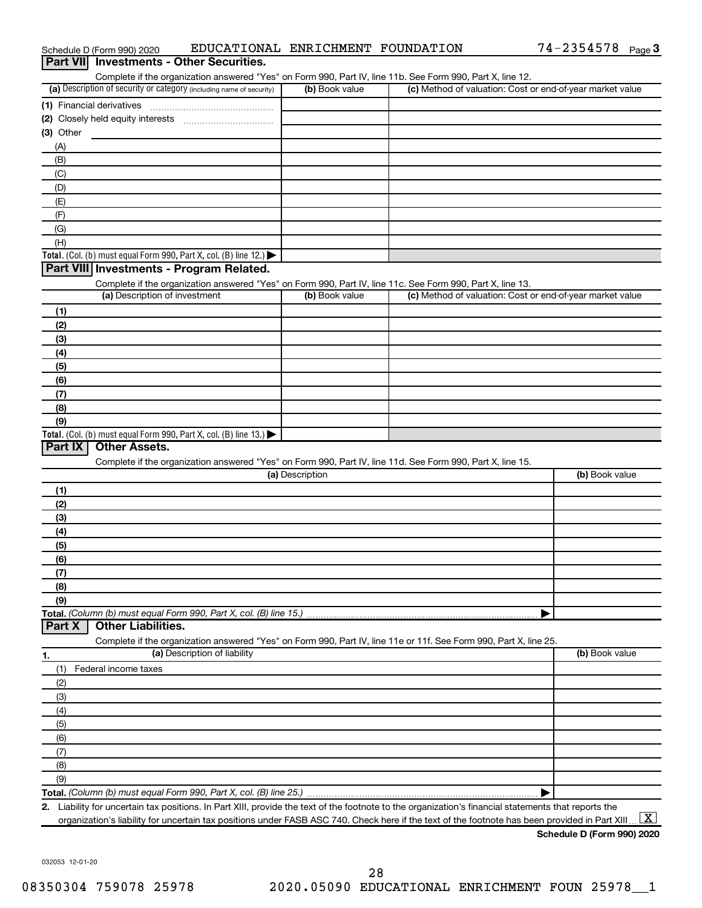Schedule D (Form 990) 2020 EDUCATIONAL ENRICHMENT FOUNDATION 74-2354578 Page 3

## Part VII Investments - Other Securities.

Complete if the organization answered "Yes" on Form 990, Part IV, line 11b. See Form 990, Part X, line 12.

| (a) Description of security or category (including name of security) | (b) Book value | (c) Method of valuation: Cost or end-of-year market value |
|---|---|---|
| (1) Financial derivatives | | |
| (2) Closely held equity interests | | |
| (3) Other | | |
| (A) | | |
| (B) | | |
| (C) | | |
| (D) | | |
| (E) | | |
| (F) | | |
| (G) | | |
| (H) | | |
| **Total.** (Col. (b) must equal Form 990, Part X, col. (B) line 12.) ▶ | | |

## Part VIII Investments - Program Related.

Complete if the organization answered "Yes" on Form 990, Part IV, line 11c. See Form 990, Part X, line 13.

| (a) Description of investment | (b) Book value | (c) Method of valuation: Cost or end-of-year market value |
|---|---|---|
| (1) | | |
| (2) | | |
| (3) | | |
| (4) | | |
| (5) | | |
| (6) | | |
| (7) | | |
| (8) | | |
| (9) | | |
| **Total.** (Col. (b) must equal Form 990, Part X, col. (B) line 13.) ▶ | | |

## Part IX Other Assets.

Complete if the organization answered "Yes" on Form 990, Part IV, line 11d. See Form 990, Part X, line 15.

| (a) Description | (b) Book value |
|---|---|
| (1) | |
| (2) | |
| (3) | |
| (4) | |
| (5) | |
| (6) | |
| (7) | |
| (8) | |
| (9) | |
| **Total.** *(Column (b) must equal Form 990, Part X, col. (B) line 15.)* ▶ | |

## Part X Other Liabilities.

Complete if the organization answered "Yes" on Form 990, Part IV, line 11e or 11f. See Form 990, Part X, line 25.

| 1. (a) Description of liability | (b) Book value |
|---|---|
| (1) Federal income taxes | |
| (2) | |
| (3) | |
| (4) | |
| (5) | |
| (6) | |
| (7) | |
| (8) | |
| (9) | |
| **Total.** *(Column (b) must equal Form 990, Part X, col. (B) line 25.)* ▶ | |

**2.** Liability for uncertain tax positions. In Part XIII, provide the text of the footnote to the organization's financial statements that reports the organization's liability for uncertain tax positions under FASB ASC 740. Check here if the text of the footnote has been provided in Part XIII ... [X]

**Schedule D (Form 990) 2020**

032053 12-01-20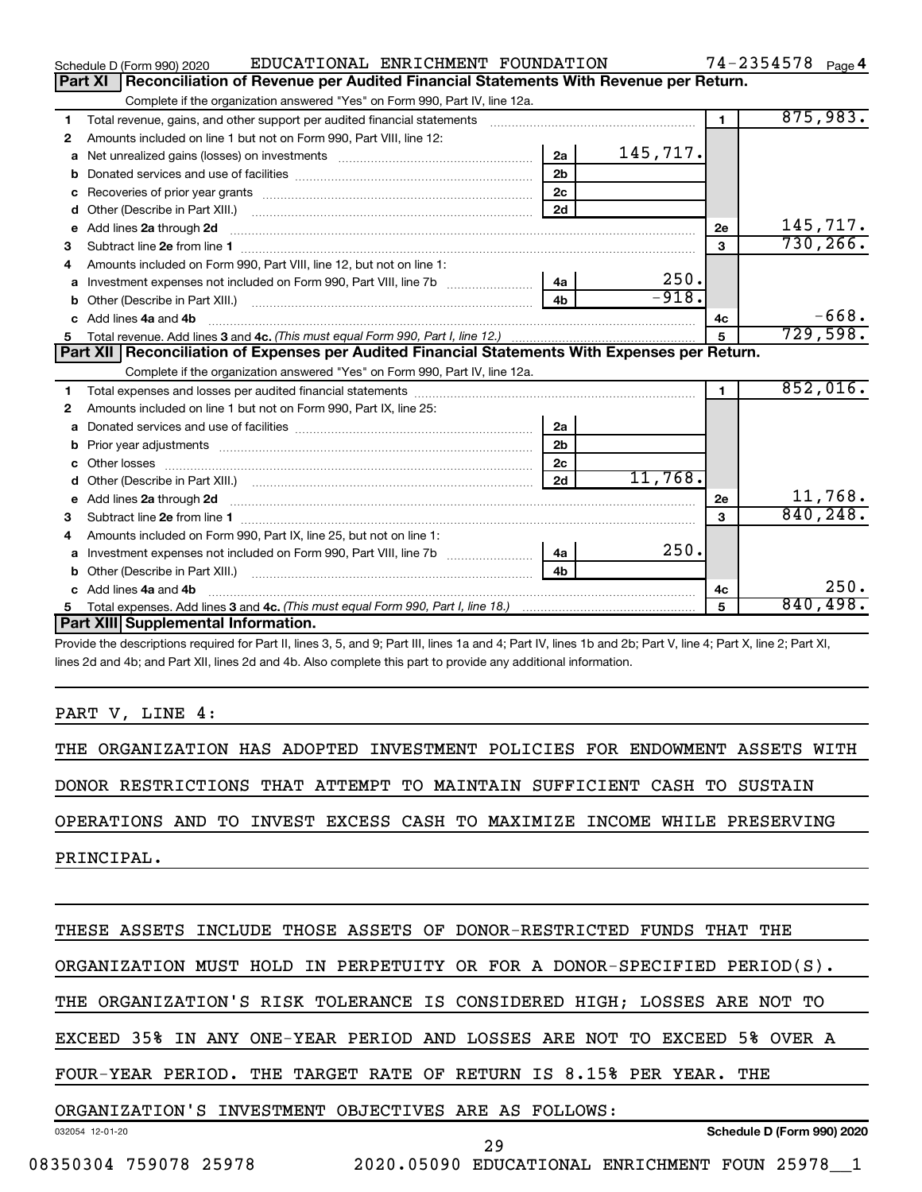Schedule D (Form 990) 2020 EDUCATIONAL ENRICHMENT FOUNDATION 74-2354578 Page 4

## Part XI Reconciliation of Revenue per Audited Financial Statements With Revenue per Return.

Complete if the organization answered "Yes" on Form 990, Part IV, line 12a.

| | | | | | |
|---|---|---|---|---|---|
| 1 | Total revenue, gains, and other support per audited financial statements | | | 1 | 875,983. |
| 2 | Amounts included on line 1 but not on Form 990, Part VIII, line 12: | | | | |
| a | Net unrealized gains (losses) on investments | 2a | 145,717. | | |
| b | Donated services and use of facilities | 2b | | | |
| c | Recoveries of prior year grants | 2c | | | |
| d | Other (Describe in Part XIII.) | 2d | | | |
| e | Add lines 2a through 2d | | | 2e | 145,717. |
| 3 | Subtract line 2e from line 1 | | | 3 | 730,266. |
| 4 | Amounts included on Form 990, Part VIII, line 12, but not on line 1: | | | | |
| a | Investment expenses not included on Form 990, Part VIII, line 7b | 4a | 250. | | |
| b | Other (Describe in Part XIII.) | 4b | -918. | | |
| c | Add lines 4a and 4b | | | 4c | -668. |
| 5 | Total revenue. Add lines 3 and 4c. *(This must equal Form 990, Part I, line 12.)* | | | 5 | 729,598. |

## Part XII Reconciliation of Expenses per Audited Financial Statements With Expenses per Return.

Complete if the organization answered "Yes" on Form 990, Part IV, line 12a.

| | | | | | |
|---|---|---|---|---|---|
| 1 | Total expenses and losses per audited financial statements | | | 1 | 852,016. |
| 2 | Amounts included on line 1 but not on Form 990, Part IX, line 25: | | | | |
| a | Donated services and use of facilities | 2a | | | |
| b | Prior year adjustments | 2b | | | |
| c | Other losses | 2c | | | |
| d | Other (Describe in Part XIII.) | 2d | 11,768. | | |
| e | Add lines 2a through 2d | | | 2e | 11,768. |
| 3 | Subtract line 2e from line 1 | | | 3 | 840,248. |
| 4 | Amounts included on Form 990, Part IX, line 25, but not on line 1: | | | | |
| a | Investment expenses not included on Form 990, Part VIII, line 7b | 4a | 250. | | |
| b | Other (Describe in Part XIII.) | 4b | | | |
| c | Add lines 4a and 4b | | | 4c | 250. |
| 5 | Total expenses. Add lines 3 and 4c. *(This must equal Form 990, Part I, line 18.)* | | | 5 | 840,498. |

## Part XIII Supplemental Information.

Provide the descriptions required for Part II, lines 3, 5, and 9; Part III, lines 1a and 4; Part IV, lines 1b and 2b; Part V, line 4; Part X, line 2; Part XI, lines 2d and 4b; and Part XII, lines 2d and 4b. Also complete this part to provide any additional information.

PART V, LINE 4:

THE ORGANIZATION HAS ADOPTED INVESTMENT POLICIES FOR ENDOWMENT ASSETS WITH DONOR RESTRICTIONS THAT ATTEMPT TO MAINTAIN SUFFICIENT CASH TO SUSTAIN OPERATIONS AND TO INVEST EXCESS CASH TO MAXIMIZE INCOME WHILE PRESERVING PRINCIPAL.

THESE ASSETS INCLUDE THOSE ASSETS OF DONOR-RESTRICTED FUNDS THAT THE ORGANIZATION MUST HOLD IN PERPETUITY OR FOR A DONOR-SPECIFIED PERIOD(S). THE ORGANIZATION'S RISK TOLERANCE IS CONSIDERED HIGH; LOSSES ARE NOT TO EXCEED 35% IN ANY ONE-YEAR PERIOD AND LOSSES ARE NOT TO EXCEED 5% OVER A FOUR-YEAR PERIOD. THE TARGET RATE OF RETURN IS 8.15% PER YEAR. THE ORGANIZATION'S INVESTMENT OBJECTIVES ARE AS FOLLOWS:

032054 12-01-20 Schedule D (Form 990) 2020

08350304 759078 25978 2020.05090 EDUCATIONAL ENRICHMENT FOUN 25978__1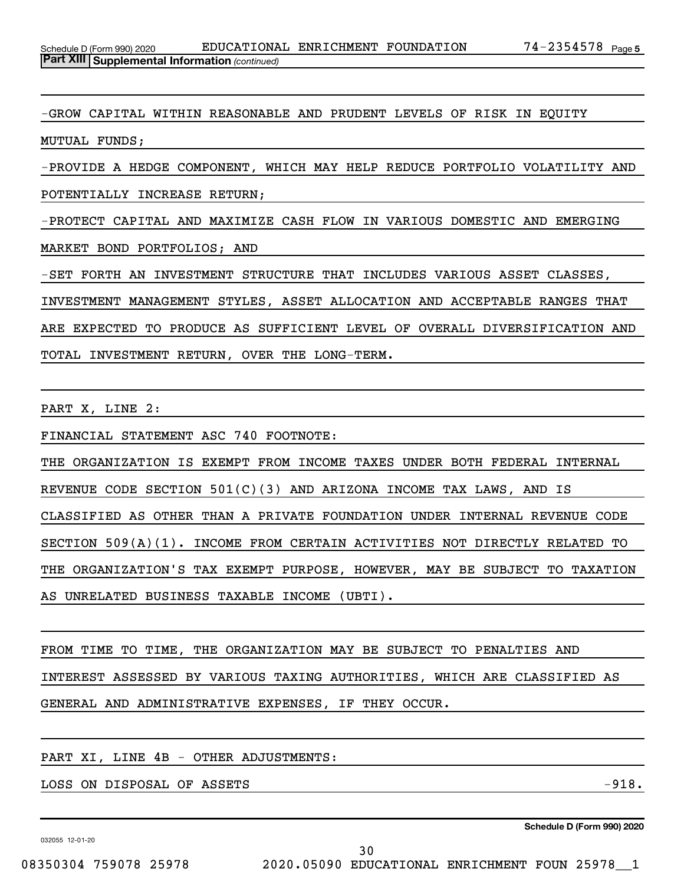**Part XIII Supplemental Information** *(continued)*

-GROW CAPITAL WITHIN REASONABLE AND PRUDENT LEVELS OF RISK IN EQUITY MUTUAL FUNDS;

-PROVIDE A HEDGE COMPONENT, WHICH MAY HELP REDUCE PORTFOLIO VOLATILITY AND POTENTIALLY INCREASE RETURN;

-PROTECT CAPITAL AND MAXIMIZE CASH FLOW IN VARIOUS DOMESTIC AND EMERGING MARKET BOND PORTFOLIOS; AND

-SET FORTH AN INVESTMENT STRUCTURE THAT INCLUDES VARIOUS ASSET CLASSES, INVESTMENT MANAGEMENT STYLES, ASSET ALLOCATION AND ACCEPTABLE RANGES THAT ARE EXPECTED TO PRODUCE AS SUFFICIENT LEVEL OF OVERALL DIVERSIFICATION AND TOTAL INVESTMENT RETURN, OVER THE LONG-TERM.

PART X, LINE 2:

FINANCIAL STATEMENT ASC 740 FOOTNOTE:

THE ORGANIZATION IS EXEMPT FROM INCOME TAXES UNDER BOTH FEDERAL INTERNAL REVENUE CODE SECTION 501(C)(3) AND ARIZONA INCOME TAX LAWS, AND IS CLASSIFIED AS OTHER THAN A PRIVATE FOUNDATION UNDER INTERNAL REVENUE CODE SECTION 509(A)(1). INCOME FROM CERTAIN ACTIVITIES NOT DIRECTLY RELATED TO THE ORGANIZATION'S TAX EXEMPT PURPOSE, HOWEVER, MAY BE SUBJECT TO TAXATION AS UNRELATED BUSINESS TAXABLE INCOME (UBTI).

FROM TIME TO TIME, THE ORGANIZATION MAY BE SUBJECT TO PENALTIES AND INTEREST ASSESSED BY VARIOUS TAXING AUTHORITIES, WHICH ARE CLASSIFIED AS GENERAL AND ADMINISTRATIVE EXPENSES, IF THEY OCCUR.

PART XI, LINE 4B - OTHER ADJUSTMENTS:

| | |
|---|---|
| LOSS ON DISPOSAL OF ASSETS | -918. |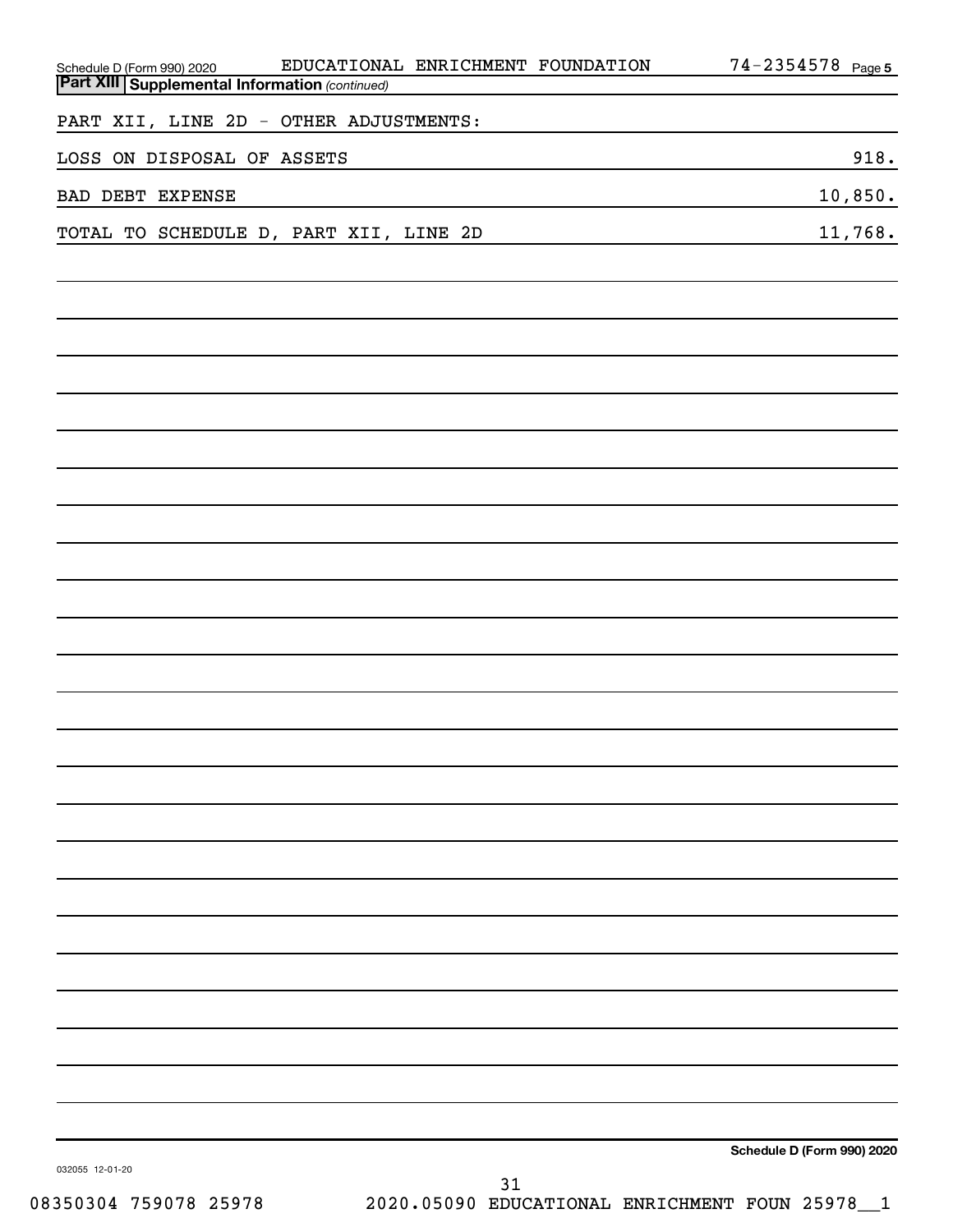## Part XIII Supplemental Information *(continued)*

PART XII, LINE 2D - OTHER ADJUSTMENTS:

| | |
|---|---|
| LOSS ON DISPOSAL OF ASSETS | 918. |
| BAD DEBT EXPENSE | 10,850. |
| TOTAL TO SCHEDULE D, PART XII, LINE 2D | 11,768. |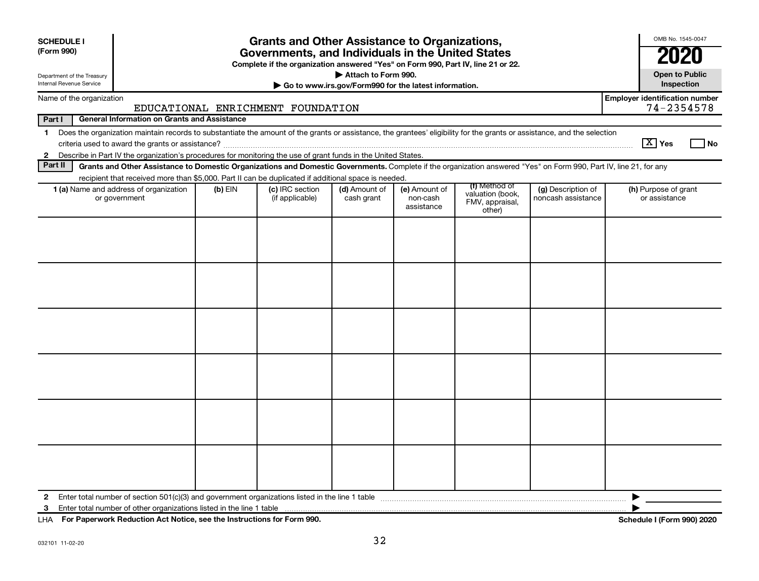**SCHEDULE I**
**(Form 990)**

Department of the Treasury
Internal Revenue Service

# Grants and Other Assistance to Organizations, Governments, and Individuals in the United States

**Complete if the organization answered "Yes" on Form 990, Part IV, line 21 or 22.**
**▶ Attach to Form 990.**
**▶ Go to www.irs.gov/Form990 for the latest information.**

OMB No. 1545-0047

**2020**

**Open to Public Inspection**

Name of the organization: EDUCATIONAL ENRICHMENT FOUNDATION

**Employer identification number** 74-2354578

**Part I** **General Information on Grants and Assistance**

1 Does the organization maintain records to substantiate the amount of the grants or assistance, the grantees' eligibility for the grants or assistance, and the selection criteria used to award the grants or assistance? [X] Yes [ ] No

2 Describe in Part IV the organization's procedures for monitoring the use of grant funds in the United States.

**Part II** **Grants and Other Assistance to Domestic Organizations and Domestic Governments.** Complete if the organization answered "Yes" on Form 990, Part IV, line 21, for any recipient that received more than $5,000. Part II can be duplicated if additional space is needed.

| **1 (a)** Name and address of organization or government | **(b)** EIN | **(c)** IRC section (if applicable) | **(d)** Amount of cash grant | **(e)** Amount of non-cash assistance | **(f)** Method of valuation (book, FMV, appraisal, other) | **(g)** Description of noncash assistance | **(h)** Purpose of grant or assistance |
|---|---|---|---|---|---|---|---|
| | | | | | | | |
| | | | | | | | |
| | | | | | | | |
| | | | | | | | |
| | | | | | | | |
| | | | | | | | |

2 Enter total number of section 501(c)(3) and government organizations listed in the line 1 table ▶

3 Enter total number of other organizations listed in the line 1 table ▶

LHA **For Paperwork Reduction Act Notice, see the Instructions for Form 990.** **Schedule I (Form 990) 2020**

032101 11-02-20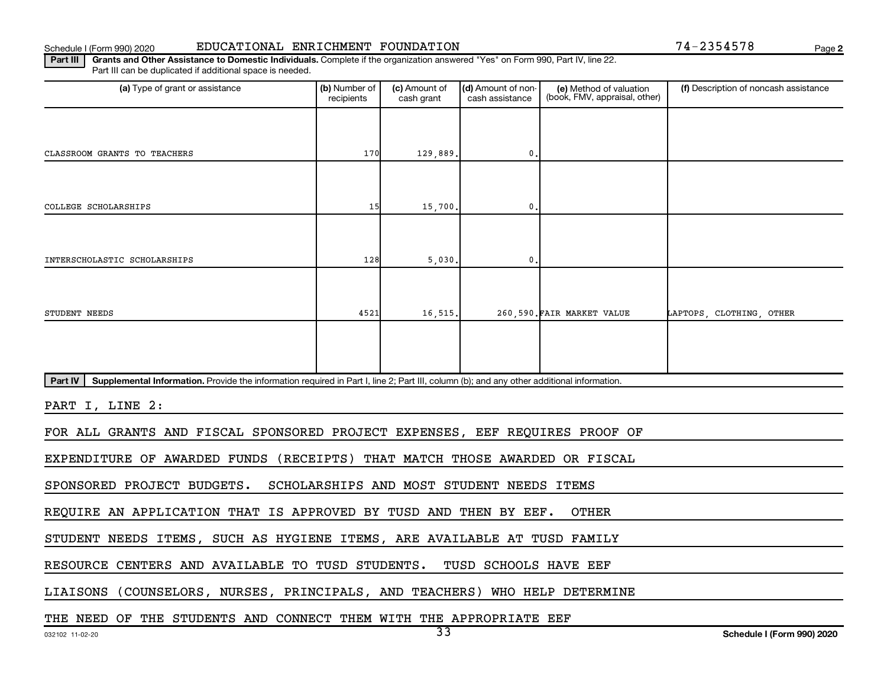Schedule I (Form 990) 2020 EDUCATIONAL ENRICHMENT FOUNDATION 74-2354578 Page 2

**Part III** **Grants and Other Assistance to Domestic Individuals.** Complete if the organization answered "Yes" on Form 990, Part IV, line 22. Part III can be duplicated if additional space is needed.

| (a) Type of grant or assistance | (b) Number of recipients | (c) Amount of cash grant | (d) Amount of non-cash assistance | (e) Method of valuation (book, FMV, appraisal, other) | (f) Description of noncash assistance |
|---|---|---|---|---|---|
| CLASSROOM GRANTS TO TEACHERS | 170 | 129,889. | 0. | | |
| COLLEGE SCHOLARSHIPS | 15 | 15,700. | 0. | | |
| INTERSCHOLASTIC SCHOLARSHIPS | 128 | 5,030. | 0. | | |
| STUDENT NEEDS | 4521 | 16,515. | 260,590. | FAIR MARKET VALUE | LAPTOPS, CLOTHING, OTHER |
| | | | | | |

**Part IV** **Supplemental Information.** Provide the information required in Part I, line 2; Part III, column (b); and any other additional information.

PART I, LINE 2:

FOR ALL GRANTS AND FISCAL SPONSORED PROJECT EXPENSES, EEF REQUIRES PROOF OF EXPENDITURE OF AWARDED FUNDS (RECEIPTS) THAT MATCH THOSE AWARDED OR FISCAL SPONSORED PROJECT BUDGETS. SCHOLARSHIPS AND MOST STUDENT NEEDS ITEMS REQUIRE AN APPLICATION THAT IS APPROVED BY TUSD AND THEN BY EEF. OTHER STUDENT NEEDS ITEMS, SUCH AS HYGIENE ITEMS, ARE AVAILABLE AT TUSD FAMILY RESOURCE CENTERS AND AVAILABLE TO TUSD STUDENTS. TUSD SCHOOLS HAVE EEF LIAISONS (COUNSELORS, NURSES, PRINCIPALS, AND TEACHERS) WHO HELP DETERMINE THE NEED OF THE STUDENTS AND CONNECT THEM WITH THE APPROPRIATE EEF

032102 11-02-20 Schedule I (Form 990) 2020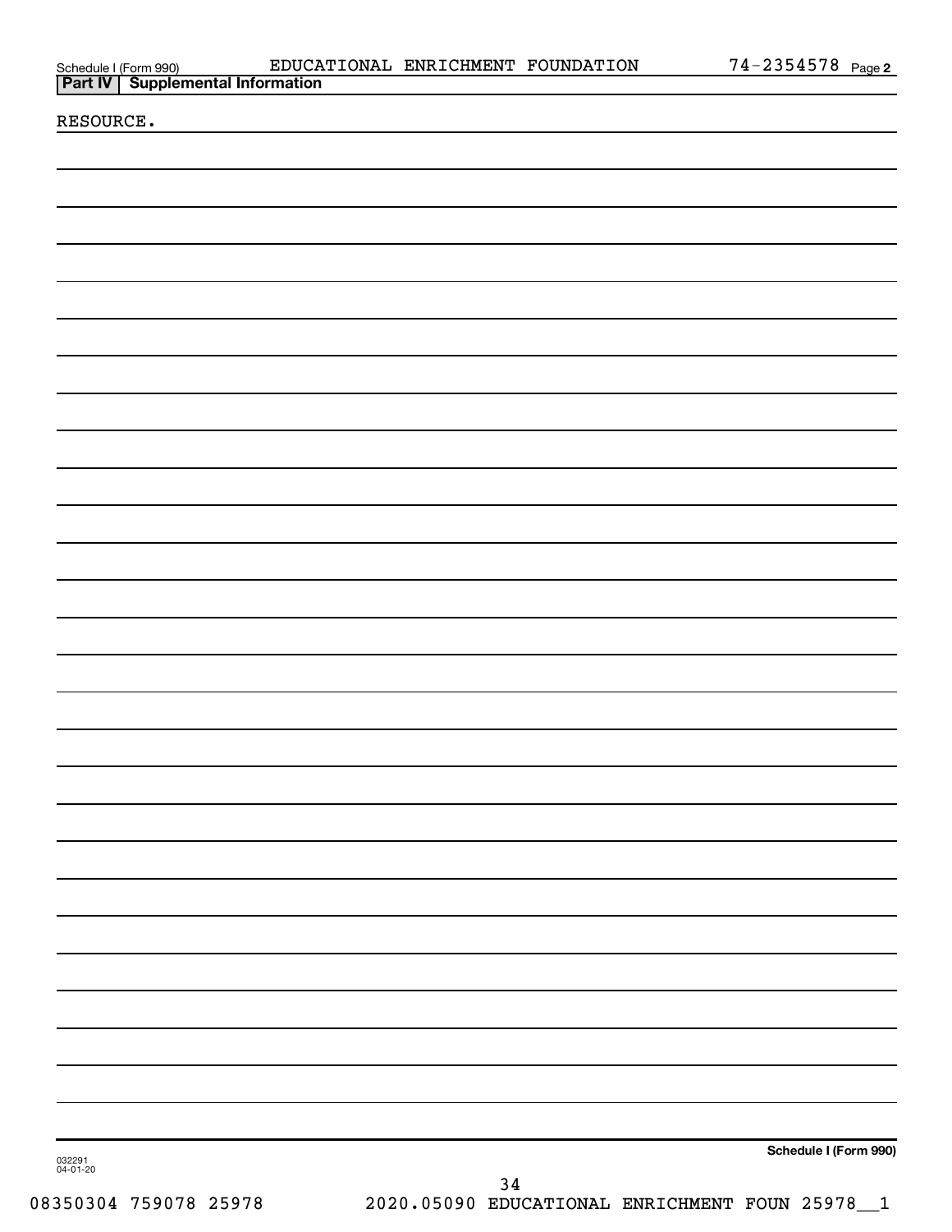Schedule I (Form 990) EDUCATIONAL ENRICHMENT FOUNDATION 74-2354578 Page 2

## Part IV Supplemental Information

RESOURCE.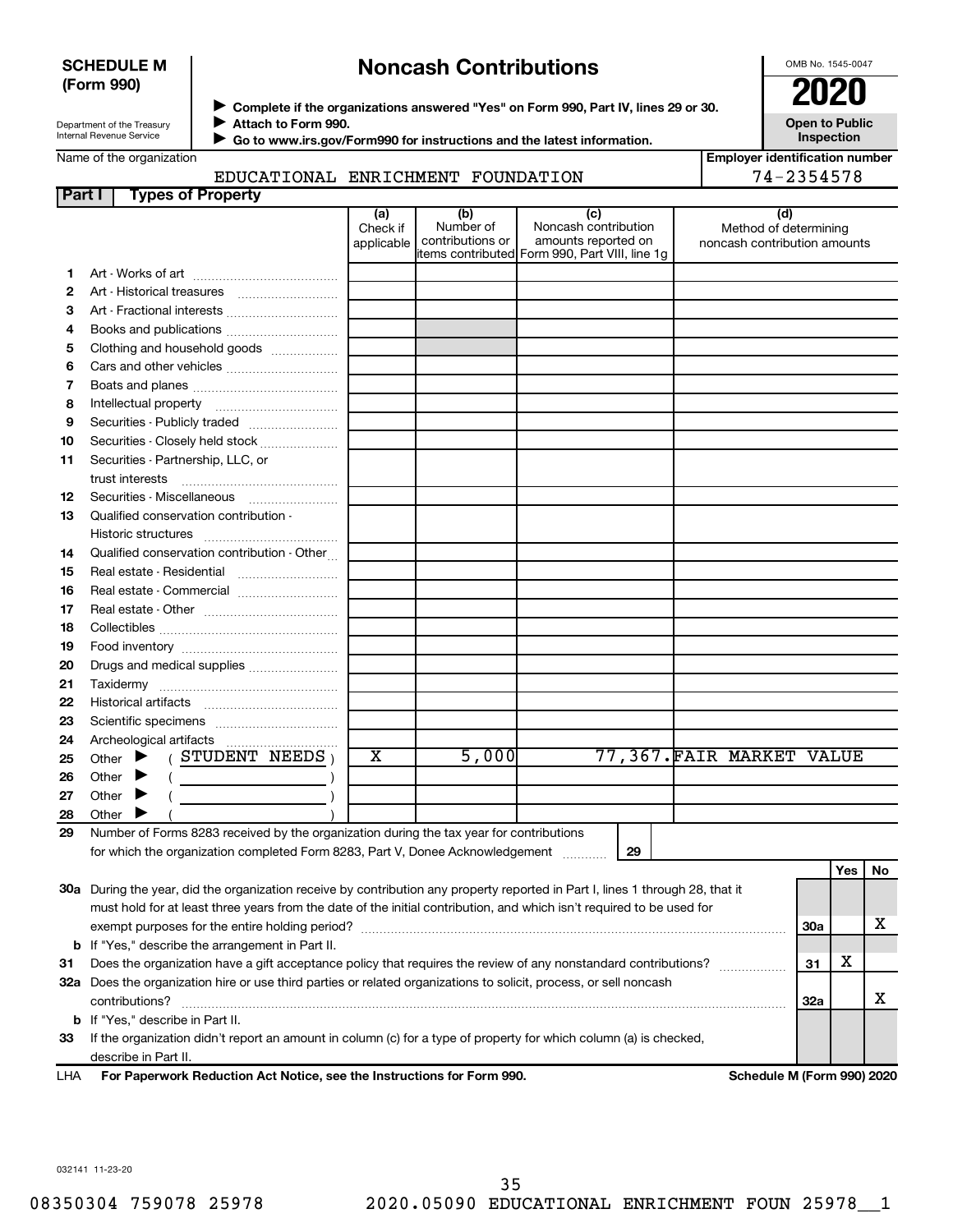**SCHEDULE M (Form 990)**

Department of the Treasury
Internal Revenue Service

# Noncash Contributions

▶ Complete if the organizations answered "Yes" on Form 990, Part IV, lines 29 or 30.
▶ Attach to Form 990.
▶ Go to www.irs.gov/Form990 for instructions and the latest information.

OMB No. 1545-0047

**2020**

**Open to Public Inspection**

Name of the organization: EDUCATIONAL ENRICHMENT FOUNDATION

Employer identification number: 74-2354578

## Part I Types of Property

| | | (a) Check if applicable | (b) Number of contributions or items contributed | (c) Noncash contribution amounts reported on Form 990, Part VIII, line 1g | (d) Method of determining noncash contribution amounts |
|---|---|---|---|---|---|
| 1 | Art - Works of art | | | | |
| 2 | Art - Historical treasures | | | | |
| 3 | Art - Fractional interests | | | | |
| 4 | Books and publications | | | | |
| 5 | Clothing and household goods | | | | |
| 6 | Cars and other vehicles | | | | |
| 7 | Boats and planes | | | | |
| 8 | Intellectual property | | | | |
| 9 | Securities - Publicly traded | | | | |
| 10 | Securities - Closely held stock | | | | |
| 11 | Securities - Partnership, LLC, or trust interests | | | | |
| 12 | Securities - Miscellaneous | | | | |
| 13 | Qualified conservation contribution - Historic structures | | | | |
| 14 | Qualified conservation contribution - Other | | | | |
| 15 | Real estate - Residential | | | | |
| 16 | Real estate - Commercial | | | | |
| 17 | Real estate - Other | | | | |
| 18 | Collectibles | | | | |
| 19 | Food inventory | | | | |
| 20 | Drugs and medical supplies | | | | |
| 21 | Taxidermy | | | | |
| 22 | Historical artifacts | | | | |
| 23 | Scientific specimens | | | | |
| 24 | Archeological artifacts | | | | |
| 25 | Other ▶ ( STUDENT NEEDS ) | X | 5,000 | 77,367. | FAIR MARKET VALUE |
| 26 | Other ▶ ( ) | | | | |
| 27 | Other ▶ ( ) | | | | |
| 28 | Other ▶ ( ) | | | | |

29 Number of Forms 8283 received by the organization during the tax year for contributions for which the organization completed Form 8283, Part V, Donee Acknowledgement ..... 29

| | | | Yes | No |
|---|---|---|---|---|
| 30a | During the year, did the organization receive by contribution any property reported in Part I, lines 1 through 28, that it must hold for at least three years from the date of the initial contribution, and which isn't required to be used for exempt purposes for the entire holding period? | 30a | | X |
| b | If "Yes," describe the arrangement in Part II. | | | |
| 31 | Does the organization have a gift acceptance policy that requires the review of any nonstandard contributions? | 31 | X | |
| 32a | Does the organization hire or use third parties or related organizations to solicit, process, or sell noncash contributions? | 32a | | X |
| b | If "Yes," describe in Part II. | | | |
| 33 | If the organization didn't report an amount in column (c) for a type of property for which column (a) is checked, describe in Part II. | | | |

LHA For Paperwork Reduction Act Notice, see the Instructions for Form 990. Schedule M (Form 990) 2020

032141 11-23-20

08350304 759078 25978 2020.05090 EDUCATIONAL ENRICHMENT FOUN 25978__1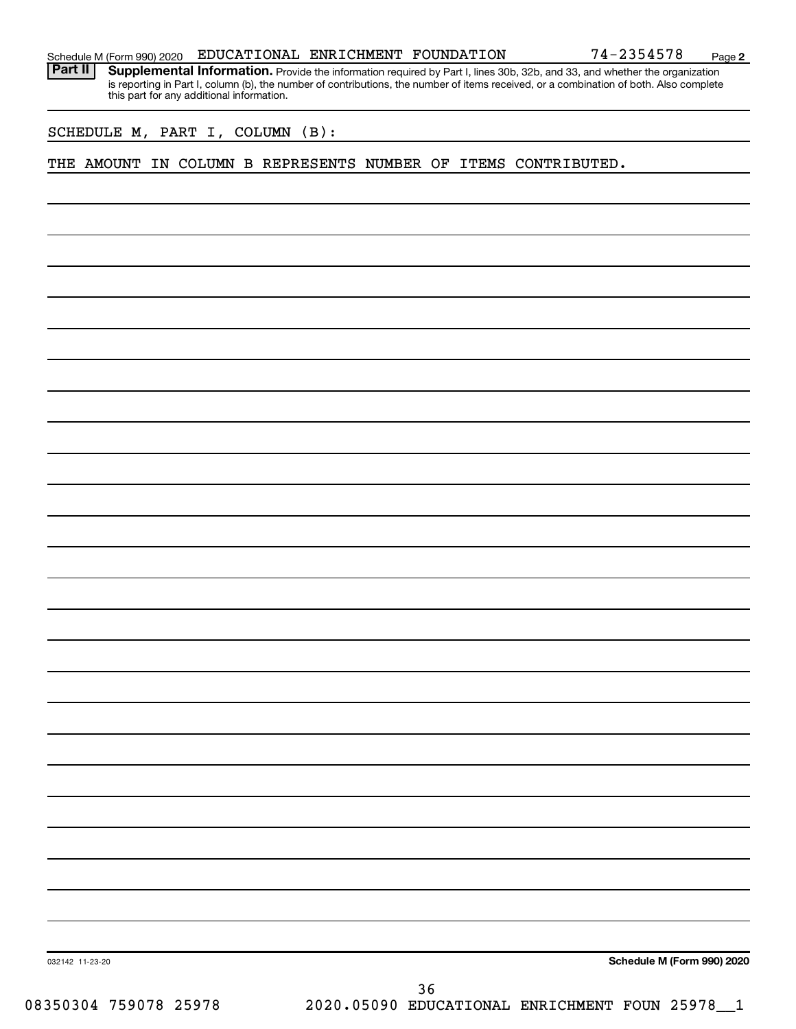Schedule M (Form 990) 2020 EDUCATIONAL ENRICHMENT FOUNDATION 74-2354578 Page **2**

**Part II** **Supplemental Information.** Provide the information required by Part I, lines 30b, 32b, and 33, and whether the organization is reporting in Part I, column (b), the number of contributions, the number of items received, or a combination of both. Also complete this part for any additional information.

SCHEDULE M, PART I, COLUMN (B):

THE AMOUNT IN COLUMN B REPRESENTS NUMBER OF ITEMS CONTRIBUTED.

032142 11-23-20 **Schedule M (Form 990) 2020**

08350304 759078 25978 2020.05090 EDUCATIONAL ENRICHMENT FOUN 25978__1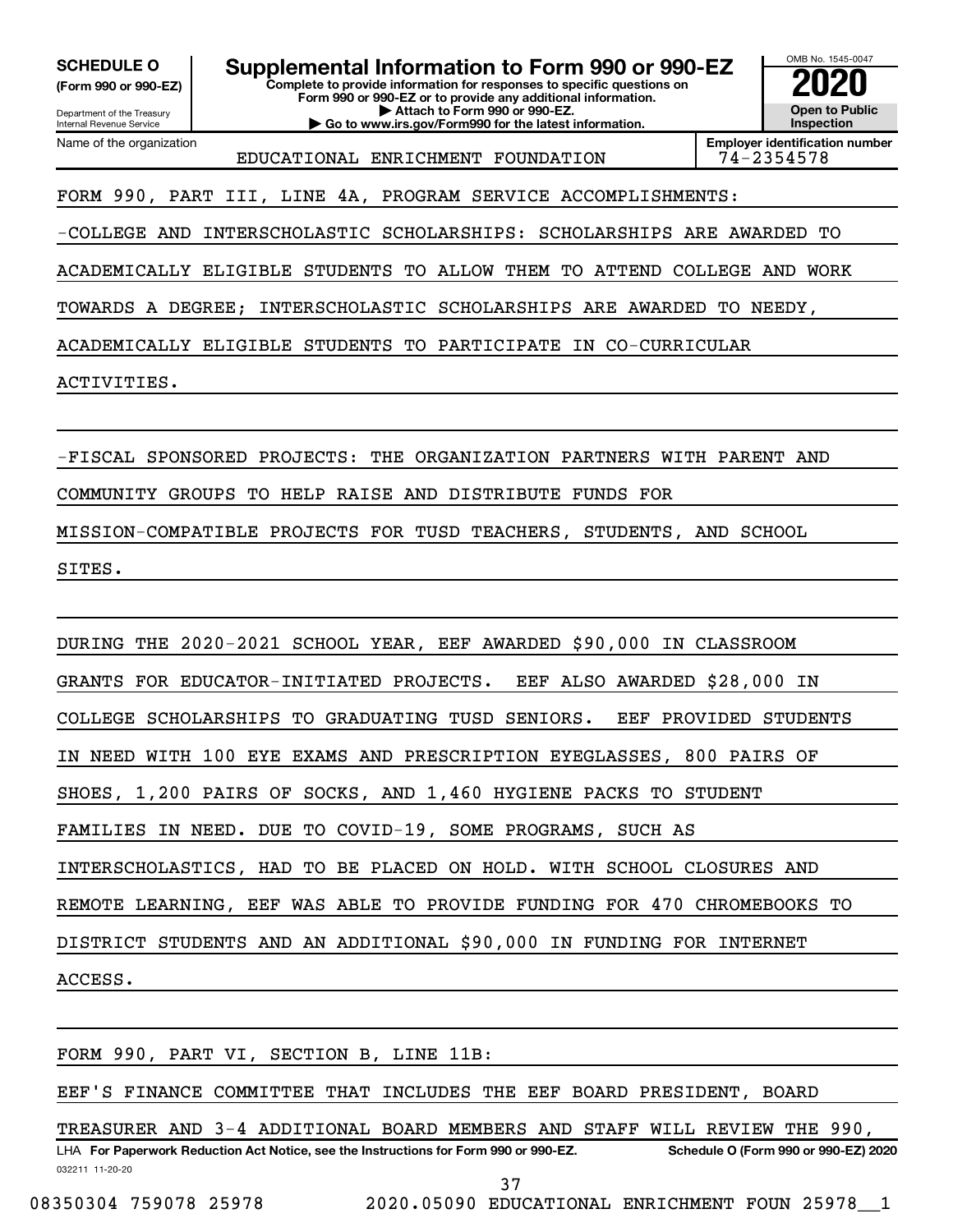**SCHEDULE O**
**(Form 990 or 990-EZ)**

Department of the Treasury
Internal Revenue Service

# Supplemental Information to Form 990 or 990-EZ

**Complete to provide information for responses to specific questions on Form 990 or 990-EZ or to provide any additional information.**
**▶ Attach to Form 990 or 990-EZ.**
**▶ Go to www.irs.gov/Form990 for the latest information.**

OMB No. 1545-0047

**2020**

**Open to Public Inspection**

| Name of the organization | Employer identification number |
|---|---|
| EDUCATIONAL ENRICHMENT FOUNDATION | 74-2354578 |

FORM 990, PART III, LINE 4A, PROGRAM SERVICE ACCOMPLISHMENTS:

-COLLEGE AND INTERSCHOLASTIC SCHOLARSHIPS: SCHOLARSHIPS ARE AWARDED TO ACADEMICALLY ELIGIBLE STUDENTS TO ALLOW THEM TO ATTEND COLLEGE AND WORK TOWARDS A DEGREE; INTERSCHOLASTIC SCHOLARSHIPS ARE AWARDED TO NEEDY, ACADEMICALLY ELIGIBLE STUDENTS TO PARTICIPATE IN CO-CURRICULAR ACTIVITIES.

-FISCAL SPONSORED PROJECTS: THE ORGANIZATION PARTNERS WITH PARENT AND COMMUNITY GROUPS TO HELP RAISE AND DISTRIBUTE FUNDS FOR MISSION-COMPATIBLE PROJECTS FOR TUSD TEACHERS, STUDENTS, AND SCHOOL SITES.

DURING THE 2020-2021 SCHOOL YEAR, EEF AWARDED $90,000 IN CLASSROOM GRANTS FOR EDUCATOR-INITIATED PROJECTS. EEF ALSO AWARDED $28,000 IN COLLEGE SCHOLARSHIPS TO GRADUATING TUSD SENIORS. EEF PROVIDED STUDENTS IN NEED WITH 100 EYE EXAMS AND PRESCRIPTION EYEGLASSES, 800 PAIRS OF SHOES, 1,200 PAIRS OF SOCKS, AND 1,460 HYGIENE PACKS TO STUDENT FAMILIES IN NEED. DUE TO COVID-19, SOME PROGRAMS, SUCH AS INTERSCHOLASTICS, HAD TO BE PLACED ON HOLD. WITH SCHOOL CLOSURES AND REMOTE LEARNING, EEF WAS ABLE TO PROVIDE FUNDING FOR 470 CHROMEBOOKS TO DISTRICT STUDENTS AND AN ADDITIONAL $90,000 IN FUNDING FOR INTERNET ACCESS.

FORM 990, PART VI, SECTION B, LINE 11B:

EEF'S FINANCE COMMITTEE THAT INCLUDES THE EEF BOARD PRESIDENT, BOARD TREASURER AND 3-4 ADDITIONAL BOARD MEMBERS AND STAFF WILL REVIEW THE 990,

LHA **For Paperwork Reduction Act Notice, see the Instructions for Form 990 or 990-EZ.** **Schedule O (Form 990 or 990-EZ) 2020**

032211 11-20-20

08350304 759078 25978 2020.05090 EDUCATIONAL ENRICHMENT FOUN 25978__1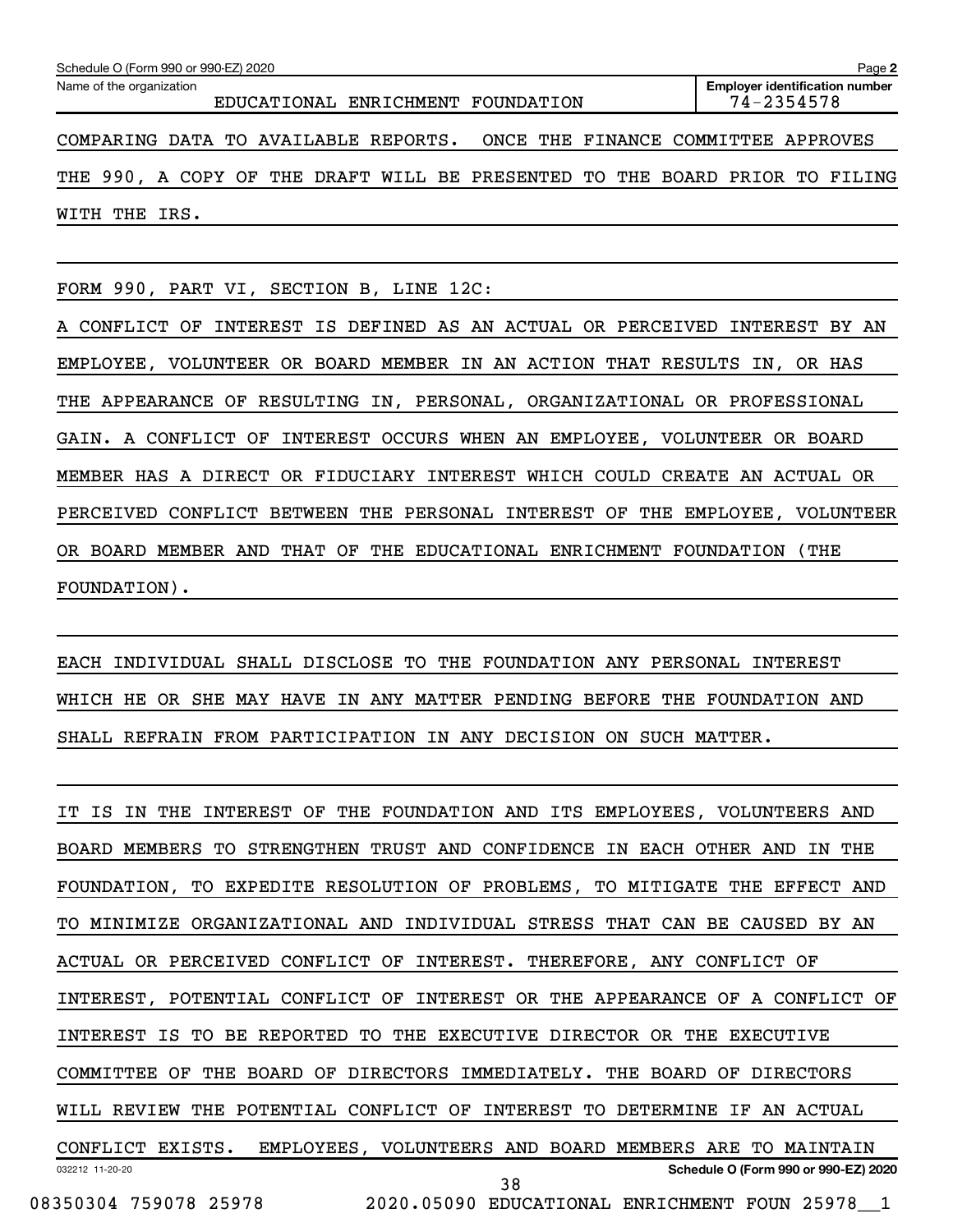Schedule O (Form 990 or 990-EZ) 2020

Name of the organization: EDUCATIONAL ENRICHMENT FOUNDATION

Employer identification number: 74-2354578

COMPARING DATA TO AVAILABLE REPORTS. ONCE THE FINANCE COMMITTEE APPROVES THE 990, A COPY OF THE DRAFT WILL BE PRESENTED TO THE BOARD PRIOR TO FILING WITH THE IRS.

FORM 990, PART VI, SECTION B, LINE 12C:

A CONFLICT OF INTEREST IS DEFINED AS AN ACTUAL OR PERCEIVED INTEREST BY AN EMPLOYEE, VOLUNTEER OR BOARD MEMBER IN AN ACTION THAT RESULTS IN, OR HAS THE APPEARANCE OF RESULTING IN, PERSONAL, ORGANIZATIONAL OR PROFESSIONAL GAIN. A CONFLICT OF INTEREST OCCURS WHEN AN EMPLOYEE, VOLUNTEER OR BOARD MEMBER HAS A DIRECT OR FIDUCIARY INTEREST WHICH COULD CREATE AN ACTUAL OR PERCEIVED CONFLICT BETWEEN THE PERSONAL INTEREST OF THE EMPLOYEE, VOLUNTEER OR BOARD MEMBER AND THAT OF THE EDUCATIONAL ENRICHMENT FOUNDATION (THE FOUNDATION).

EACH INDIVIDUAL SHALL DISCLOSE TO THE FOUNDATION ANY PERSONAL INTEREST WHICH HE OR SHE MAY HAVE IN ANY MATTER PENDING BEFORE THE FOUNDATION AND SHALL REFRAIN FROM PARTICIPATION IN ANY DECISION ON SUCH MATTER.

IT IS IN THE INTEREST OF THE FOUNDATION AND ITS EMPLOYEES, VOLUNTEERS AND BOARD MEMBERS TO STRENGTHEN TRUST AND CONFIDENCE IN EACH OTHER AND IN THE FOUNDATION, TO EXPEDITE RESOLUTION OF PROBLEMS, TO MITIGATE THE EFFECT AND TO MINIMIZE ORGANIZATIONAL AND INDIVIDUAL STRESS THAT CAN BE CAUSED BY AN ACTUAL OR PERCEIVED CONFLICT OF INTEREST. THEREFORE, ANY CONFLICT OF INTEREST, POTENTIAL CONFLICT OF INTEREST OR THE APPEARANCE OF A CONFLICT OF INTEREST IS TO BE REPORTED TO THE EXECUTIVE DIRECTOR OR THE EXECUTIVE COMMITTEE OF THE BOARD OF DIRECTORS IMMEDIATELY. THE BOARD OF DIRECTORS WILL REVIEW THE POTENTIAL CONFLICT OF INTEREST TO DETERMINE IF AN ACTUAL CONFLICT EXISTS. EMPLOYEES, VOLUNTEERS AND BOARD MEMBERS ARE TO MAINTAIN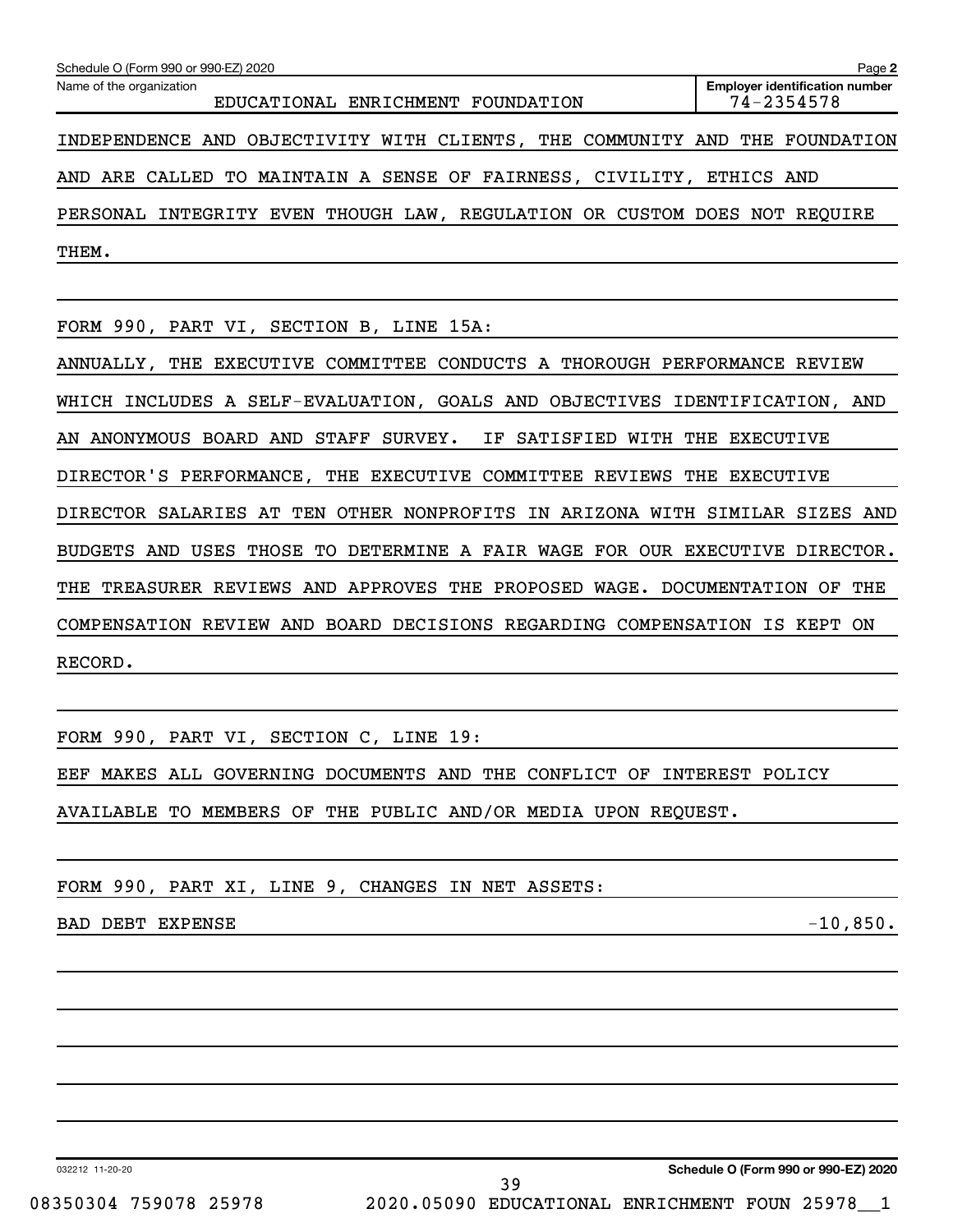Schedule O (Form 990 or 990-EZ) 2020

Name of the organization: EDUCATIONAL ENRICHMENT FOUNDATION

Employer identification number: 74-2354578

INDEPENDENCE AND OBJECTIVITY WITH CLIENTS, THE COMMUNITY AND THE FOUNDATION AND ARE CALLED TO MAINTAIN A SENSE OF FAIRNESS, CIVILITY, ETHICS AND PERSONAL INTEGRITY EVEN THOUGH LAW, REGULATION OR CUSTOM DOES NOT REQUIRE THEM.

FORM 990, PART VI, SECTION B, LINE 15A:

ANNUALLY, THE EXECUTIVE COMMITTEE CONDUCTS A THOROUGH PERFORMANCE REVIEW WHICH INCLUDES A SELF-EVALUATION, GOALS AND OBJECTIVES IDENTIFICATION, AND AN ANONYMOUS BOARD AND STAFF SURVEY. IF SATISFIED WITH THE EXECUTIVE DIRECTOR'S PERFORMANCE, THE EXECUTIVE COMMITTEE REVIEWS THE EXECUTIVE DIRECTOR SALARIES AT TEN OTHER NONPROFITS IN ARIZONA WITH SIMILAR SIZES AND BUDGETS AND USES THOSE TO DETERMINE A FAIR WAGE FOR OUR EXECUTIVE DIRECTOR. THE TREASURER REVIEWS AND APPROVES THE PROPOSED WAGE. DOCUMENTATION OF THE COMPENSATION REVIEW AND BOARD DECISIONS REGARDING COMPENSATION IS KEPT ON RECORD.

FORM 990, PART VI, SECTION C, LINE 19:

EEF MAKES ALL GOVERNING DOCUMENTS AND THE CONFLICT OF INTEREST POLICY AVAILABLE TO MEMBERS OF THE PUBLIC AND/OR MEDIA UPON REQUEST.

FORM 990, PART XI, LINE 9, CHANGES IN NET ASSETS:

BAD DEBT EXPENSE -10,850.

032212 11-20-20

Schedule O (Form 990 or 990-EZ) 2020

08350304 759078 25978 2020.05090 EDUCATIONAL ENRICHMENT FOUN 25978__1